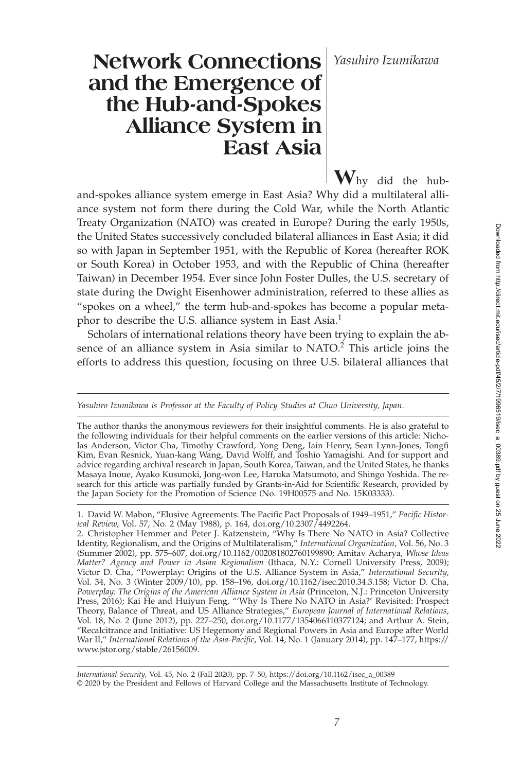# Network Connections and the Emergence of the Hub-and-Spokes Alliance System in East Asia

*Yasuhiro Izumikawa*

**W**hy did the hub-and-spokes alliance system emerge in East Asia? Why did a multilateral alliance system not form there during the Cold War, while the North Atlantic Treaty Organization (NATO) was created in Europe? During the early 1950s, the United States successively concluded bilateral alliances in East Asia; it did so with Japan in September 1951, with the Republic of Korea (hereafter ROK or South Korea) in October 1953, and with the Republic of China (hereafter Taiwan) in December 1954. Ever since John Foster Dulles, the U.S. secretary of state during the Dwight Eisenhower administration, referred to these allies as "spokes on a wheel," the term hub-and-spokes has become a popular metaphor to describe the U.S. alliance system in East Asia.[1]

Scholars of international relations theory have been trying to explain the absence of an alliance system in Asia similar to NATO.[2] This article joins the efforts to address this question, focusing on three U.S. bilateral alliances that

---

*Yasuhiro Izumikawa is Professor at the Faculty of Policy Studies at Chuo University, Japan.*

The author thanks the anonymous reviewers for their insightful comments. He is also grateful to the following individuals for their helpful comments on the earlier versions of this article: Nicholas Anderson, Victor Cha, Timothy Crawford, Yong Deng, Iain Henry, Sean Lynn-Jones, Tongfi Kim, Evan Resnick, Yuan-kang Wang, David Wolff, and Toshio Yamagishi. And for support and advice regarding archival research in Japan, South Korea, Taiwan, and the United States, he thanks Masaya Inoue, Ayako Kusunoki, Jong-won Lee, Haruka Matsumoto, and Shingo Yoshida. The research for this article was partially funded by Grants-in-Aid for Scientific Research, provided by the Japan Society for the Promotion of Science (No. 19H00575 and No. 15K03333).

---

1. David W. Mabon, "Elusive Agreements: The Pacific Pact Proposals of 1949–1951," *Pacific Historical Review*, Vol. 57, No. 2 (May 1988), p. 164, doi.org/10.2307/4492264.

2. Christopher Hemmer and Peter J. Katzenstein, "Why Is There No NATO in Asia? Collective Identity, Regionalism, and the Origins of Multilateralism," *International Organization*, Vol. 56, No. 3 (Summer 2002), pp. 575–607, doi.org/10.1162/002081802760199890; Amitav Acharya, *Whose Ideas Matter? Agency and Power in Asian Regionalism* (Ithaca, N.Y.: Cornell University Press, 2009); Victor D. Cha, "Powerplay: Origins of the U.S. Alliance System in Asia," *International Security*, Vol. 34, No. 3 (Winter 2009/10), pp. 158–196, doi.org/10.1162/isec.2010.34.3.158; Victor D. Cha, *Powerplay: The Origins of the American Alliance System in Asia* (Princeton, N.J.: Princeton University Press, 2016); Kai He and Huiyun Feng, "'Why Is There No NATO in Asia?' Revisited: Prospect Theory, Balance of Threat, and US Alliance Strategies," *European Journal of International Relations*, Vol. 18, No. 2 (June 2012), pp. 227–250, doi.org/10.1177/1354066110377124; and Arthur A. Stein, "Recalcitrance and Initiative: US Hegemony and Regional Powers in Asia and Europe after World War II," *International Relations of the Asia-Pacific*, Vol. 14, No. 1 (January 2014), pp. 147–177, https://www.jstor.org/stable/26156009.

---

*International Security*, Vol. 45, No. 2 (Fall 2020), pp. 7–50, https://doi.org/10.1162/isec_a_00389
© 2020 by the President and Fellows of Harvard College and the Massachusetts Institute of Technology.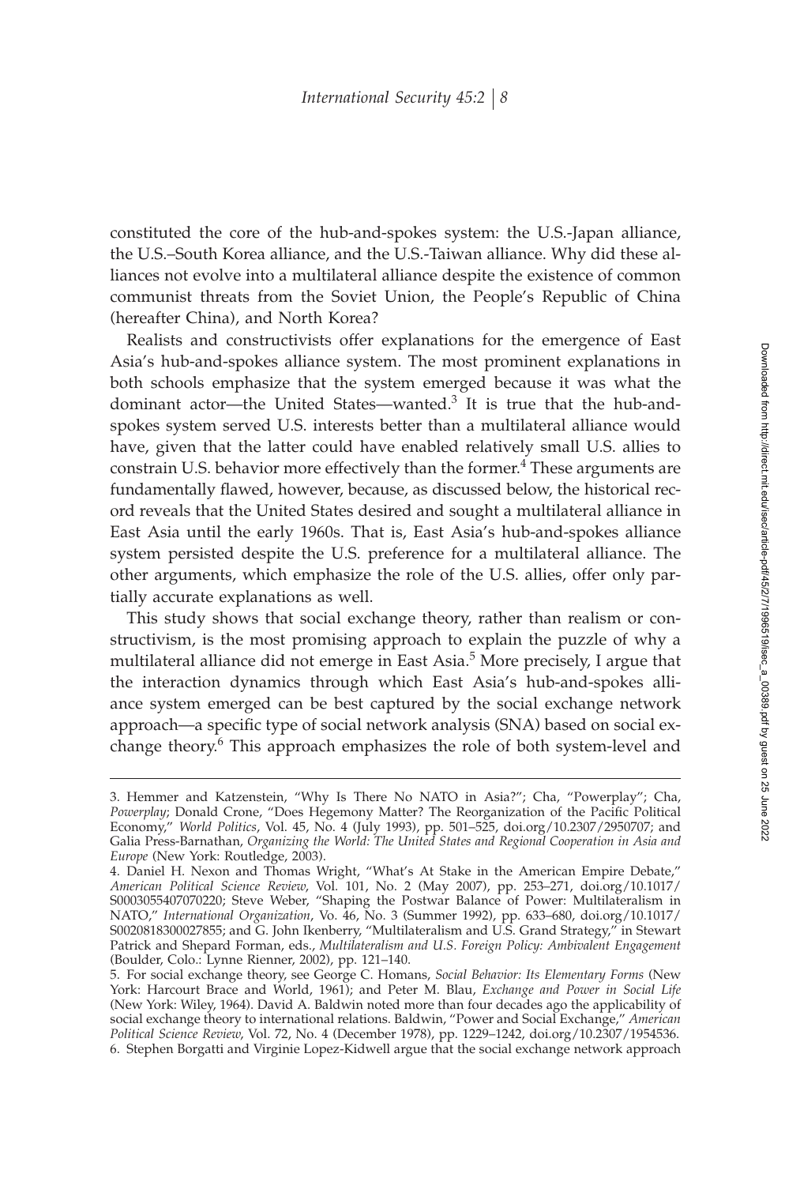constituted the core of the hub-and-spokes system: the U.S.-Japan alliance, the U.S.–South Korea alliance, and the U.S.-Taiwan alliance. Why did these alliances not evolve into a multilateral alliance despite the existence of common communist threats from the Soviet Union, the People's Republic of China (hereafter China), and North Korea?

Realists and constructivists offer explanations for the emergence of East Asia's hub-and-spokes alliance system. The most prominent explanations in both schools emphasize that the system emerged because it was what the dominant actor—the United States—wanted.[3] It is true that the hub-and-spokes system served U.S. interests better than a multilateral alliance would have, given that the latter could have enabled relatively small U.S. allies to constrain U.S. behavior more effectively than the former.[4] These arguments are fundamentally flawed, however, because, as discussed below, the historical record reveals that the United States desired and sought a multilateral alliance in East Asia until the early 1960s. That is, East Asia's hub-and-spokes alliance system persisted despite the U.S. preference for a multilateral alliance. The other arguments, which emphasize the role of the U.S. allies, offer only partially accurate explanations as well.

This study shows that social exchange theory, rather than realism or constructivism, is the most promising approach to explain the puzzle of why a multilateral alliance did not emerge in East Asia.[5] More precisely, I argue that the interaction dynamics through which East Asia's hub-and-spokes alliance system emerged can be best captured by the social exchange network approach—a specific type of social network analysis (SNA) based on social exchange theory.[6] This approach emphasizes the role of both system-level and

3. Hemmer and Katzenstein, "Why Is There No NATO in Asia?"; Cha, "Powerplay"; Cha, *Powerplay*; Donald Crone, "Does Hegemony Matter? The Reorganization of the Pacific Political Economy," *World Politics*, Vol. 45, No. 4 (July 1993), pp. 501–525, doi.org/10.2307/2950707; and Galia Press-Barnathan, *Organizing the World: The United States and Regional Cooperation in Asia and Europe* (New York: Routledge, 2003).

4. Daniel H. Nexon and Thomas Wright, "What's At Stake in the American Empire Debate," *American Political Science Review*, Vol. 101, No. 2 (May 2007), pp. 253–271, doi.org/10.1017/S0003055407070220; Steve Weber, "Shaping the Postwar Balance of Power: Multilateralism in NATO," *International Organization*, Vo. 46, No. 3 (Summer 1992), pp. 633–680, doi.org/10.1017/S0020818300027855; and G. John Ikenberry, "Multilateralism and U.S. Grand Strategy," in Stewart Patrick and Shepard Forman, eds., *Multilateralism and U.S. Foreign Policy: Ambivalent Engagement* (Boulder, Colo.: Lynne Rienner, 2002), pp. 121–140.

5. For social exchange theory, see George C. Homans, *Social Behavior: Its Elementary Forms* (New York: Harcourt Brace and World, 1961); and Peter M. Blau, *Exchange and Power in Social Life* (New York: Wiley, 1964). David A. Baldwin noted more than four decades ago the applicability of social exchange theory to international relations. Baldwin, "Power and Social Exchange," *American Political Science Review*, Vol. 72, No. 4 (December 1978), pp. 1229–1242, doi.org/10.2307/1954536.

6. Stephen Borgatti and Virginie Lopez-Kidwell argue that the social exchange network approach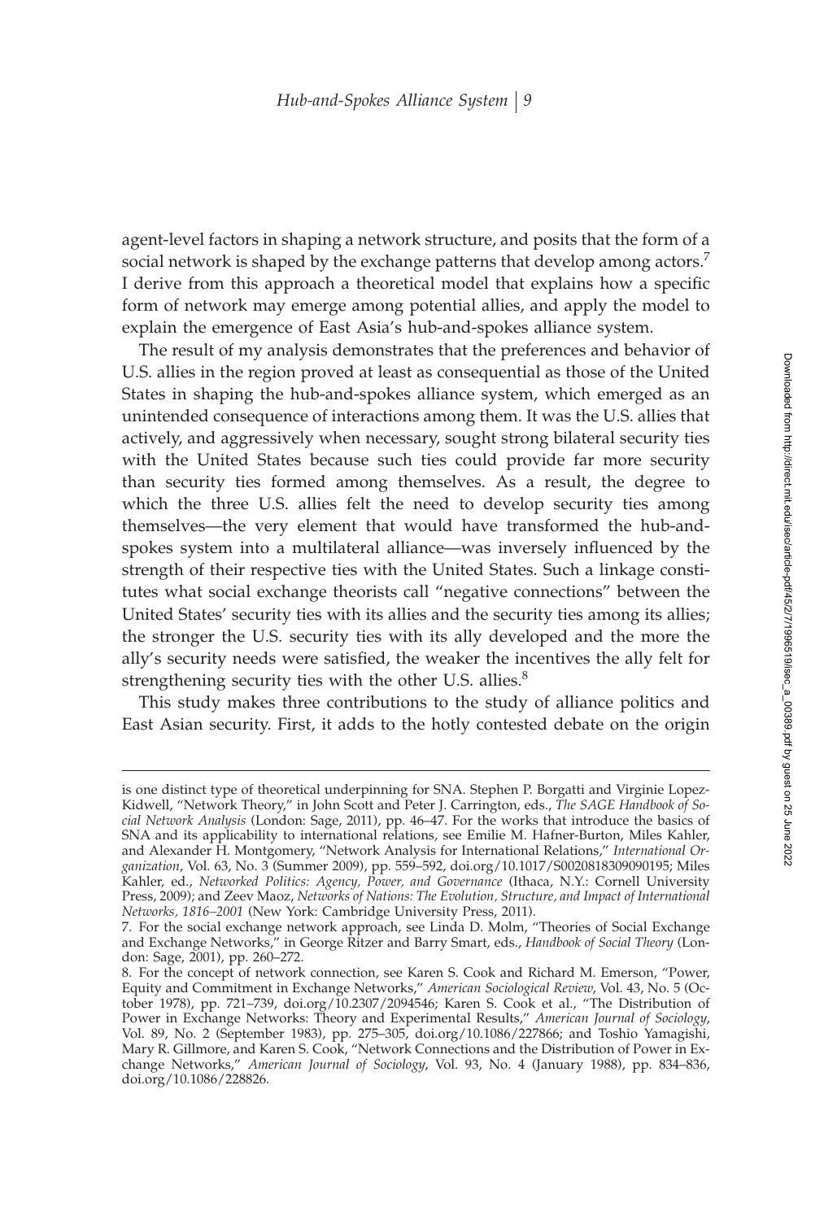agent-level factors in shaping a network structure, and posits that the form of a social network is shaped by the exchange patterns that develop among actors.[7] I derive from this approach a theoretical model that explains how a specific form of network may emerge among potential allies, and apply the model to explain the emergence of East Asia's hub-and-spokes alliance system.

The result of my analysis demonstrates that the preferences and behavior of U.S. allies in the region proved at least as consequential as those of the United States in shaping the hub-and-spokes alliance system, which emerged as an unintended consequence of interactions among them. It was the U.S. allies that actively, and aggressively when necessary, sought strong bilateral security ties with the United States because such ties could provide far more security than security ties formed among themselves. As a result, the degree to which the three U.S. allies felt the need to develop security ties among themselves—the very element that would have transformed the hub-and-spokes system into a multilateral alliance—was inversely influenced by the strength of their respective ties with the United States. Such a linkage constitutes what social exchange theorists call "negative connections" between the United States' security ties with its allies and the security ties among its allies; the stronger the U.S. security ties with its ally developed and the more the ally's security needs were satisfied, the weaker the incentives the ally felt for strengthening security ties with the other U.S. allies.[8]

This study makes three contributions to the study of alliance politics and East Asian security. First, it adds to the hotly contested debate on the origin

---

is one distinct type of theoretical underpinning for SNA. Stephen P. Borgatti and Virginie Lopez-Kidwell, "Network Theory," in John Scott and Peter J. Carrington, eds., *The SAGE Handbook of Social Network Analysis* (London: Sage, 2011), pp. 46–47. For the works that introduce the basics of SNA and its applicability to international relations, see Emilie M. Hafner-Burton, Miles Kahler, and Alexander H. Montgomery, "Network Analysis for International Relations," *International Organization*, Vol. 63, No. 3 (Summer 2009), pp. 559–592, doi.org/10.1017/S0020818309090195; Miles Kahler, ed., *Networked Politics: Agency, Power, and Governance* (Ithaca, N.Y.: Cornell University Press, 2009); and Zeev Maoz, *Networks of Nations: The Evolution, Structure, and Impact of International Networks, 1816–2001* (New York: Cambridge University Press, 2011).

7. For the social exchange network approach, see Linda D. Molm, "Theories of Social Exchange and Exchange Networks," in George Ritzer and Barry Smart, eds., *Handbook of Social Theory* (London: Sage, 2001), pp. 260–272.

8. For the concept of network connection, see Karen S. Cook and Richard M. Emerson, "Power, Equity and Commitment in Exchange Networks," *American Sociological Review*, Vol. 43, No. 5 (October 1978), pp. 721–739, doi.org/10.2307/2094546; Karen S. Cook et al., "The Distribution of Power in Exchange Networks: Theory and Experimental Results," *American Journal of Sociology*, Vol. 89, No. 2 (September 1983), pp. 275–305, doi.org/10.1086/227866; and Toshio Yamagishi, Mary R. Gillmore, and Karen S. Cook, "Network Connections and the Distribution of Power in Exchange Networks," *American Journal of Sociology*, Vol. 93, No. 4 (January 1988), pp. 834–836, doi.org/10.1086/228826.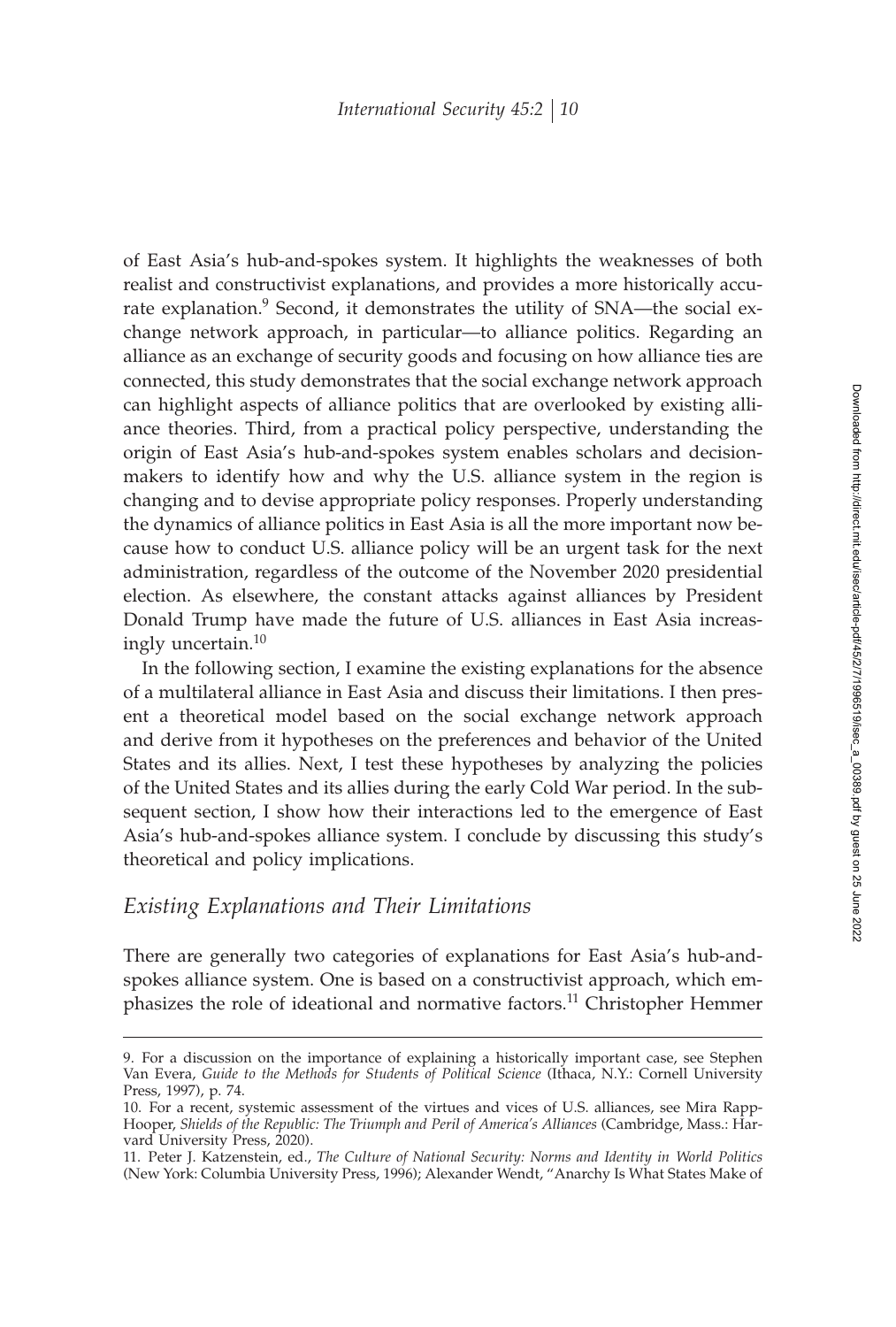of East Asia's hub-and-spokes system. It highlights the weaknesses of both realist and constructivist explanations, and provides a more historically accurate explanation.[9] Second, it demonstrates the utility of SNA—the social exchange network approach, in particular—to alliance politics. Regarding an alliance as an exchange of security goods and focusing on how alliance ties are connected, this study demonstrates that the social exchange network approach can highlight aspects of alliance politics that are overlooked by existing alliance theories. Third, from a practical policy perspective, understanding the origin of East Asia's hub-and-spokes system enables scholars and decision-makers to identify how and why the U.S. alliance system in the region is changing and to devise appropriate policy responses. Properly understanding the dynamics of alliance politics in East Asia is all the more important now because how to conduct U.S. alliance policy will be an urgent task for the next administration, regardless of the outcome of the November 2020 presidential election. As elsewhere, the constant attacks against alliances by President Donald Trump have made the future of U.S. alliances in East Asia increasingly uncertain.[10]

In the following section, I examine the existing explanations for the absence of a multilateral alliance in East Asia and discuss their limitations. I then present a theoretical model based on the social exchange network approach and derive from it hypotheses on the preferences and behavior of the United States and its allies. Next, I test these hypotheses by analyzing the policies of the United States and its allies during the early Cold War period. In the subsequent section, I show how their interactions led to the emergence of East Asia's hub-and-spokes alliance system. I conclude by discussing this study's theoretical and policy implications.

## *Existing Explanations and Their Limitations*

There are generally two categories of explanations for East Asia's hub-and-spokes alliance system. One is based on a constructivist approach, which emphasizes the role of ideational and normative factors.[11] Christopher Hemmer

---

9. For a discussion on the importance of explaining a historically important case, see Stephen Van Evera, *Guide to the Methods for Students of Political Science* (Ithaca, N.Y.: Cornell University Press, 1997), p. 74.

10. For a recent, systemic assessment of the virtues and vices of U.S. alliances, see Mira Rapp-Hooper, *Shields of the Republic: The Triumph and Peril of America's Alliances* (Cambridge, Mass.: Harvard University Press, 2020).

11. Peter J. Katzenstein, ed., *The Culture of National Security: Norms and Identity in World Politics* (New York: Columbia University Press, 1996); Alexander Wendt, "Anarchy Is What States Make of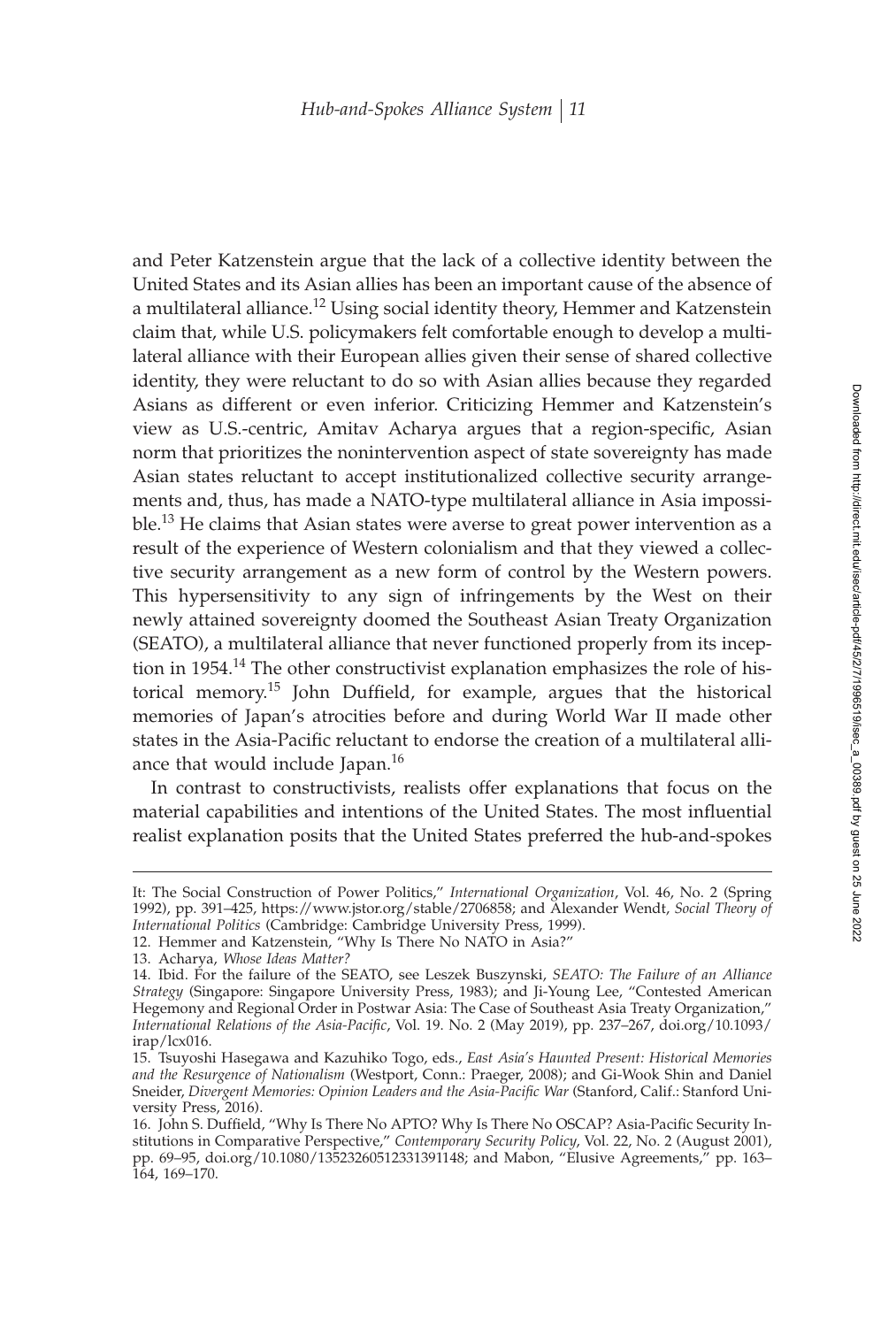and Peter Katzenstein argue that the lack of a collective identity between the United States and its Asian allies has been an important cause of the absence of a multilateral alliance.[12] Using social identity theory, Hemmer and Katzenstein claim that, while U.S. policymakers felt comfortable enough to develop a multilateral alliance with their European allies given their sense of shared collective identity, they were reluctant to do so with Asian allies because they regarded Asians as different or even inferior. Criticizing Hemmer and Katzenstein's view as U.S.-centric, Amitav Acharya argues that a region-specific, Asian norm that prioritizes the nonintervention aspect of state sovereignty has made Asian states reluctant to accept institutionalized collective security arrangements and, thus, has made a NATO-type multilateral alliance in Asia impossible.[13] He claims that Asian states were averse to great power intervention as a result of the experience of Western colonialism and that they viewed a collective security arrangement as a new form of control by the Western powers. This hypersensitivity to any sign of infringements by the West on their newly attained sovereignty doomed the Southeast Asian Treaty Organization (SEATO), a multilateral alliance that never functioned properly from its inception in 1954.[14] The other constructivist explanation emphasizes the role of historical memory.[15] John Duffield, for example, argues that the historical memories of Japan's atrocities before and during World War II made other states in the Asia-Pacific reluctant to endorse the creation of a multilateral alliance that would include Japan.[16]

In contrast to constructivists, realists offer explanations that focus on the material capabilities and intentions of the United States. The most influential realist explanation posits that the United States preferred the hub-and-spokes

---

It: The Social Construction of Power Politics," *International Organization*, Vol. 46, No. 2 (Spring 1992), pp. 391–425, https://www.jstor.org/stable/2706858; and Alexander Wendt, *Social Theory of International Politics* (Cambridge: Cambridge University Press, 1999).

12. Hemmer and Katzenstein, "Why Is There No NATO in Asia?"

13. Acharya, *Whose Ideas Matter?*

14. Ibid. For the failure of the SEATO, see Leszek Buszynski, *SEATO: The Failure of an Alliance Strategy* (Singapore: Singapore University Press, 1983); and Ji-Young Lee, "Contested American Hegemony and Regional Order in Postwar Asia: The Case of Southeast Asia Treaty Organization," *International Relations of the Asia-Pacific*, Vol. 19. No. 2 (May 2019), pp. 237–267, doi.org/10.1093/irap/lcx016.

15. Tsuyoshi Hasegawa and Kazuhiko Togo, eds., *East Asia's Haunted Present: Historical Memories and the Resurgence of Nationalism* (Westport, Conn.: Praeger, 2008); and Gi-Wook Shin and Daniel Sneider, *Divergent Memories: Opinion Leaders and the Asia-Pacific War* (Stanford, Calif.: Stanford University Press, 2016).

16. John S. Duffield, "Why Is There No APTO? Why Is There No OSCAP? Asia-Pacific Security Institutions in Comparative Perspective," *Contemporary Security Policy*, Vol. 22, No. 2 (August 2001), pp. 69–95, doi.org/10.1080/135232605123313911148; and Mabon, "Elusive Agreements," pp. 163–164, 169–170.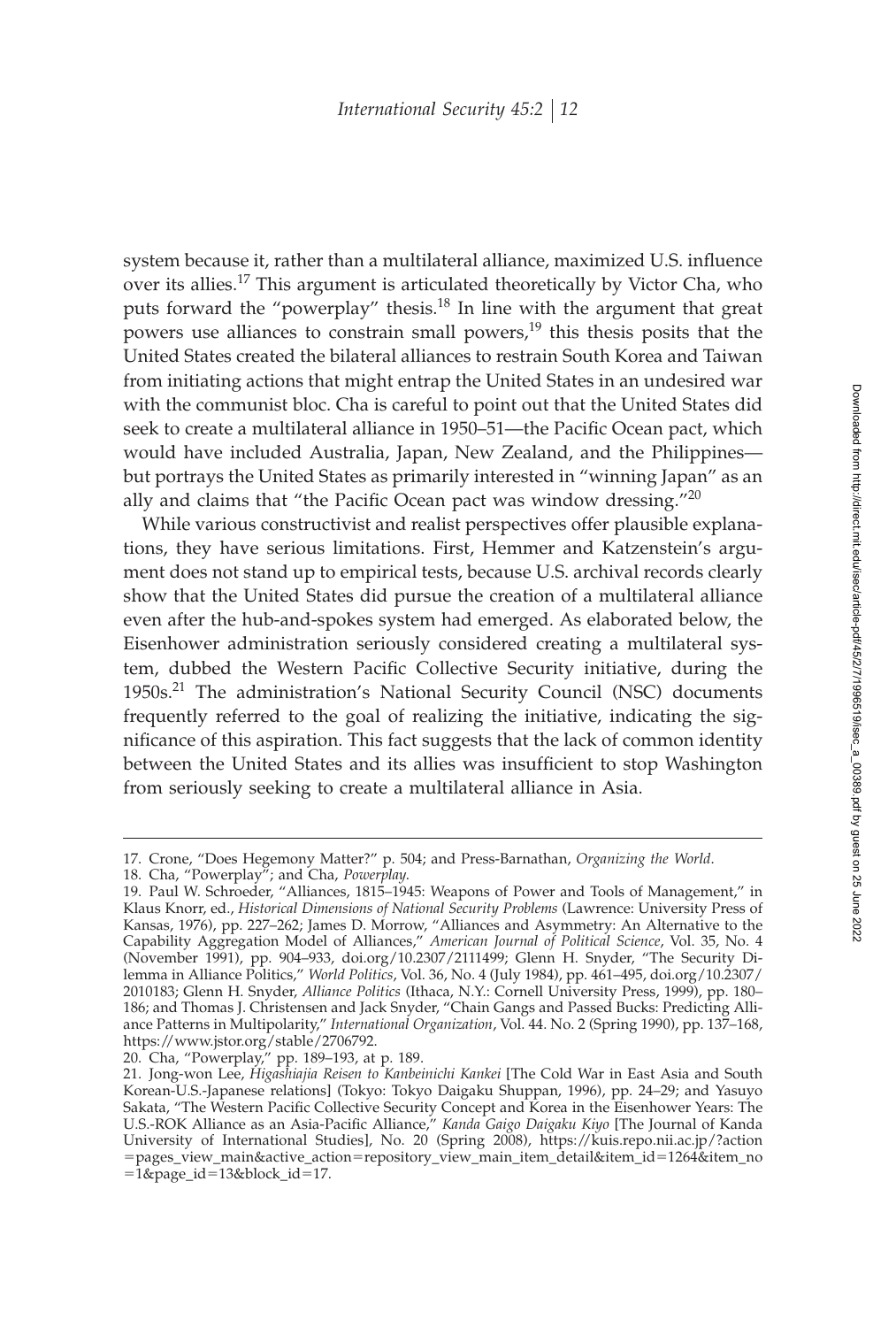system because it, rather than a multilateral alliance, maximized U.S. influence over its allies.[17] This argument is articulated theoretically by Victor Cha, who puts forward the "powerplay" thesis.[18] In line with the argument that great powers use alliances to constrain small powers,[19] this thesis posits that the United States created the bilateral alliances to restrain South Korea and Taiwan from initiating actions that might entrap the United States in an undesired war with the communist bloc. Cha is careful to point out that the United States did seek to create a multilateral alliance in 1950–51—the Pacific Ocean pact, which would have included Australia, Japan, New Zealand, and the Philippines—but portrays the United States as primarily interested in "winning Japan" as an ally and claims that "the Pacific Ocean pact was window dressing."[20]

While various constructivist and realist perspectives offer plausible explanations, they have serious limitations. First, Hemmer and Katzenstein's argument does not stand up to empirical tests, because U.S. archival records clearly show that the United States did pursue the creation of a multilateral alliance even after the hub-and-spokes system had emerged. As elaborated below, the Eisenhower administration seriously considered creating a multilateral system, dubbed the Western Pacific Collective Security initiative, during the 1950s.[21] The administration's National Security Council (NSC) documents frequently referred to the goal of realizing the initiative, indicating the significance of this aspiration. This fact suggests that the lack of common identity between the United States and its allies was insufficient to stop Washington from seriously seeking to create a multilateral alliance in Asia.

---

17. Crone, "Does Hegemony Matter?" p. 504; and Press-Barnathan, *Organizing the World*.

18. Cha, "Powerplay"; and Cha, *Powerplay*.

19. Paul W. Schroeder, "Alliances, 1815–1945: Weapons of Power and Tools of Management," in Klaus Knorr, ed., *Historical Dimensions of National Security Problems* (Lawrence: University Press of Kansas, 1976), pp. 227–262; James D. Morrow, "Alliances and Asymmetry: An Alternative to the Capability Aggregation Model of Alliances," *American Journal of Political Science*, Vol. 35, No. 4 (November 1991), pp. 904–933, doi.org/10.2307/2111499; Glenn H. Snyder, "The Security Dilemma in Alliance Politics," *World Politics*, Vol. 36, No. 4 (July 1984), pp. 461–495, doi.org/10.2307/2010183; Glenn H. Snyder, *Alliance Politics* (Ithaca, N.Y.: Cornell University Press, 1999), pp. 180–186; and Thomas J. Christensen and Jack Snyder, "Chain Gangs and Passed Bucks: Predicting Alliance Patterns in Multipolarity," *International Organization*, Vol. 44. No. 2 (Spring 1990), pp. 137–168, https://www.jstor.org/stable/2706792.

20. Cha, "Powerplay," pp. 189–193, at p. 189.

21. Jong-won Lee, *Higashiajia Reisen to Kanbeinichi Kankei* [The Cold War in East Asia and South Korean-U.S.-Japanese relations] (Tokyo: Tokyo Daigaku Shuppan, 1996), pp. 24–29; and Yasuyo Sakata, "The Western Pacific Collective Security Concept and Korea in the Eisenhower Years: The U.S.-ROK Alliance as an Asia-Pacific Alliance," *Kanda Gaigo Daigaku Kiyo* [The Journal of Kanda University of International Studies], No. 20 (Spring 2008), https://kuis.repo.nii.ac.jp/?action=pages_view_main&active_action=repository_view_main_item_detail&item_id=1264&item_no=1&page_id=13&block_id=17.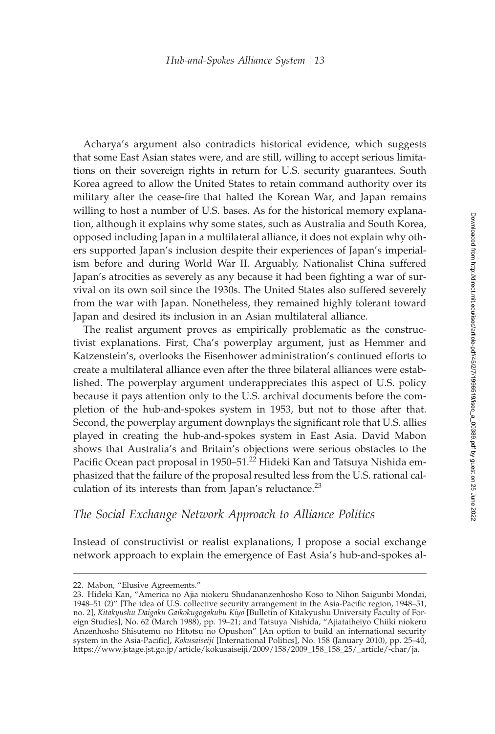Acharya's argument also contradicts historical evidence, which suggests that some East Asian states were, and are still, willing to accept serious limitations on their sovereign rights in return for U.S. security guarantees. South Korea agreed to allow the United States to retain command authority over its military after the cease-fire that halted the Korean War, and Japan remains willing to host a number of U.S. bases. As for the historical memory explanation, although it explains why some states, such as Australia and South Korea, opposed including Japan in a multilateral alliance, it does not explain why others supported Japan's inclusion despite their experiences of Japan's imperialism before and during World War II. Arguably, Nationalist China suffered Japan's atrocities as severely as any because it had been fighting a war of survival on its own soil since the 1930s. The United States also suffered severely from the war with Japan. Nonetheless, they remained highly tolerant toward Japan and desired its inclusion in an Asian multilateral alliance.

The realist argument proves as empirically problematic as the constructivist explanations. First, Cha's powerplay argument, just as Hemmer and Katzenstein's, overlooks the Eisenhower administration's continued efforts to create a multilateral alliance even after the three bilateral alliances were established. The powerplay argument underappreciates this aspect of U.S. policy because it pays attention only to the U.S. archival documents before the completion of the hub-and-spokes system in 1953, but not to those after that. Second, the powerplay argument downplays the significant role that U.S. allies played in creating the hub-and-spokes system in East Asia. David Mabon shows that Australia's and Britain's objections were serious obstacles to the Pacific Ocean pact proposal in 1950–51.[22] Hideki Kan and Tatsuya Nishida emphasized that the failure of the proposal resulted less from the U.S. rational calculation of its interests than from Japan's reluctance.[23]

## *The Social Exchange Network Approach to Alliance Politics*

Instead of constructivist or realist explanations, I propose a social exchange network approach to explain the emergence of East Asia's hub-and-spokes al-

---

22. Mabon, "Elusive Agreements."

23. Hideki Kan, "America no Ajia niokeru Shudananzenhosho Koso to Nihon Saigunbi Mondai, 1948–51 (2)" [The idea of U.S. collective security arrangement in the Asia-Pacific region, 1948–51, no. 2], *Kitakyushu Daigaku Gaikokugogakubu Kiyo* [Bulletin of Kitakyushu University Faculty of Foreign Studies], No. 62 (March 1988), pp. 19–21; and Tatsuya Nishida, "Ajiataiheiyo Chiiki niokeru Anzenhosho Shisutemu no Hitotsu no Opushon" [An option to build an international security system in the Asia-Pacific], *Kokusaiseiji* [International Politics], No. 158 (January 2010), pp. 25–40, https://www.jstage.jst.go.jp/article/kokusaiseiji/2009/158/2009_158_158_25/_article/-char/ja.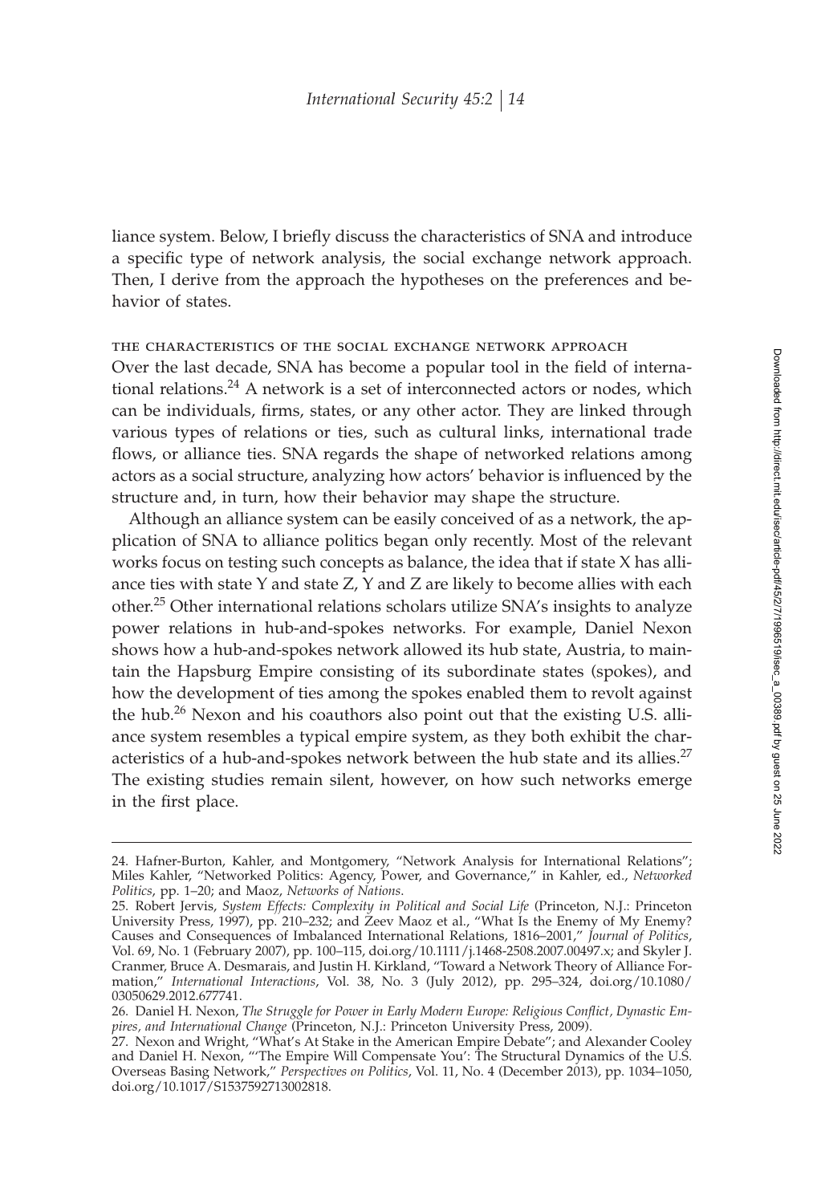liance system. Below, I briefly discuss the characteristics of SNA and introduce a specific type of network analysis, the social exchange network approach. Then, I derive from the approach the hypotheses on the preferences and behavior of states.

### THE CHARACTERISTICS OF THE SOCIAL EXCHANGE NETWORK APPROACH

Over the last decade, SNA has become a popular tool in the field of international relations.[24] A network is a set of interconnected actors or nodes, which can be individuals, firms, states, or any other actor. They are linked through various types of relations or ties, such as cultural links, international trade flows, or alliance ties. SNA regards the shape of networked relations among actors as a social structure, analyzing how actors' behavior is influenced by the structure and, in turn, how their behavior may shape the structure.

Although an alliance system can be easily conceived of as a network, the application of SNA to alliance politics began only recently. Most of the relevant works focus on testing such concepts as balance, the idea that if state X has alliance ties with state Y and state Z, Y and Z are likely to become allies with each other.[25] Other international relations scholars utilize SNA's insights to analyze power relations in hub-and-spokes networks. For example, Daniel Nexon shows how a hub-and-spokes network allowed its hub state, Austria, to maintain the Hapsburg Empire consisting of its subordinate states (spokes), and how the development of ties among the spokes enabled them to revolt against the hub.[26] Nexon and his coauthors also point out that the existing U.S. alliance system resembles a typical empire system, as they both exhibit the characteristics of a hub-and-spokes network between the hub state and its allies.[27] The existing studies remain silent, however, on how such networks emerge in the first place.

---

24. Hafner-Burton, Kahler, and Montgomery, "Network Analysis for International Relations"; Miles Kahler, "Networked Politics: Agency, Power, and Governance," in Kahler, ed., *Networked Politics*, pp. 1–20; and Maoz, *Networks of Nations*.

25. Robert Jervis, *System Effects: Complexity in Political and Social Life* (Princeton, N.J.: Princeton University Press, 1997), pp. 210–232; and Zeev Maoz et al., "What Is the Enemy of My Enemy? Causes and Consequences of Imbalanced International Relations, 1816–2001," *Journal of Politics*, Vol. 69, No. 1 (February 2007), pp. 100–115, doi.org/10.1111/j.1468-2508.2007.00497.x; and Skyler J. Cranmer, Bruce A. Desmarais, and Justin H. Kirkland, "Toward a Network Theory of Alliance Formation," *International Interactions*, Vol. 38, No. 3 (July 2012), pp. 295–324, doi.org/10.1080/03050629.2012.677741.

26. Daniel H. Nexon, *The Struggle for Power in Early Modern Europe: Religious Conflict, Dynastic Empires, and International Change* (Princeton, N.J.: Princeton University Press, 2009).

27. Nexon and Wright, "What's At Stake in the American Empire Debate"; and Alexander Cooley and Daniel H. Nexon, "'The Empire Will Compensate You': The Structural Dynamics of the U.S. Overseas Basing Network," *Perspectives on Politics*, Vol. 11, No. 4 (December 2013), pp. 1034–1050, doi.org/10.1017/S1537592713002818.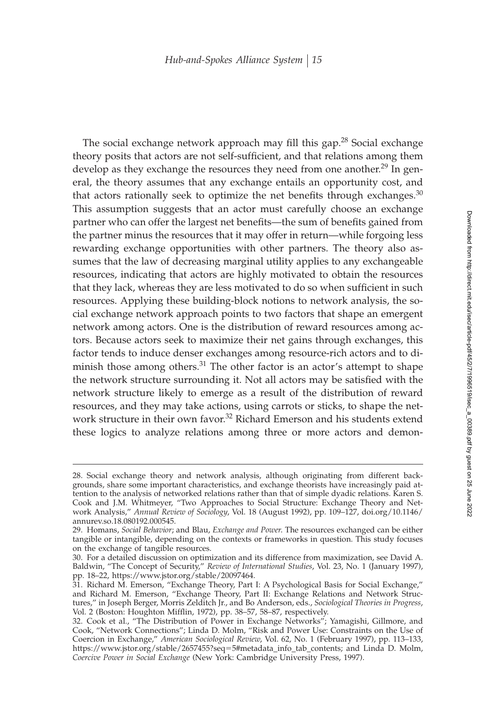The social exchange network approach may fill this gap.[28] Social exchange theory posits that actors are not self-sufficient, and that relations among them develop as they exchange the resources they need from one another.[29] In general, the theory assumes that any exchange entails an opportunity cost, and that actors rationally seek to optimize the net benefits through exchanges.[30] This assumption suggests that an actor must carefully choose an exchange partner who can offer the largest net benefits—the sum of benefits gained from the partner minus the resources that it may offer in return—while forgoing less rewarding exchange opportunities with other partners. The theory also assumes that the law of decreasing marginal utility applies to any exchangeable resources, indicating that actors are highly motivated to obtain the resources that they lack, whereas they are less motivated to do so when sufficient in such resources. Applying these building-block notions to network analysis, the social exchange network approach points to two factors that shape an emergent network among actors. One is the distribution of reward resources among actors. Because actors seek to maximize their net gains through exchanges, this factor tends to induce denser exchanges among resource-rich actors and to diminish those among others.[31] The other factor is an actor's attempt to shape the network structure surrounding it. Not all actors may be satisfied with the network structure likely to emerge as a result of the distribution of reward resources, and they may take actions, using carrots or sticks, to shape the network structure in their own favor.[32] Richard Emerson and his students extend these logics to analyze relations among three or more actors and demon-

---

28. Social exchange theory and network analysis, although originating from different backgrounds, share some important characteristics, and exchange theorists have increasingly paid attention to the analysis of networked relations rather than that of simple dyadic relations. Karen S. Cook and J.M. Whitmeyer, "Two Approaches to Social Structure: Exchange Theory and Network Analysis," *Annual Review of Sociology*, Vol. 18 (August 1992), pp. 109–127, doi.org/10.1146/annurev.so.18.080192.000545.

29. Homans, *Social Behavior*; and Blau, *Exchange and Power*. The resources exchanged can be either tangible or intangible, depending on the contexts or frameworks in question. This study focuses on the exchange of tangible resources.

30. For a detailed discussion on optimization and its difference from maximization, see David A. Baldwin, "The Concept of Security," *Review of International Studies*, Vol. 23, No. 1 (January 1997), pp. 18–22, https://www.jstor.org/stable/20097464.

31. Richard M. Emerson, "Exchange Theory, Part I: A Psychological Basis for Social Exchange," and Richard M. Emerson, "Exchange Theory, Part II: Exchange Relations and Network Structures," in Joseph Berger, Morris Zelditch Jr., and Bo Anderson, eds., *Sociological Theories in Progress*, Vol. 2 (Boston: Houghton Mifflin, 1972), pp. 38–57, 58–87, respectively.

32. Cook et al., "The Distribution of Power in Exchange Networks"; Yamagishi, Gillmore, and Cook, "Network Connections"; Linda D. Molm, "Risk and Power Use: Constraints on the Use of Coercion in Exchange," *American Sociological Review*, Vol. 62, No. 1 (February 1997), pp. 113–133, https://www.jstor.org/stable/2657455?seq=5#metadata_info_tab_contents; and Linda D. Molm, *Coercive Power in Social Exchange* (New York: Cambridge University Press, 1997).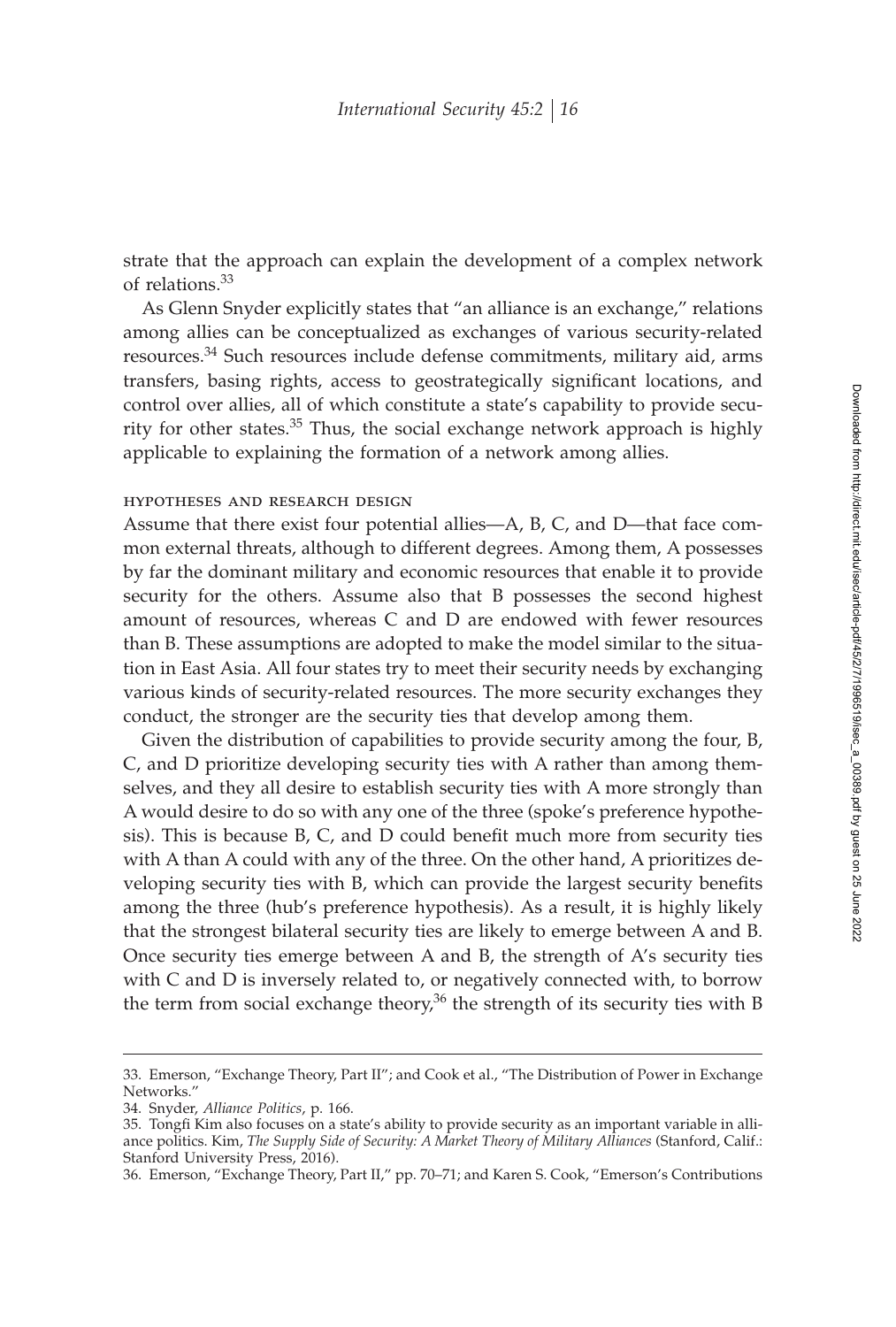strate that the approach can explain the development of a complex network of relations.[33]

As Glenn Snyder explicitly states that "an alliance is an exchange," relations among allies can be conceptualized as exchanges of various security-related resources.[34] Such resources include defense commitments, military aid, arms transfers, basing rights, access to geostrategically significant locations, and control over allies, all of which constitute a state's capability to provide security for other states.[35] Thus, the social exchange network approach is highly applicable to explaining the formation of a network among allies.

### hypotheses and research design

Assume that there exist four potential allies—A, B, C, and D—that face common external threats, although to different degrees. Among them, A possesses by far the dominant military and economic resources that enable it to provide security for the others. Assume also that B possesses the second highest amount of resources, whereas C and D are endowed with fewer resources than B. These assumptions are adopted to make the model similar to the situation in East Asia. All four states try to meet their security needs by exchanging various kinds of security-related resources. The more security exchanges they conduct, the stronger are the security ties that develop among them.

Given the distribution of capabilities to provide security among the four, B, C, and D prioritize developing security ties with A rather than among themselves, and they all desire to establish security ties with A more strongly than A would desire to do so with any one of the three (spoke's preference hypothesis). This is because B, C, and D could benefit much more from security ties with A than A could with any of the three. On the other hand, A prioritizes developing security ties with B, which can provide the largest security benefits among the three (hub's preference hypothesis). As a result, it is highly likely that the strongest bilateral security ties are likely to emerge between A and B. Once security ties emerge between A and B, the strength of A's security ties with C and D is inversely related to, or negatively connected with, to borrow the term from social exchange theory,[36] the strength of its security ties with B

33. Emerson, "Exchange Theory, Part II"; and Cook et al., "The Distribution of Power in Exchange Networks."

34. Snyder, *Alliance Politics*, p. 166.

35. Tongfi Kim also focuses on a state's ability to provide security as an important variable in alliance politics. Kim, *The Supply Side of Security: A Market Theory of Military Alliances* (Stanford, Calif.: Stanford University Press, 2016).

36. Emerson, "Exchange Theory, Part II," pp. 70–71; and Karen S. Cook, "Emerson's Contributions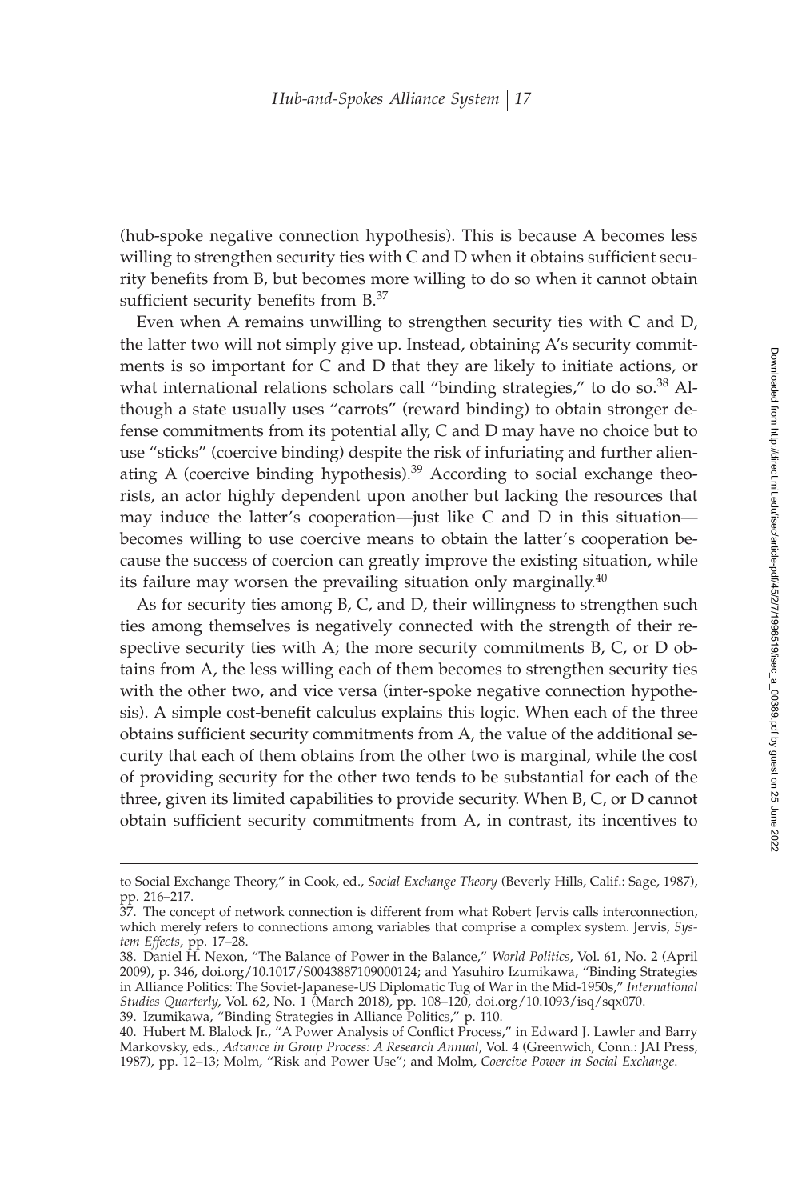(hub-spoke negative connection hypothesis). This is because A becomes less willing to strengthen security ties with C and D when it obtains sufficient security benefits from B, but becomes more willing to do so when it cannot obtain sufficient security benefits from B.[37]

Even when A remains unwilling to strengthen security ties with C and D, the latter two will not simply give up. Instead, obtaining A's security commitments is so important for C and D that they are likely to initiate actions, or what international relations scholars call "binding strategies," to do so.[38] Although a state usually uses "carrots" (reward binding) to obtain stronger defense commitments from its potential ally, C and D may have no choice but to use "sticks" (coercive binding) despite the risk of infuriating and further alienating A (coercive binding hypothesis).[39] According to social exchange theorists, an actor highly dependent upon another but lacking the resources that may induce the latter's cooperation—just like C and D in this situation—becomes willing to use coercive means to obtain the latter's cooperation because the success of coercion can greatly improve the existing situation, while its failure may worsen the prevailing situation only marginally.[40]

As for security ties among B, C, and D, their willingness to strengthen such ties among themselves is negatively connected with the strength of their respective security ties with A; the more security commitments B, C, or D obtains from A, the less willing each of them becomes to strengthen security ties with the other two, and vice versa (inter-spoke negative connection hypothesis). A simple cost-benefit calculus explains this logic. When each of the three obtains sufficient security commitments from A, the value of the additional security that each of them obtains from the other two is marginal, while the cost of providing security for the other two tends to be substantial for each of the three, given its limited capabilities to provide security. When B, C, or D cannot obtain sufficient security commitments from A, in contrast, its incentives to

---

to Social Exchange Theory," in Cook, ed., *Social Exchange Theory* (Beverly Hills, Calif.: Sage, 1987), pp. 216–217.

37. The concept of network connection is different from what Robert Jervis calls interconnection, which merely refers to connections among variables that comprise a complex system. Jervis, *System Effects*, pp. 17–28.

38. Daniel H. Nexon, "The Balance of Power in the Balance," *World Politics*, Vol. 61, No. 2 (April 2009), p. 346, doi.org/10.1017/S0043887109000124; and Yasuhiro Izumikawa, "Binding Strategies in Alliance Politics: The Soviet-Japanese-US Diplomatic Tug of War in the Mid-1950s," *International Studies Quarterly*, Vol. 62, No. 1 (March 2018), pp. 108–120, doi.org/10.1093/isq/sqx070.

39. Izumikawa, "Binding Strategies in Alliance Politics," p. 110.

40. Hubert M. Blalock Jr., "A Power Analysis of Conflict Process," in Edward J. Lawler and Barry Markovsky, eds., *Advance in Group Process: A Research Annual*, Vol. 4 (Greenwich, Conn.: JAI Press, 1987), pp. 12–13; Molm, "Risk and Power Use"; and Molm, *Coercive Power in Social Exchange*.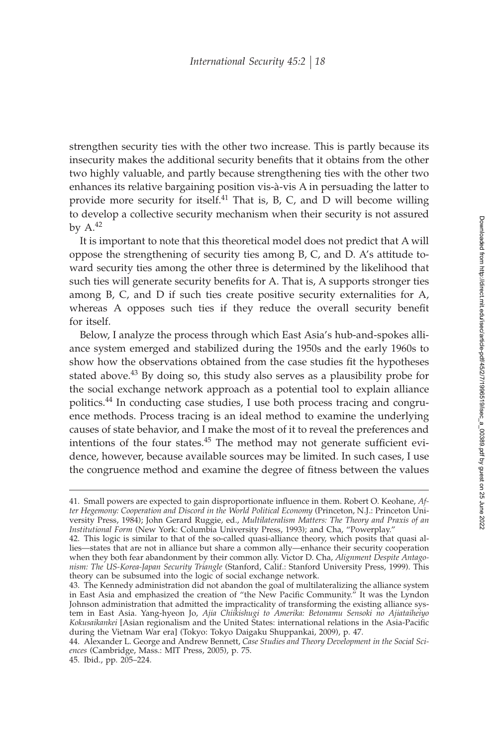strengthen security ties with the other two increase. This is partly because its insecurity makes the additional security benefits that it obtains from the other two highly valuable, and partly because strengthening ties with the other two enhances its relative bargaining position vis-à-vis A in persuading the latter to provide more security for itself.[41] That is, B, C, and D will become willing to develop a collective security mechanism when their security is not assured by A.[42]

It is important to note that this theoretical model does not predict that A will oppose the strengthening of security ties among B, C, and D. A's attitude toward security ties among the other three is determined by the likelihood that such ties will generate security benefits for A. That is, A supports stronger ties among B, C, and D if such ties create positive security externalities for A, whereas A opposes such ties if they reduce the overall security benefit for itself.

Below, I analyze the process through which East Asia's hub-and-spokes alliance system emerged and stabilized during the 1950s and the early 1960s to show how the observations obtained from the case studies fit the hypotheses stated above.[43] By doing so, this study also serves as a plausibility probe for the social exchange network approach as a potential tool to explain alliance politics.[44] In conducting case studies, I use both process tracing and congruence methods. Process tracing is an ideal method to examine the underlying causes of state behavior, and I make the most of it to reveal the preferences and intentions of the four states.[45] The method may not generate sufficient evidence, however, because available sources may be limited. In such cases, I use the congruence method and examine the degree of fitness between the values

---

41. Small powers are expected to gain disproportionate influence in them. Robert O. Keohane, *After Hegemony: Cooperation and Discord in the World Political Economy* (Princeton, N.J.: Princeton University Press, 1984); John Gerard Ruggie, ed., *Multilateralism Matters: The Theory and Praxis of an Institutional Form* (New York: Columbia University Press, 1993); and Cha, "Powerplay."

42. This logic is similar to that of the so-called quasi-alliance theory, which posits that quasi allies—states that are not in alliance but share a common ally—enhance their security cooperation when they both fear abandonment by their common ally. Victor D. Cha, *Alignment Despite Antagonism: The US-Korea-Japan Security Triangle* (Stanford, Calif.: Stanford University Press, 1999). This theory can be subsumed into the logic of social exchange network.

43. The Kennedy administration did not abandon the goal of multilateralizing the alliance system in East Asia and emphasized the creation of "the New Pacific Community." It was the Lyndon Johnson administration that admitted the impracticality of transforming the existing alliance system in East Asia. Yang-hyeon Jo, *Ajia Chiikishugi to Amerika: Betonamu Sensoki no Ajiataiheiyo Kokusaikankei* [Asian regionalism and the United States: international relations in the Asia-Pacific during the Vietnam War era] (Tokyo: Tokyo Daigaku Shuppankai, 2009), p. 47.

44. Alexander L. George and Andrew Bennett, *Case Studies and Theory Development in the Social Sciences* (Cambridge, Mass.: MIT Press, 2005), p. 75.

45. Ibid., pp. 205–224.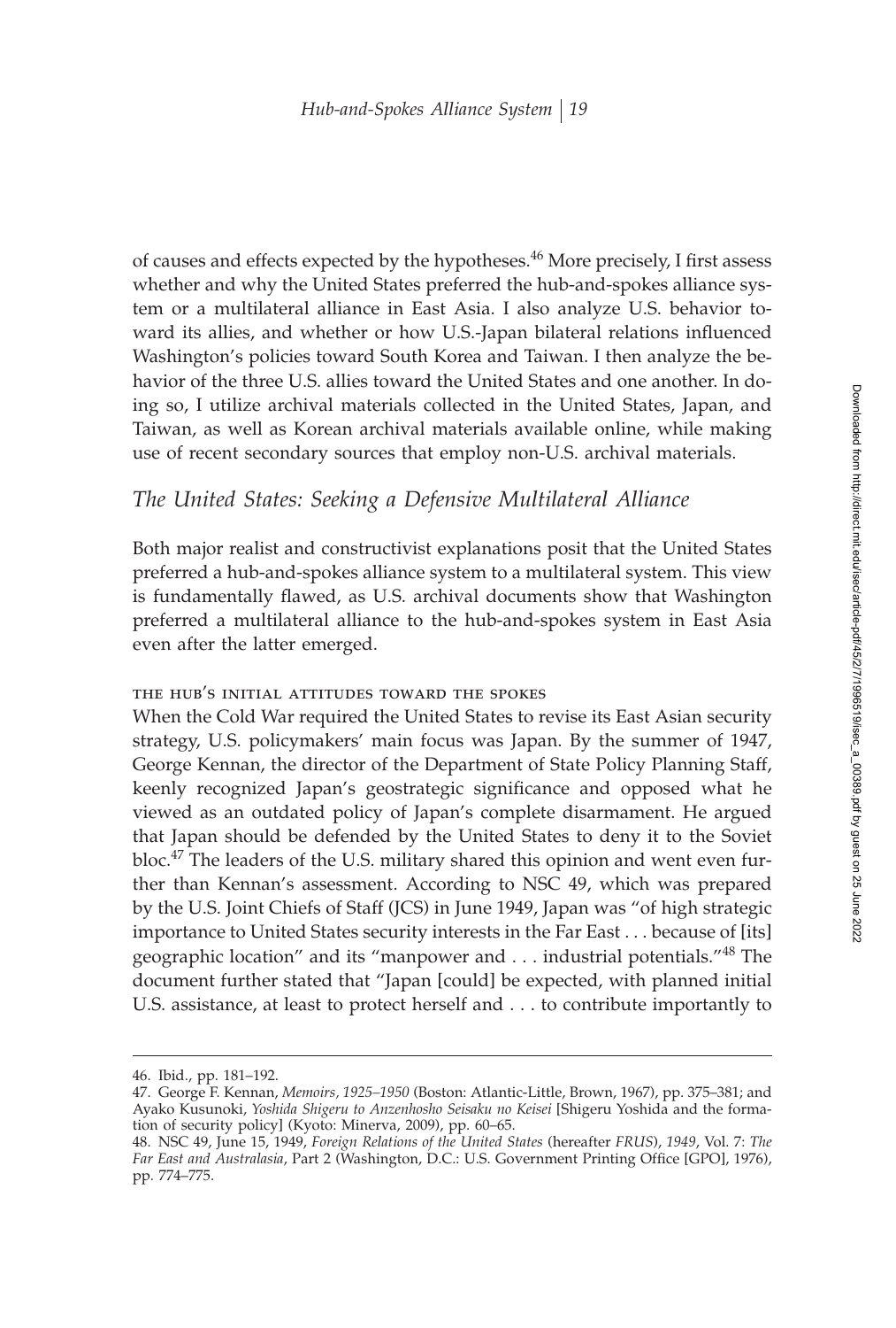of causes and effects expected by the hypotheses.[46] More precisely, I first assess whether and why the United States preferred the hub-and-spokes alliance system or a multilateral alliance in East Asia. I also analyze U.S. behavior toward its allies, and whether or how U.S.-Japan bilateral relations influenced Washington's policies toward South Korea and Taiwan. I then analyze the behavior of the three U.S. allies toward the United States and one another. In doing so, I utilize archival materials collected in the United States, Japan, and Taiwan, as well as Korean archival materials available online, while making use of recent secondary sources that employ non-U.S. archival materials.

## *The United States: Seeking a Defensive Multilateral Alliance*

Both major realist and constructivist explanations posit that the United States preferred a hub-and-spokes alliance system to a multilateral system. This view is fundamentally flawed, as U.S. archival documents show that Washington preferred a multilateral alliance to the hub-and-spokes system in East Asia even after the latter emerged.

### THE HUB'S INITIAL ATTITUDES TOWARD THE SPOKES

When the Cold War required the United States to revise its East Asian security strategy, U.S. policymakers' main focus was Japan. By the summer of 1947, George Kennan, the director of the Department of State Policy Planning Staff, keenly recognized Japan's geostrategic significance and opposed what he viewed as an outdated policy of Japan's complete disarmament. He argued that Japan should be defended by the United States to deny it to the Soviet bloc.[47] The leaders of the U.S. military shared this opinion and went even further than Kennan's assessment. According to NSC 49, which was prepared by the U.S. Joint Chiefs of Staff (JCS) in June 1949, Japan was "of high strategic importance to United States security interests in the Far East . . . because of [its] geographic location" and its "manpower and . . . industrial potentials."[48] The document further stated that "Japan [could] be expected, with planned initial U.S. assistance, at least to protect herself and . . . to contribute importantly to

---

46. Ibid., pp. 181–192.

47. George F. Kennan, *Memoirs, 1925–1950* (Boston: Atlantic-Little, Brown, 1967), pp. 375–381; and Ayako Kusunoki, *Yoshida Shigeru to Anzenhosho Seisaku no Keisei* [Shigeru Yoshida and the formation of security policy] (Kyoto: Minerva, 2009), pp. 60–65.

48. NSC 49, June 15, 1949, *Foreign Relations of the United States* (hereafter *FRUS*), *1949*, Vol. 7: *The Far East and Australasia*, Part 2 (Washington, D.C.: U.S. Government Printing Office [GPO], 1976), pp. 774–775.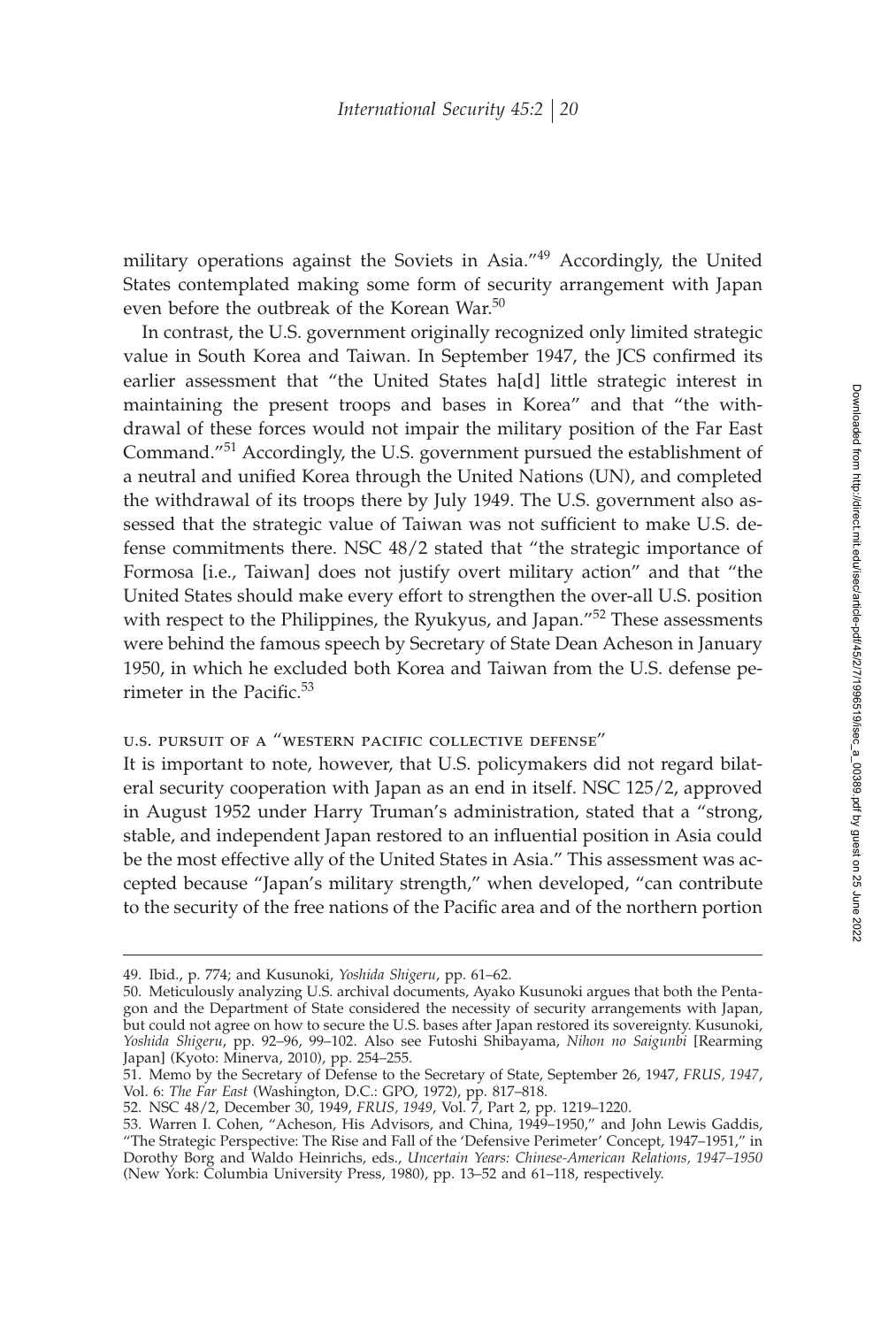military operations against the Soviets in Asia."[49] Accordingly, the United States contemplated making some form of security arrangement with Japan even before the outbreak of the Korean War.[50]

In contrast, the U.S. government originally recognized only limited strategic value in South Korea and Taiwan. In September 1947, the JCS confirmed its earlier assessment that "the United States ha[d] little strategic interest in maintaining the present troops and bases in Korea" and that "the withdrawal of these forces would not impair the military position of the Far East Command."[51] Accordingly, the U.S. government pursued the establishment of a neutral and unified Korea through the United Nations (UN), and completed the withdrawal of its troops there by July 1949. The U.S. government also assessed that the strategic value of Taiwan was not sufficient to make U.S. defense commitments there. NSC 48/2 stated that "the strategic importance of Formosa [i.e., Taiwan] does not justify overt military action" and that "the United States should make every effort to strengthen the over-all U.S. position with respect to the Philippines, the Ryukyus, and Japan."[52] These assessments were behind the famous speech by Secretary of State Dean Acheson in January 1950, in which he excluded both Korea and Taiwan from the U.S. defense perimeter in the Pacific.[53]

### U.S. PURSUIT OF A "WESTERN PACIFIC COLLECTIVE DEFENSE"

It is important to note, however, that U.S. policymakers did not regard bilateral security cooperation with Japan as an end in itself. NSC 125/2, approved in August 1952 under Harry Truman's administration, stated that a "strong, stable, and independent Japan restored to an influential position in Asia could be the most effective ally of the United States in Asia." This assessment was accepted because "Japan's military strength," when developed, "can contribute to the security of the free nations of the Pacific area and of the northern portion

---

49. Ibid., p. 774; and Kusunoki, *Yoshida Shigeru*, pp. 61–62.

50. Meticulously analyzing U.S. archival documents, Ayako Kusunoki argues that both the Pentagon and the Department of State considered the necessity of security arrangements with Japan, but could not agree on how to secure the U.S. bases after Japan restored its sovereignty. Kusunoki, *Yoshida Shigeru*, pp. 92–96, 99–102. Also see Futoshi Shibayama, *Nihon no Saigunbi* [Rearming Japan] (Kyoto: Minerva, 2010), pp. 254–255.

51. Memo by the Secretary of Defense to the Secretary of State, September 26, 1947, *FRUS, 1947*, Vol. 6: *The Far East* (Washington, D.C.: GPO, 1972), pp. 817–818.

52. NSC 48/2, December 30, 1949, *FRUS, 1949*, Vol. 7, Part 2, pp. 1219–1220.

53. Warren I. Cohen, "Acheson, His Advisors, and China, 1949–1950," and John Lewis Gaddis, "The Strategic Perspective: The Rise and Fall of the 'Defensive Perimeter' Concept, 1947–1951," in Dorothy Borg and Waldo Heinrichs, eds., *Uncertain Years: Chinese-American Relations, 1947–1950* (New York: Columbia University Press, 1980), pp. 13–52 and 61–118, respectively.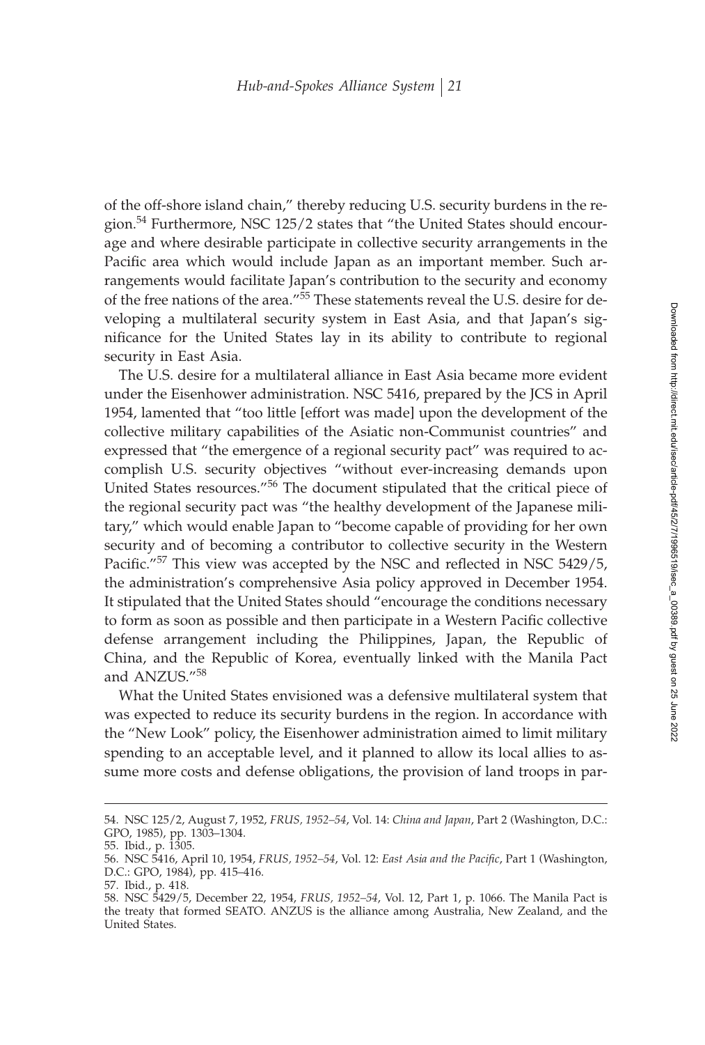of the off-shore island chain," thereby reducing U.S. security burdens in the region.[54] Furthermore, NSC 125/2 states that "the United States should encourage and where desirable participate in collective security arrangements in the Pacific area which would include Japan as an important member. Such arrangements would facilitate Japan's contribution to the security and economy of the free nations of the area."[55] These statements reveal the U.S. desire for developing a multilateral security system in East Asia, and that Japan's significance for the United States lay in its ability to contribute to regional security in East Asia.

The U.S. desire for a multilateral alliance in East Asia became more evident under the Eisenhower administration. NSC 5416, prepared by the JCS in April 1954, lamented that "too little [effort was made] upon the development of the collective military capabilities of the Asiatic non-Communist countries" and expressed that "the emergence of a regional security pact" was required to accomplish U.S. security objectives "without ever-increasing demands upon United States resources."[56] The document stipulated that the critical piece of the regional security pact was "the healthy development of the Japanese military," which would enable Japan to "become capable of providing for her own security and of becoming a contributor to collective security in the Western Pacific."[57] This view was accepted by the NSC and reflected in NSC 5429/5, the administration's comprehensive Asia policy approved in December 1954. It stipulated that the United States should "encourage the conditions necessary to form as soon as possible and then participate in a Western Pacific collective defense arrangement including the Philippines, Japan, the Republic of China, and the Republic of Korea, eventually linked with the Manila Pact and ANZUS."[58]

What the United States envisioned was a defensive multilateral system that was expected to reduce its security burdens in the region. In accordance with the "New Look" policy, the Eisenhower administration aimed to limit military spending to an acceptable level, and it planned to allow its local allies to assume more costs and defense obligations, the provision of land troops in par-

---

54. NSC 125/2, August 7, 1952, *FRUS, 1952–54*, Vol. 14: *China and Japan*, Part 2 (Washington, D.C.: GPO, 1985), pp. 1303–1304.

55. Ibid., p. 1305.

56. NSC 5416, April 10, 1954, *FRUS, 1952–54*, Vol. 12: *East Asia and the Pacific*, Part 1 (Washington, D.C.: GPO, 1984), pp. 415–416.

57. Ibid., p. 418.

58. NSC 5429/5, December 22, 1954, *FRUS, 1952–54*, Vol. 12, Part 1, p. 1066. The Manila Pact is the treaty that formed SEATO. ANZUS is the alliance among Australia, New Zealand, and the United States.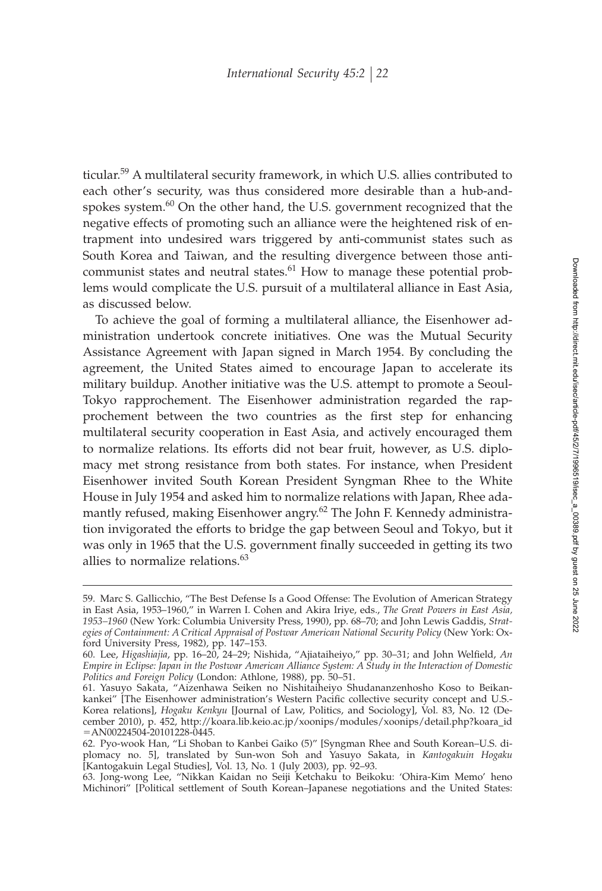ticular.[59] A multilateral security framework, in which U.S. allies contributed to each other's security, was thus considered more desirable than a hub-and-spokes system.[60] On the other hand, the U.S. government recognized that the negative effects of promoting such an alliance were the heightened risk of entrapment into undesired wars triggered by anti-communist states such as South Korea and Taiwan, and the resulting divergence between those anti-communist states and neutral states.[61] How to manage these potential problems would complicate the U.S. pursuit of a multilateral alliance in East Asia, as discussed below.

To achieve the goal of forming a multilateral alliance, the Eisenhower administration undertook concrete initiatives. One was the Mutual Security Assistance Agreement with Japan signed in March 1954. By concluding the agreement, the United States aimed to encourage Japan to accelerate its military buildup. Another initiative was the U.S. attempt to promote a Seoul-Tokyo rapprochement. The Eisenhower administration regarded the rapprochement between the two countries as the first step for enhancing multilateral security cooperation in East Asia, and actively encouraged them to normalize relations. Its efforts did not bear fruit, however, as U.S. diplomacy met strong resistance from both states. For instance, when President Eisenhower invited South Korean President Syngman Rhee to the White House in July 1954 and asked him to normalize relations with Japan, Rhee adamantly refused, making Eisenhower angry.[62] The John F. Kennedy administration invigorated the efforts to bridge the gap between Seoul and Tokyo, but it was only in 1965 that the U.S. government finally succeeded in getting its two allies to normalize relations.[63]

---

59. Marc S. Gallicchio, "The Best Defense Is a Good Offense: The Evolution of American Strategy in East Asia, 1953–1960," in Warren I. Cohen and Akira Iriye, eds., *The Great Powers in East Asia, 1953–1960* (New York: Columbia University Press, 1990), pp. 68–70; and John Lewis Gaddis, *Strategies of Containment: A Critical Appraisal of Postwar American National Security Policy* (New York: Oxford University Press, 1982), pp. 147–153.

60. Lee, *Higashiajia*, pp. 16–20, 24–29; Nishida, "Ajiataiheiyo," pp. 30–31; and John Welfield, *An Empire in Eclipse: Japan in the Postwar American Alliance System: A Study in the Interaction of Domestic Politics and Foreign Policy* (London: Athlone, 1988), pp. 50–51.

61. Yasuyo Sakata, "Aizenhawa Seiken no Nishitaiheiyo Shudananzenhosho Koso to Beikankankei" [The Eisenhower administration's Western Pacific collective security concept and U.S.-Korea relations], *Hogaku Kenkyu* [Journal of Law, Politics, and Sociology], Vol. 83, No. 12 (December 2010), p. 452, http://koara.lib.keio.ac.jp/xoonips/modules/xoonips/detail.php?koara_id=AN00224504-20101228-0445.

62. Pyo-wook Han, "Li Shoban to Kanbei Gaiko (5)" [Syngman Rhee and South Korean–U.S. diplomacy no. 5], translated by Sun-won Soh and Yasuyo Sakata, in *Kantogakuin Hogaku* [Kantogakuin Legal Studies], Vol. 13, No. 1 (July 2003), pp. 92–93.

63. Jong-wong Lee, "Nikkan Kaidan no Seiji Ketchaku to Beikoku: 'Ohira-Kim Memo' heno Michinori" [Political settlement of South Korean–Japanese negotiations and the United States: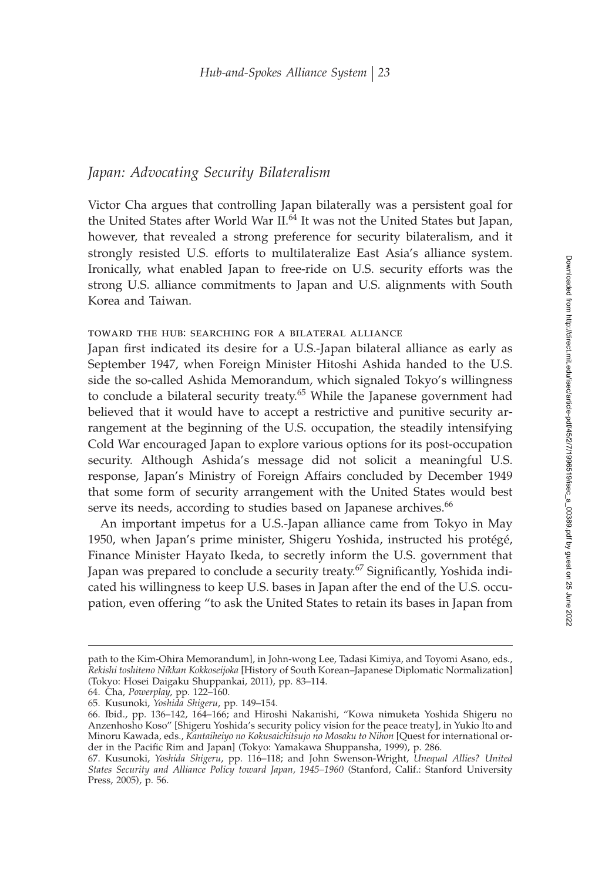## *Japan: Advocating Security Bilateralism*

Victor Cha argues that controlling Japan bilaterally was a persistent goal for the United States after World War II.[64] It was not the United States but Japan, however, that revealed a strong preference for security bilateralism, and it strongly resisted U.S. efforts to multilateralize East Asia's alliance system. Ironically, what enabled Japan to free-ride on U.S. security efforts was the strong U.S. alliance commitments to Japan and U.S. alignments with South Korea and Taiwan.

### TOWARD THE HUB: SEARCHING FOR A BILATERAL ALLIANCE

Japan first indicated its desire for a U.S.-Japan bilateral alliance as early as September 1947, when Foreign Minister Hitoshi Ashida handed to the U.S. side the so-called Ashida Memorandum, which signaled Tokyo's willingness to conclude a bilateral security treaty.[65] While the Japanese government had believed that it would have to accept a restrictive and punitive security arrangement at the beginning of the U.S. occupation, the steadily intensifying Cold War encouraged Japan to explore various options for its post-occupation security. Although Ashida's message did not solicit a meaningful U.S. response, Japan's Ministry of Foreign Affairs concluded by December 1949 that some form of security arrangement with the United States would best serve its needs, according to studies based on Japanese archives.[66]

An important impetus for a U.S.-Japan alliance came from Tokyo in May 1950, when Japan's prime minister, Shigeru Yoshida, instructed his protégé, Finance Minister Hayato Ikeda, to secretly inform the U.S. government that Japan was prepared to conclude a security treaty.[67] Significantly, Yoshida indicated his willingness to keep U.S. bases in Japan after the end of the U.S. occupation, even offering "to ask the United States to retain its bases in Japan from

---

path to the Kim-Ohira Memorandum], in John-wong Lee, Tadasi Kimiya, and Toyomi Asano, eds., *Rekishi toshiteno Nikkan Kokkoseijoka* [History of South Korean–Japanese Diplomatic Normalization] (Tokyo: Hosei Daigaku Shuppankai, 2011), pp. 83–114.

64. Cha, *Powerplay*, pp. 122–160.

65. Kusunoki, *Yoshida Shigeru*, pp. 149–154.

66. Ibid., pp. 136–142, 164–166; and Hiroshi Nakanishi, "Kowa nimuketa Yoshida Shigeru no Anzenhosho Koso" [Shigeru Yoshida's security policy vision for the peace treaty], in Yukio Ito and Minoru Kawada, eds., *Kantaiheiyo no Kokusaichitsujo no Mosaku to Nihon* [Quest for international order in the Pacific Rim and Japan] (Tokyo: Yamakawa Shuppansha, 1999), p. 286.

67. Kusunoki, *Yoshida Shigeru*, pp. 116–118; and John Swenson-Wright, *Unequal Allies? United States Security and Alliance Policy toward Japan, 1945–1960* (Stanford, Calif.: Stanford University Press, 2005), p. 56.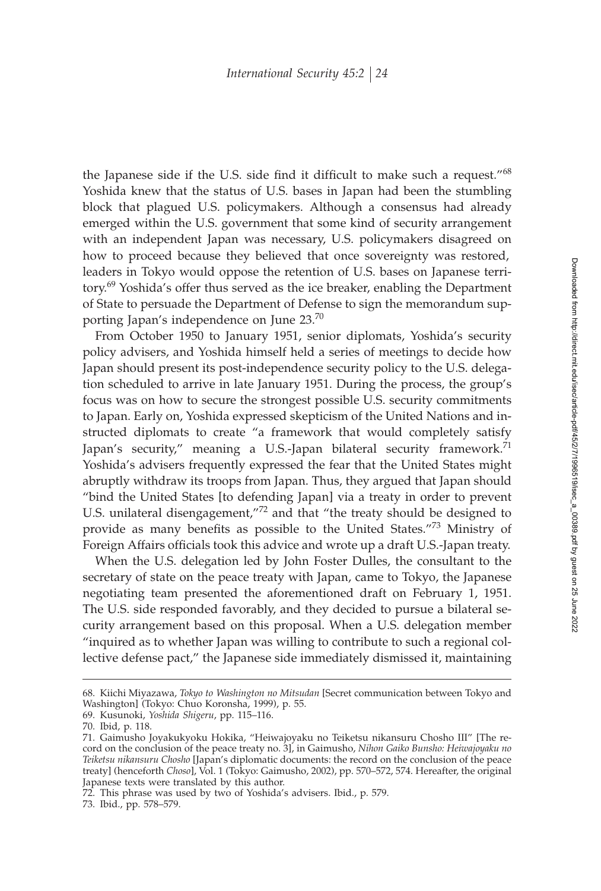the Japanese side if the U.S. side find it difficult to make such a request."[68] Yoshida knew that the status of U.S. bases in Japan had been the stumbling block that plagued U.S. policymakers. Although a consensus had already emerged within the U.S. government that some kind of security arrangement with an independent Japan was necessary, U.S. policymakers disagreed on how to proceed because they believed that once sovereignty was restored, leaders in Tokyo would oppose the retention of U.S. bases on Japanese territory.[69] Yoshida's offer thus served as the ice breaker, enabling the Department of State to persuade the Department of Defense to sign the memorandum supporting Japan's independence on June 23.[70]

From October 1950 to January 1951, senior diplomats, Yoshida's security policy advisers, and Yoshida himself held a series of meetings to decide how Japan should present its post-independence security policy to the U.S. delegation scheduled to arrive in late January 1951. During the process, the group's focus was on how to secure the strongest possible U.S. security commitments to Japan. Early on, Yoshida expressed skepticism of the United Nations and instructed diplomats to create "a framework that would completely satisfy Japan's security," meaning a U.S.-Japan bilateral security framework.[71] Yoshida's advisers frequently expressed the fear that the United States might abruptly withdraw its troops from Japan. Thus, they argued that Japan should "bind the United States [to defending Japan] via a treaty in order to prevent U.S. unilateral disengagement,"[72] and that "the treaty should be designed to provide as many benefits as possible to the United States."[73] Ministry of Foreign Affairs officials took this advice and wrote up a draft U.S.-Japan treaty.

When the U.S. delegation led by John Foster Dulles, the consultant to the secretary of state on the peace treaty with Japan, came to Tokyo, the Japanese negotiating team presented the aforementioned draft on February 1, 1951. The U.S. side responded favorably, and they decided to pursue a bilateral security arrangement based on this proposal. When a U.S. delegation member "inquired as to whether Japan was willing to contribute to such a regional collective defense pact," the Japanese side immediately dismissed it, maintaining

---

68. Kiichi Miyazawa, *Tokyo to Washington no Mitsudan* [Secret communication between Tokyo and Washington] (Tokyo: Chuo Koronsha, 1999), p. 55.
69. Kusunoki, *Yoshida Shigeru*, pp. 115–116.
70. Ibid, p. 118.
71. Gaimusho Joyakukyoku Hokika, "Heiwajoyaku no Teiketsu nikansuru Chosho III" [The record on the conclusion of the peace treaty no. 3], in Gaimusho, *Nihon Gaiko Bunsho: Heiwajoyaku no Teiketsu nikansuru Chosho* [Japan's diplomatic documents: the record on the conclusion of the peace treaty] (henceforth *Choso*], Vol. 1 (Tokyo: Gaimusho, 2002), pp. 570–572, 574. Hereafter, the original Japanese texts were translated by this author.
72. This phrase was used by two of Yoshida's advisers. Ibid., p. 579.
73. Ibid., pp. 578–579.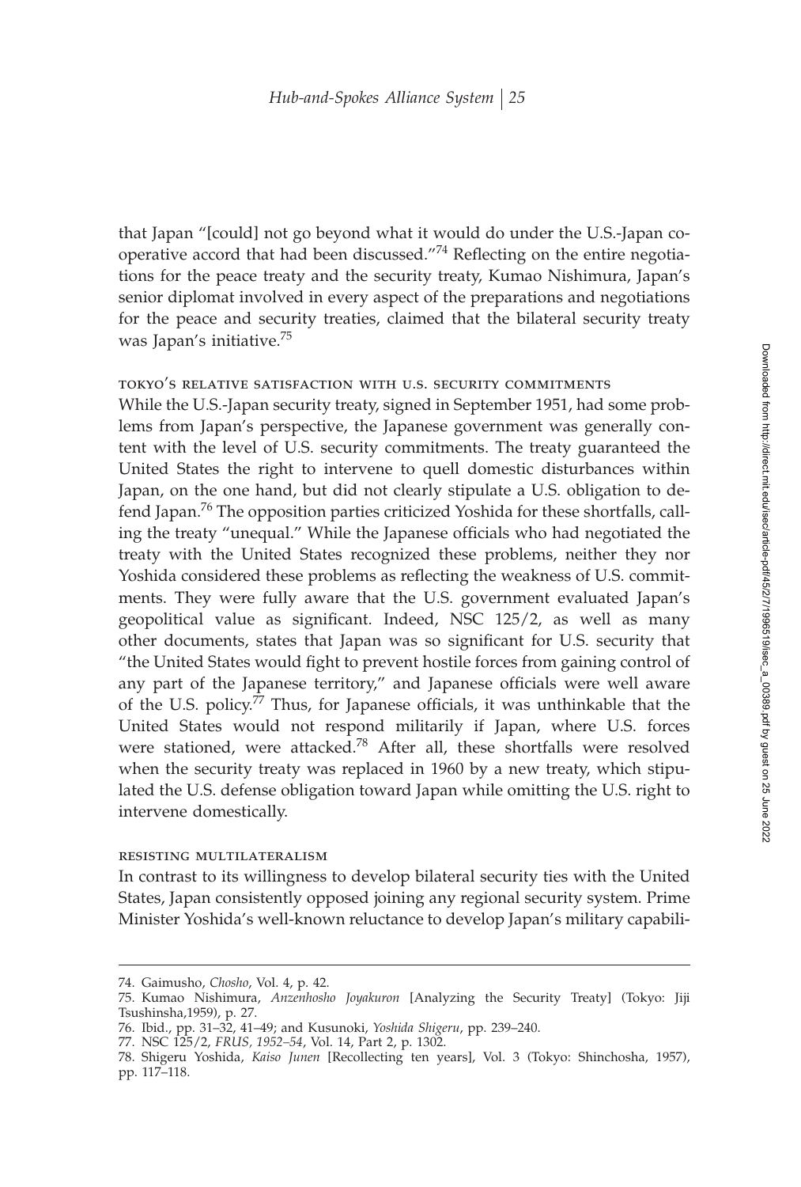that Japan "[could] not go beyond what it would do under the U.S.-Japan co-operative accord that had been discussed."[74] Reflecting on the entire negotiations for the peace treaty and the security treaty, Kumao Nishimura, Japan's senior diplomat involved in every aspect of the preparations and negotiations for the peace and security treaties, claimed that the bilateral security treaty was Japan's initiative.[75]

### tokyo's relative satisfaction with u.s. security commitments

While the U.S.-Japan security treaty, signed in September 1951, had some problems from Japan's perspective, the Japanese government was generally content with the level of U.S. security commitments. The treaty guaranteed the United States the right to intervene to quell domestic disturbances within Japan, on the one hand, but did not clearly stipulate a U.S. obligation to defend Japan.[76] The opposition parties criticized Yoshida for these shortfalls, calling the treaty "unequal." While the Japanese officials who had negotiated the treaty with the United States recognized these problems, neither they nor Yoshida considered these problems as reflecting the weakness of U.S. commitments. They were fully aware that the U.S. government evaluated Japan's geopolitical value as significant. Indeed, NSC 125/2, as well as many other documents, states that Japan was so significant for U.S. security that "the United States would fight to prevent hostile forces from gaining control of any part of the Japanese territory," and Japanese officials were well aware of the U.S. policy.[77] Thus, for Japanese officials, it was unthinkable that the United States would not respond militarily if Japan, where U.S. forces were stationed, were attacked.[78] After all, these shortfalls were resolved when the security treaty was replaced in 1960 by a new treaty, which stipulated the U.S. defense obligation toward Japan while omitting the U.S. right to intervene domestically.

### resisting multilateralism

In contrast to its willingness to develop bilateral security ties with the United States, Japan consistently opposed joining any regional security system. Prime Minister Yoshida's well-known reluctance to develop Japan's military capabili-

74. Gaimusho, *Chosho*, Vol. 4, p. 42.

75. Kumao Nishimura, *Anzenhosho Joyakuron* [Analyzing the Security Treaty] (Tokyo: Jiji Tsushinsha,1959), p. 27.

76. Ibid., pp. 31–32, 41–49; and Kusunoki, *Yoshida Shigeru*, pp. 239–240.

77. NSC 125/2, *FRUS, 1952–54*, Vol. 14, Part 2, p. 1302.

78. Shigeru Yoshida, *Kaiso Junen* [Recollecting ten years], Vol. 3 (Tokyo: Shinchosha, 1957), pp. 117–118.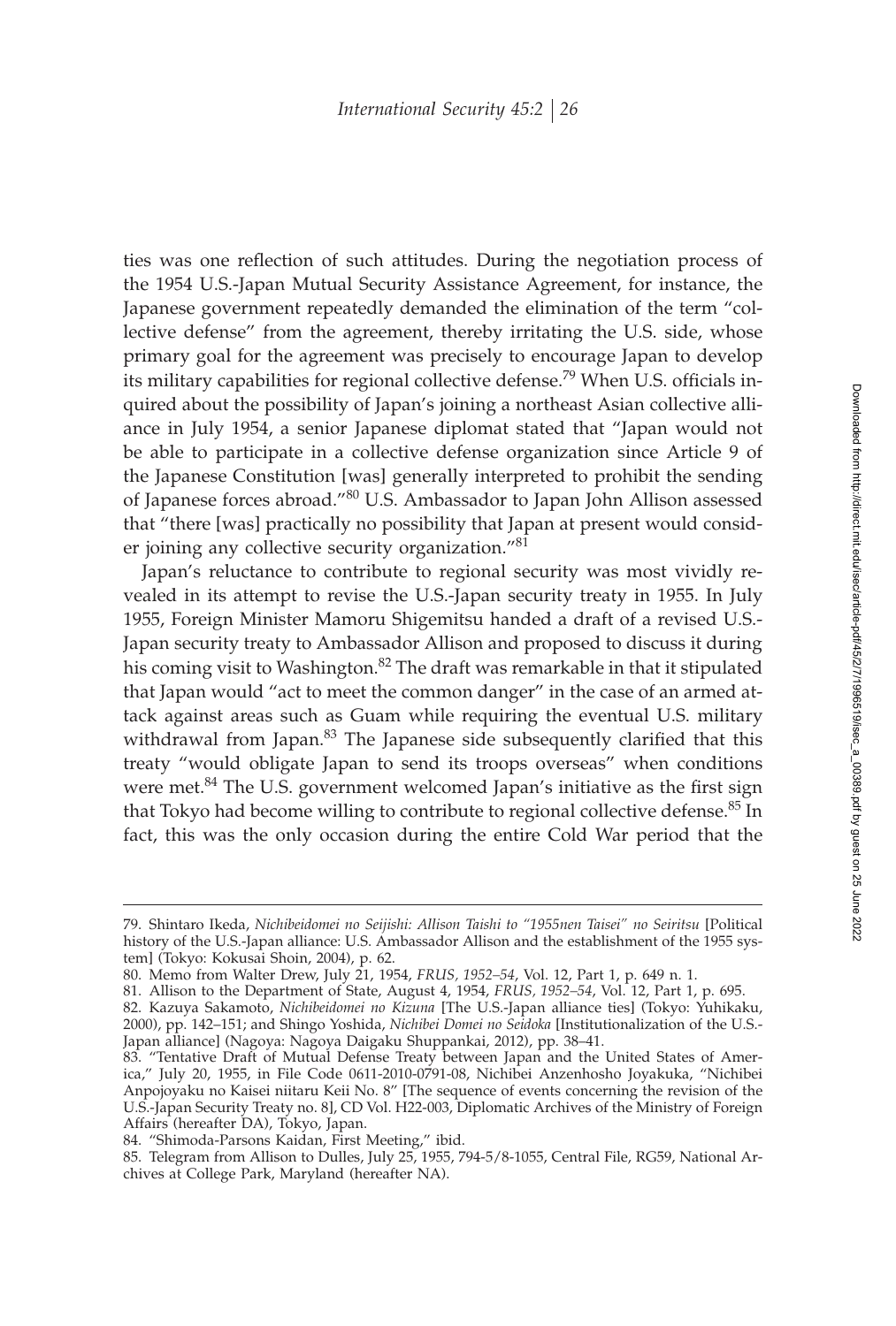ties was one reflection of such attitudes. During the negotiation process of the 1954 U.S.-Japan Mutual Security Assistance Agreement, for instance, the Japanese government repeatedly demanded the elimination of the term "collective defense" from the agreement, thereby irritating the U.S. side, whose primary goal for the agreement was precisely to encourage Japan to develop its military capabilities for regional collective defense.[79] When U.S. officials inquired about the possibility of Japan's joining a northeast Asian collective alliance in July 1954, a senior Japanese diplomat stated that "Japan would not be able to participate in a collective defense organization since Article 9 of the Japanese Constitution [was] generally interpreted to prohibit the sending of Japanese forces abroad."[80] U.S. Ambassador to Japan John Allison assessed that "there [was] practically no possibility that Japan at present would consider joining any collective security organization."[81]

Japan's reluctance to contribute to regional security was most vividly revealed in its attempt to revise the U.S.-Japan security treaty in 1955. In July 1955, Foreign Minister Mamoru Shigemitsu handed a draft of a revised U.S.-Japan security treaty to Ambassador Allison and proposed to discuss it during his coming visit to Washington.[82] The draft was remarkable in that it stipulated that Japan would "act to meet the common danger" in the case of an armed attack against areas such as Guam while requiring the eventual U.S. military withdrawal from Japan.[83] The Japanese side subsequently clarified that this treaty "would obligate Japan to send its troops overseas" when conditions were met.[84] The U.S. government welcomed Japan's initiative as the first sign that Tokyo had become willing to contribute to regional collective defense.[85] In fact, this was the only occasion during the entire Cold War period that the

---

79. Shintaro Ikeda, *Nichibeidomei no Seijishi: Allison Taishi to "1955nen Taisei" no Seiritsu* [Political history of the U.S.-Japan alliance: U.S. Ambassador Allison and the establishment of the 1955 system] (Tokyo: Kokusai Shoin, 2004), p. 62.

80. Memo from Walter Drew, July 21, 1954, *FRUS, 1952–54*, Vol. 12, Part 1, p. 649 n. 1.

81. Allison to the Department of State, August 4, 1954, *FRUS, 1952–54*, Vol. 12, Part 1, p. 695.

82. Kazuya Sakamoto, *Nichibeidomei no Kizuna* [The U.S.-Japan alliance ties] (Tokyo: Yuhikaku, 2000), pp. 142–151; and Shingo Yoshida, *Nichibei Domei no Seidoka* [Institutionalization of the U.S.-Japan alliance] (Nagoya: Nagoya Daigaku Shuppankai, 2012), pp. 38–41.

83. "Tentative Draft of Mutual Defense Treaty between Japan and the United States of America," July 20, 1955, in File Code 0611-2010-0791-08, Nichibei Anzenhosho Joyakuka, "Nichibei Anpojoyaku no Kaisei niitaru Keii No. 8" [The sequence of events concerning the revision of the U.S.-Japan Security Treaty no. 8], CD Vol. H22-003, Diplomatic Archives of the Ministry of Foreign Affairs (hereafter DA), Tokyo, Japan.

84. "Shimoda-Parsons Kaidan, First Meeting," ibid.

85. Telegram from Allison to Dulles, July 25, 1955, 794-5/8-1055, Central File, RG59, National Archives at College Park, Maryland (hereafter NA).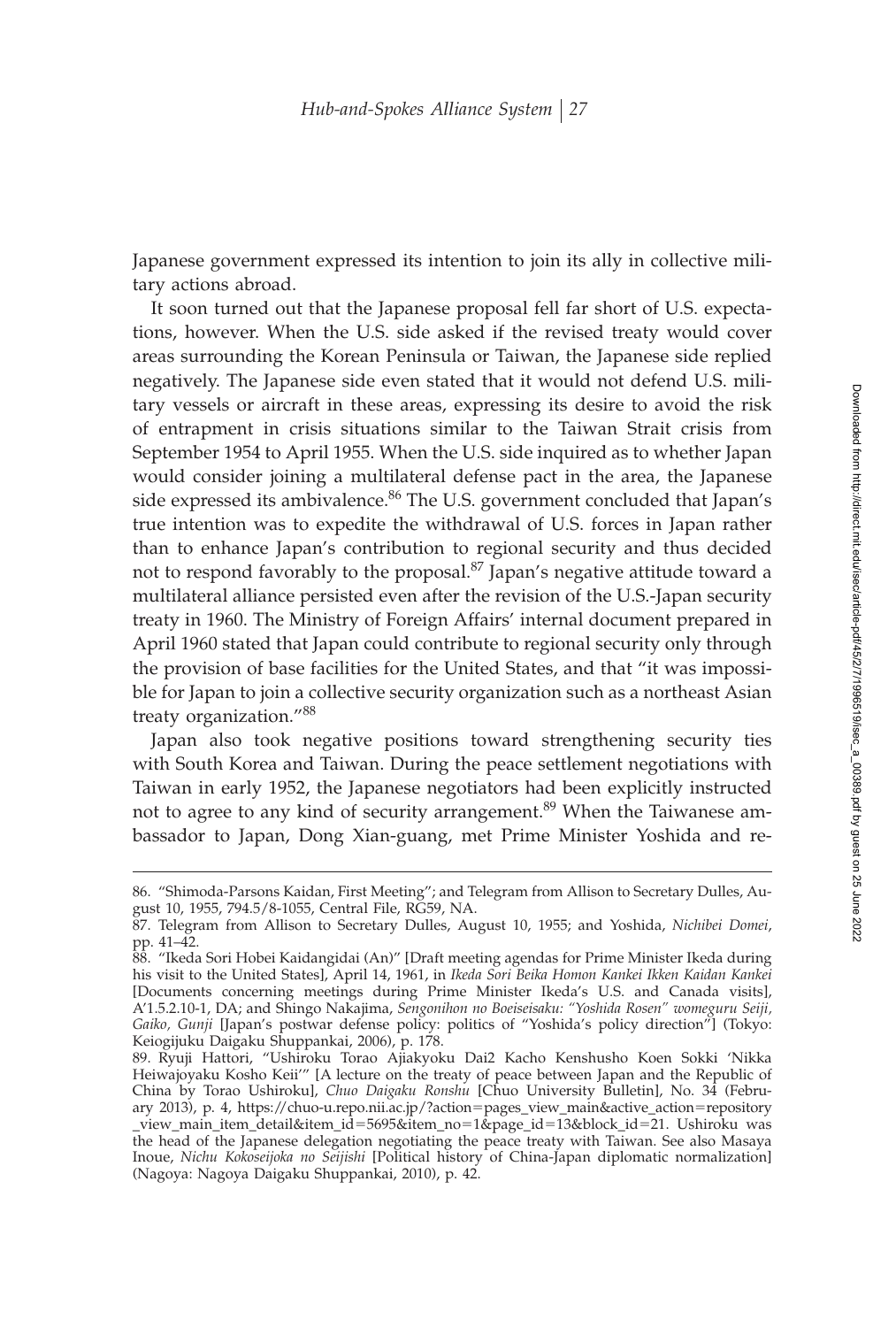Japanese government expressed its intention to join its ally in collective military actions abroad.

It soon turned out that the Japanese proposal fell far short of U.S. expectations, however. When the U.S. side asked if the revised treaty would cover areas surrounding the Korean Peninsula or Taiwan, the Japanese side replied negatively. The Japanese side even stated that it would not defend U.S. military vessels or aircraft in these areas, expressing its desire to avoid the risk of entrapment in crisis situations similar to the Taiwan Strait crisis from September 1954 to April 1955. When the U.S. side inquired as to whether Japan would consider joining a multilateral defense pact in the area, the Japanese side expressed its ambivalence.[86] The U.S. government concluded that Japan's true intention was to expedite the withdrawal of U.S. forces in Japan rather than to enhance Japan's contribution to regional security and thus decided not to respond favorably to the proposal.[87] Japan's negative attitude toward a multilateral alliance persisted even after the revision of the U.S.-Japan security treaty in 1960. The Ministry of Foreign Affairs' internal document prepared in April 1960 stated that Japan could contribute to regional security only through the provision of base facilities for the United States, and that "it was impossible for Japan to join a collective security organization such as a northeast Asian treaty organization."[88]

Japan also took negative positions toward strengthening security ties with South Korea and Taiwan. During the peace settlement negotiations with Taiwan in early 1952, the Japanese negotiators had been explicitly instructed not to agree to any kind of security arrangement.[89] When the Taiwanese ambassador to Japan, Dong Xian-guang, met Prime Minister Yoshida and re-

86. "Shimoda-Parsons Kaidan, First Meeting"; and Telegram from Allison to Secretary Dulles, August 10, 1955, 794.5/8-1055, Central File, RG59, NA.

87. Telegram from Allison to Secretary Dulles, August 10, 1955; and Yoshida, *Nichibei Domei*, pp. 41–42.

88. "Ikeda Sori Hobei Kaidangidai (An)" [Draft meeting agendas for Prime Minister Ikeda during his visit to the United States], April 14, 1961, in *Ikeda Sori Beika Homon Kankei Ikken Kaidan Kankei* [Documents concerning meetings during Prime Minister Ikeda's U.S. and Canada visits], A'1.5.2.10-1, DA; and Shingo Nakajima, *Sengonihon no Boeiseisaku: "Yoshida Rosen" womeguru Seiji, Gaiko, Gunji* [Japan's postwar defense policy: politics of "Yoshida's policy direction"] (Tokyo: Keiogijuku Daigaku Shuppankai, 2006), p. 178.

89. Ryuji Hattori, "Ushiroku Torao Ajiakyoku Dai2 Kacho Kenshusho Koen Sokki 'Nikka Heiwajoyaku Kosho Keii'" [A lecture on the treaty of peace between Japan and the Republic of China by Torao Ushiroku], *Chuo Daigaku Ronshu* [Chuo University Bulletin], No. 34 (February 2013), p. 4, https://chuo-u.repo.nii.ac.jp/?action=pages_view_main&active_action=repository_view_main_item_detail&item_id=5695&item_no=1&page_id=13&block_id=21. Ushiroku was the head of the Japanese delegation negotiating the peace treaty with Taiwan. See also Masaya Inoue, *Nichu Kokoseijoka no Seijishi* [Political history of China-Japan diplomatic normalization] (Nagoya: Nagoya Daigaku Shuppankai, 2010), p. 42.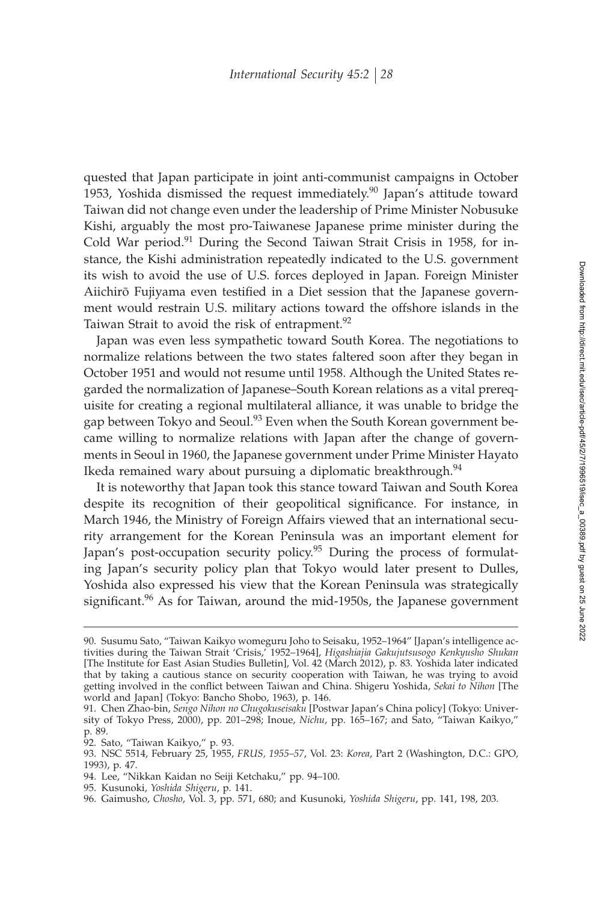quested that Japan participate in joint anti-communist campaigns in October 1953, Yoshida dismissed the request immediately.[90] Japan's attitude toward Taiwan did not change even under the leadership of Prime Minister Nobusuke Kishi, arguably the most pro-Taiwanese Japanese prime minister during the Cold War period.[91] During the Second Taiwan Strait Crisis in 1958, for instance, the Kishi administration repeatedly indicated to the U.S. government its wish to avoid the use of U.S. forces deployed in Japan. Foreign Minister Aiichirō Fujiyama even testified in a Diet session that the Japanese government would restrain U.S. military actions toward the offshore islands in the Taiwan Strait to avoid the risk of entrapment.[92]

Japan was even less sympathetic toward South Korea. The negotiations to normalize relations between the two states faltered soon after they began in October 1951 and would not resume until 1958. Although the United States regarded the normalization of Japanese–South Korean relations as a vital prerequisite for creating a regional multilateral alliance, it was unable to bridge the gap between Tokyo and Seoul.[93] Even when the South Korean government became willing to normalize relations with Japan after the change of governments in Seoul in 1960, the Japanese government under Prime Minister Hayato Ikeda remained wary about pursuing a diplomatic breakthrough.[94]

It is noteworthy that Japan took this stance toward Taiwan and South Korea despite its recognition of their geopolitical significance. For instance, in March 1946, the Ministry of Foreign Affairs viewed that an international security arrangement for the Korean Peninsula was an important element for Japan's post-occupation security policy.[95] During the process of formulating Japan's security policy plan that Tokyo would later present to Dulles, Yoshida also expressed his view that the Korean Peninsula was strategically significant.[96] As for Taiwan, around the mid-1950s, the Japanese government

---

90. Susumu Sato, "Taiwan Kaikyo womeguru Joho to Seisaku, 1952–1964" [Japan's intelligence activities during the Taiwan Strait 'Crisis,' 1952–1964], *Higashiajia Gakujutsusogo Kenkyusho Shukan* [The Institute for East Asian Studies Bulletin], Vol. 42 (March 2012), p. 83. Yoshida later indicated that by taking a cautious stance on security cooperation with Taiwan, he was trying to avoid getting involved in the conflict between Taiwan and China. Shigeru Yoshida, *Sekai to Nihon* [The world and Japan] (Tokyo: Bancho Shobo, 1963), p. 146.

91. Chen Zhao-bin, *Sengo Nihon no Chugokuseisaku* [Postwar Japan's China policy] (Tokyo: University of Tokyo Press, 2000), pp. 201–298; Inoue, *Nichu*, pp. 165–167; and Sato, "Taiwan Kaikyo," p. 89.

92. Sato, "Taiwan Kaikyo," p. 93.

93. NSC 5514, February 25, 1955, *FRUS, 1955–57*, Vol. 23: *Korea*, Part 2 (Washington, D.C.: GPO, 1993), p. 47.

94. Lee, "Nikkan Kaidan no Seiji Ketchaku," pp. 94–100.

95. Kusunoki, *Yoshida Shigeru*, p. 141.

96. Gaimusho, *Chosho*, Vol. 3, pp. 571, 680; and Kusunoki, *Yoshida Shigeru*, pp. 141, 198, 203.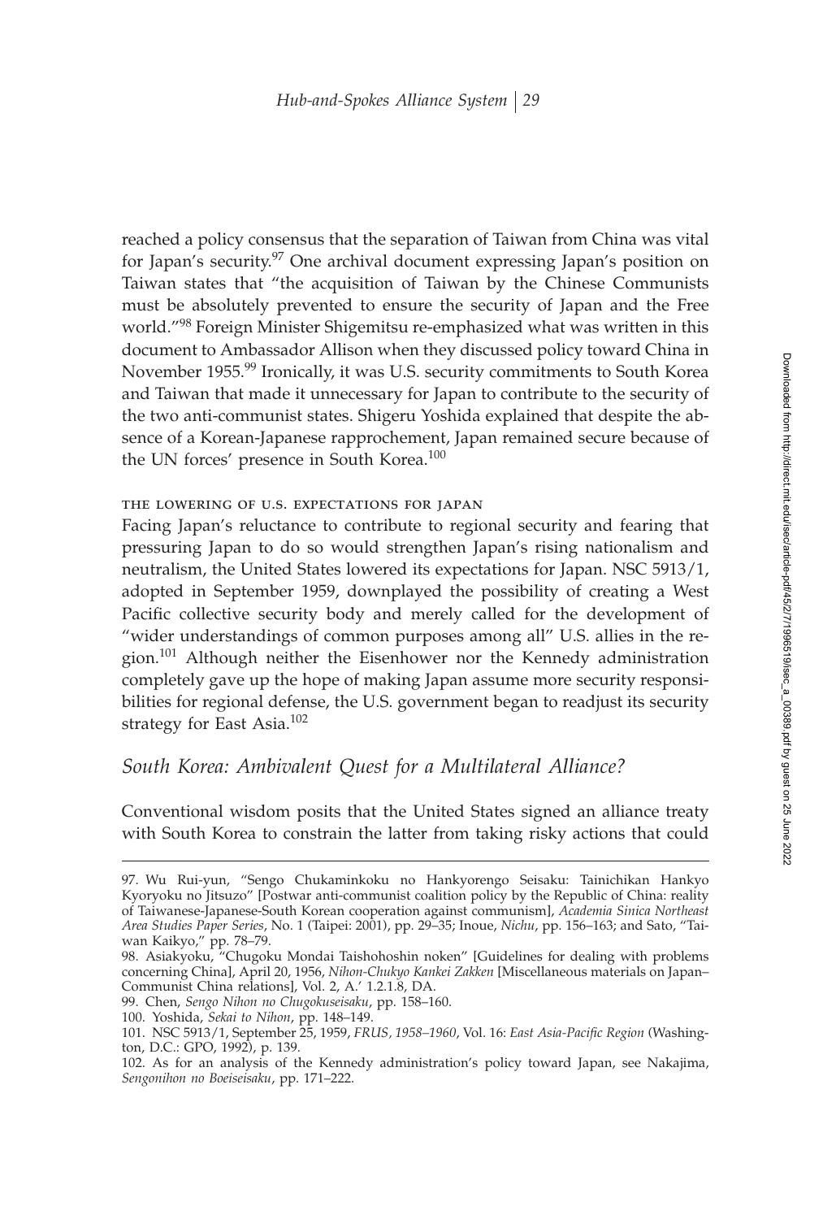reached a policy consensus that the separation of Taiwan from China was vital for Japan's security.[97] One archival document expressing Japan's position on Taiwan states that "the acquisition of Taiwan by the Chinese Communists must be absolutely prevented to ensure the security of Japan and the Free world."[98] Foreign Minister Shigemitsu re-emphasized what was written in this document to Ambassador Allison when they discussed policy toward China in November 1955.[99] Ironically, it was U.S. security commitments to South Korea and Taiwan that made it unnecessary for Japan to contribute to the security of the two anti-communist states. Shigeru Yoshida explained that despite the absence of a Korean-Japanese rapprochement, Japan remained secure because of the UN forces' presence in South Korea.[100]

#### THE LOWERING OF U.S. EXPECTATIONS FOR JAPAN

Facing Japan's reluctance to contribute to regional security and fearing that pressuring Japan to do so would strengthen Japan's rising nationalism and neutralism, the United States lowered its expectations for Japan. NSC 5913/1, adopted in September 1959, downplayed the possibility of creating a West Pacific collective security body and merely called for the development of "wider understandings of common purposes among all" U.S. allies in the region.[101] Although neither the Eisenhower nor the Kennedy administration completely gave up the hope of making Japan assume more security responsibilities for regional defense, the U.S. government began to readjust its security strategy for East Asia.[102]

### *South Korea: Ambivalent Quest for a Multilateral Alliance?*

Conventional wisdom posits that the United States signed an alliance treaty with South Korea to constrain the latter from taking risky actions that could

---

97. Wu Rui-yun, "Sengo Chukaminkoku no Hankyorengo Seisaku: Tainichikan Hankyo Kyoryoku no Jitsuzo" [Postwar anti-communist coalition policy by the Republic of China: reality of Taiwanese-Japanese-South Korean cooperation against communism], *Academia Sinica Northeast Area Studies Paper Series*, No. 1 (Taipei: 2001), pp. 29–35; Inoue, *Nichu*, pp. 156–163; and Sato, "Taiwan Kaikyo," pp. 78–79.

98. Asiakyoku, "Chugoku Mondai Taishohoshin noken" [Guidelines for dealing with problems concerning China], April 20, 1956, *Nihon-Chukyo Kankei Zakken* [Miscellaneous materials on Japan–Communist China relations], Vol. 2, A.' 1.2.1.8, DA.

99. Chen, *Sengo Nihon no Chugokuseisaku*, pp. 158–160.

100. Yoshida, *Sekai to Nihon*, pp. 148–149.

101. NSC 5913/1, September 25, 1959, *FRUS, 1958–1960*, Vol. 16: *East Asia-Pacific Region* (Washington, D.C.: GPO, 1992), p. 139.

102. As for an analysis of the Kennedy administration's policy toward Japan, see Nakajima, *Sengonihon no Boeiseisaku*, pp. 171–222.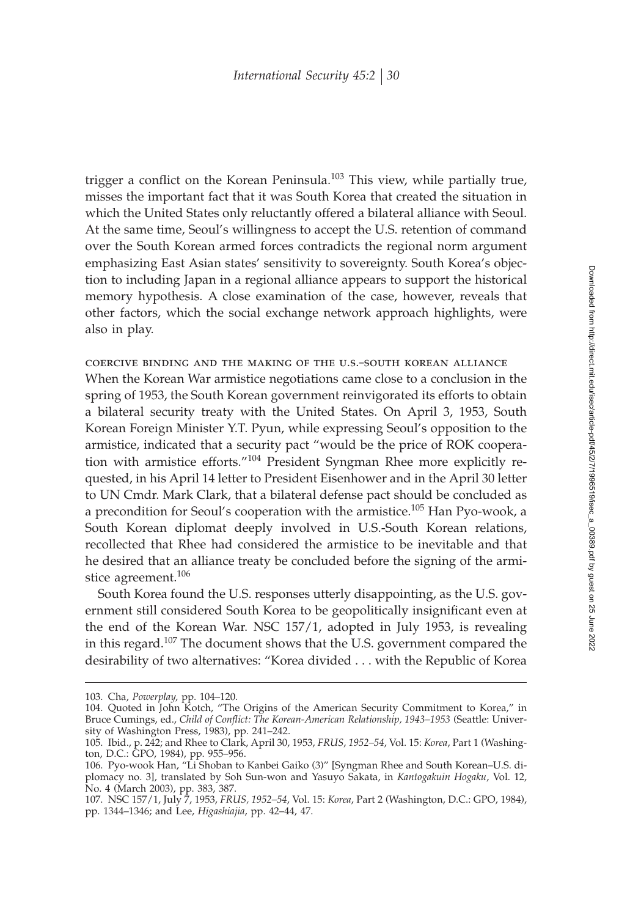trigger a conflict on the Korean Peninsula.[103] This view, while partially true, misses the important fact that it was South Korea that created the situation in which the United States only reluctantly offered a bilateral alliance with Seoul. At the same time, Seoul's willingness to accept the U.S. retention of command over the South Korean armed forces contradicts the regional norm argument emphasizing East Asian states' sensitivity to sovereignty. South Korea's objection to including Japan in a regional alliance appears to support the historical memory hypothesis. A close examination of the case, however, reveals that other factors, which the social exchange network approach highlights, were also in play.

### coercive binding and the making of the u.s.–south korean alliance

When the Korean War armistice negotiations came close to a conclusion in the spring of 1953, the South Korean government reinvigorated its efforts to obtain a bilateral security treaty with the United States. On April 3, 1953, South Korean Foreign Minister Y.T. Pyun, while expressing Seoul's opposition to the armistice, indicated that a security pact "would be the price of ROK cooperation with armistice efforts."[104] President Syngman Rhee more explicitly requested, in his April 14 letter to President Eisenhower and in the April 30 letter to UN Cmdr. Mark Clark, that a bilateral defense pact should be concluded as a precondition for Seoul's cooperation with the armistice.[105] Han Pyo-wook, a South Korean diplomat deeply involved in U.S.-South Korean relations, recollected that Rhee had considered the armistice to be inevitable and that he desired that an alliance treaty be concluded before the signing of the armistice agreement.[106]

South Korea found the U.S. responses utterly disappointing, as the U.S. government still considered South Korea to be geopolitically insignificant even at the end of the Korean War. NSC 157/1, adopted in July 1953, is revealing in this regard.[107] The document shows that the U.S. government compared the desirability of two alternatives: "Korea divided . . . with the Republic of Korea

---

103. Cha, *Powerplay*, pp. 104–120.

104. Quoted in John Kotch, "The Origins of the American Security Commitment to Korea," in Bruce Cumings, ed., *Child of Conflict: The Korean-American Relationship, 1943–1953* (Seattle: University of Washington Press, 1983), pp. 241–242.

105. Ibid., p. 242; and Rhee to Clark, April 30, 1953, *FRUS*, *1952–54*, Vol. 15: *Korea*, Part 1 (Washington, D.C.: GPO, 1984), pp. 955–956.

106. Pyo-wook Han, "Li Shoban to Kanbei Gaiko (3)" [Syngman Rhee and South Korean–U.S. diplomacy no. 3], translated by Soh Sun-won and Yasuyo Sakata, in *Kantogakuin Hogaku*, Vol. 12, No. 4 (March 2003), pp. 383, 387.

107. NSC 157/1, July 7, 1953, *FRUS, 1952–54*, Vol. 15: *Korea*, Part 2 (Washington, D.C.: GPO, 1984), pp. 1344–1346; and Lee, *Higashiajia*, pp. 42–44, 47.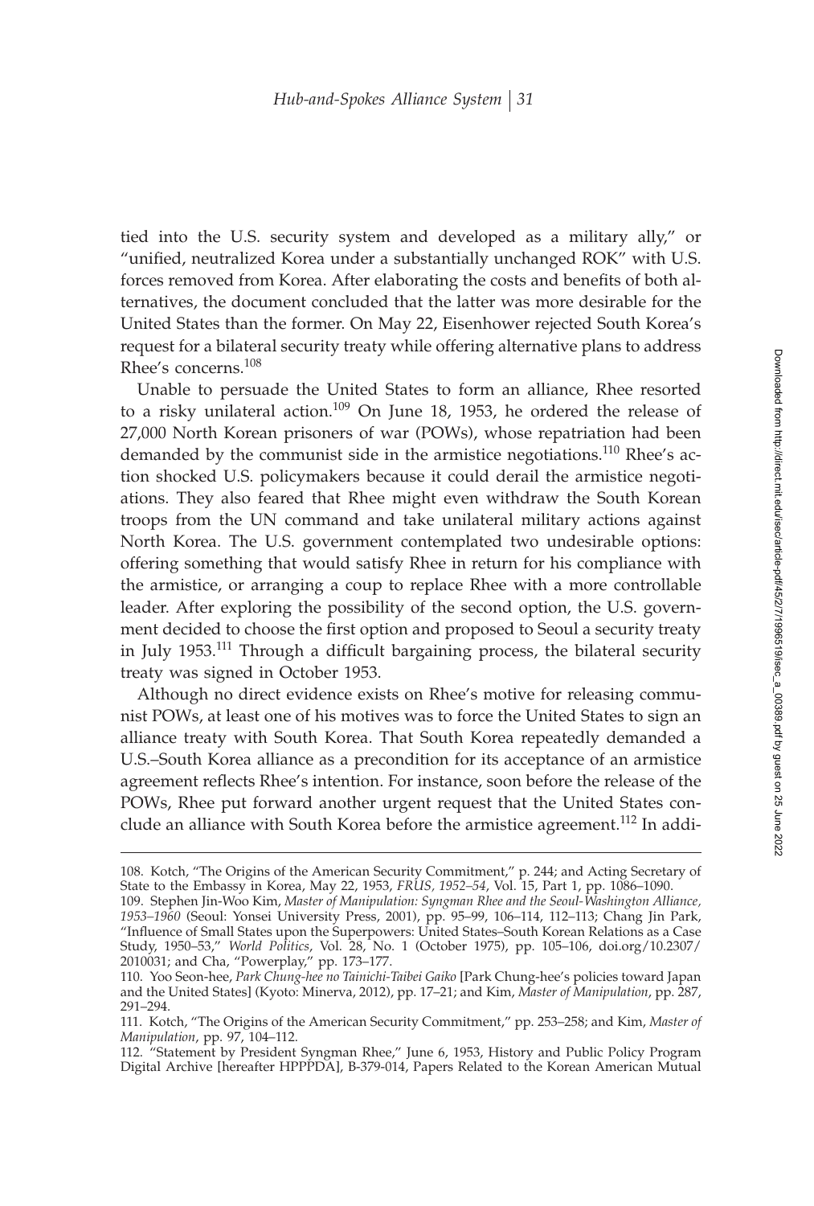tied into the U.S. security system and developed as a military ally," or "unified, neutralized Korea under a substantially unchanged ROK" with U.S. forces removed from Korea. After elaborating the costs and benefits of both alternatives, the document concluded that the latter was more desirable for the United States than the former. On May 22, Eisenhower rejected South Korea's request for a bilateral security treaty while offering alternative plans to address Rhee's concerns.[108]

Unable to persuade the United States to form an alliance, Rhee resorted to a risky unilateral action.[109] On June 18, 1953, he ordered the release of 27,000 North Korean prisoners of war (POWs), whose repatriation had been demanded by the communist side in the armistice negotiations.[110] Rhee's action shocked U.S. policymakers because it could derail the armistice negotiations. They also feared that Rhee might even withdraw the South Korean troops from the UN command and take unilateral military actions against North Korea. The U.S. government contemplated two undesirable options: offering something that would satisfy Rhee in return for his compliance with the armistice, or arranging a coup to replace Rhee with a more controllable leader. After exploring the possibility of the second option, the U.S. government decided to choose the first option and proposed to Seoul a security treaty in July 1953.[111] Through a difficult bargaining process, the bilateral security treaty was signed in October 1953.

Although no direct evidence exists on Rhee's motive for releasing communist POWs, at least one of his motives was to force the United States to sign an alliance treaty with South Korea. That South Korea repeatedly demanded a U.S.–South Korea alliance as a precondition for its acceptance of an armistice agreement reflects Rhee's intention. For instance, soon before the release of the POWs, Rhee put forward another urgent request that the United States conclude an alliance with South Korea before the armistice agreement.[112] In addi-

---

108. Kotch, "The Origins of the American Security Commitment," p. 244; and Acting Secretary of State to the Embassy in Korea, May 22, 1953, *FRUS, 1952–54*, Vol. 15, Part 1, pp. 1086–1090.

109. Stephen Jin-Woo Kim, *Master of Manipulation: Syngman Rhee and the Seoul-Washington Alliance, 1953–1960* (Seoul: Yonsei University Press, 2001), pp. 95–99, 106–114, 112–113; Chang Jin Park, "Influence of Small States upon the Superpowers: United States–South Korean Relations as a Case Study, 1950–53," *World Politics*, Vol. 28, No. 1 (October 1975), pp. 105–106, doi.org/10.2307/2010031; and Cha, "Powerplay," pp. 173–177.

110. Yoo Seon-hee, *Park Chung-hee no Tainichi-Taibei Gaiko* [Park Chung-hee's policies toward Japan and the United States] (Kyoto: Minerva, 2012), pp. 17–21; and Kim, *Master of Manipulation*, pp. 287, 291–294.

111. Kotch, "The Origins of the American Security Commitment," pp. 253–258; and Kim, *Master of Manipulation*, pp. 97, 104–112.

112. "Statement by President Syngman Rhee," June 6, 1953, History and Public Policy Program Digital Archive [hereafter HPPPDA], B-379-014, Papers Related to the Korean American Mutual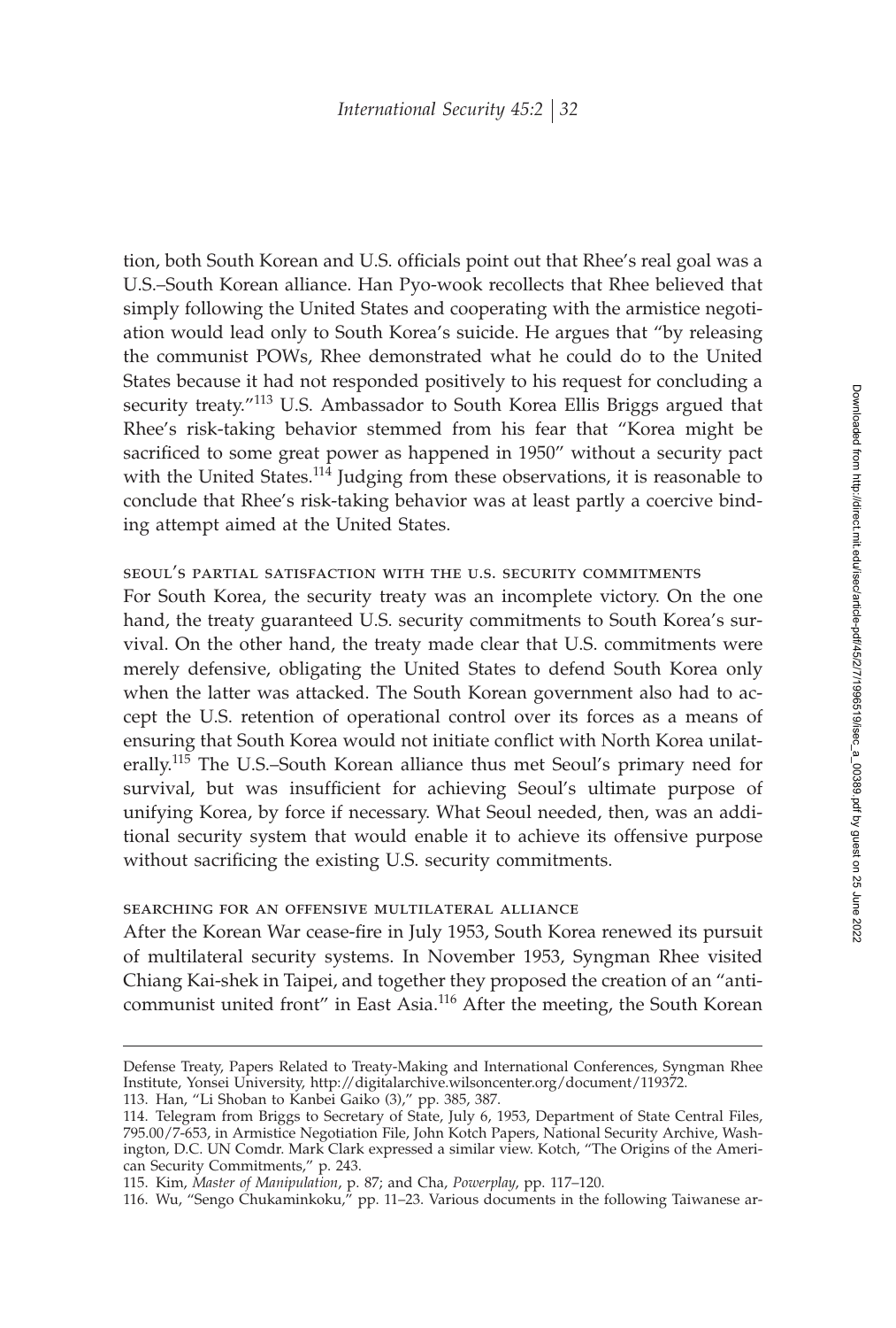tion, both South Korean and U.S. officials point out that Rhee's real goal was a U.S.–South Korean alliance. Han Pyo-wook recollects that Rhee believed that simply following the United States and cooperating with the armistice negotiation would lead only to South Korea's suicide. He argues that "by releasing the communist POWs, Rhee demonstrated what he could do to the United States because it had not responded positively to his request for concluding a security treaty."[113] U.S. Ambassador to South Korea Ellis Briggs argued that Rhee's risk-taking behavior stemmed from his fear that "Korea might be sacrificed to some great power as happened in 1950" without a security pact with the United States.[114] Judging from these observations, it is reasonable to conclude that Rhee's risk-taking behavior was at least partly a coercive binding attempt aimed at the United States.

### seoul's partial satisfaction with the u.s. security commitments

For South Korea, the security treaty was an incomplete victory. On the one hand, the treaty guaranteed U.S. security commitments to South Korea's survival. On the other hand, the treaty made clear that U.S. commitments were merely defensive, obligating the United States to defend South Korea only when the latter was attacked. The South Korean government also had to accept the U.S. retention of operational control over its forces as a means of ensuring that South Korea would not initiate conflict with North Korea unilaterally.[115] The U.S.–South Korean alliance thus met Seoul's primary need for survival, but was insufficient for achieving Seoul's ultimate purpose of unifying Korea, by force if necessary. What Seoul needed, then, was an additional security system that would enable it to achieve its offensive purpose without sacrificing the existing U.S. security commitments.

### searching for an offensive multilateral alliance

After the Korean War cease-fire in July 1953, South Korea renewed its pursuit of multilateral security systems. In November 1953, Syngman Rhee visited Chiang Kai-shek in Taipei, and together they proposed the creation of an "anticommunist united front" in East Asia.[116] After the meeting, the South Korean

---

Defense Treaty, Papers Related to Treaty-Making and International Conferences, Syngman Rhee Institute, Yonsei University, http://digitalarchive.wilsoncenter.org/document/119372.

113. Han, "Li Shoban to Kanbei Gaiko (3)," pp. 385, 387.

114. Telegram from Briggs to Secretary of State, July 6, 1953, Department of State Central Files, 795.00/7-653, in Armistice Negotiation File, John Kotch Papers, National Security Archive, Washington, D.C. UN Comdr. Mark Clark expressed a similar view. Kotch, "The Origins of the American Security Commitments," p. 243.

115. Kim, *Master of Manipulation*, p. 87; and Cha, *Powerplay*, pp. 117–120.

116. Wu, "Sengo Chukaminkoku," pp. 11–23. Various documents in the following Taiwanese ar-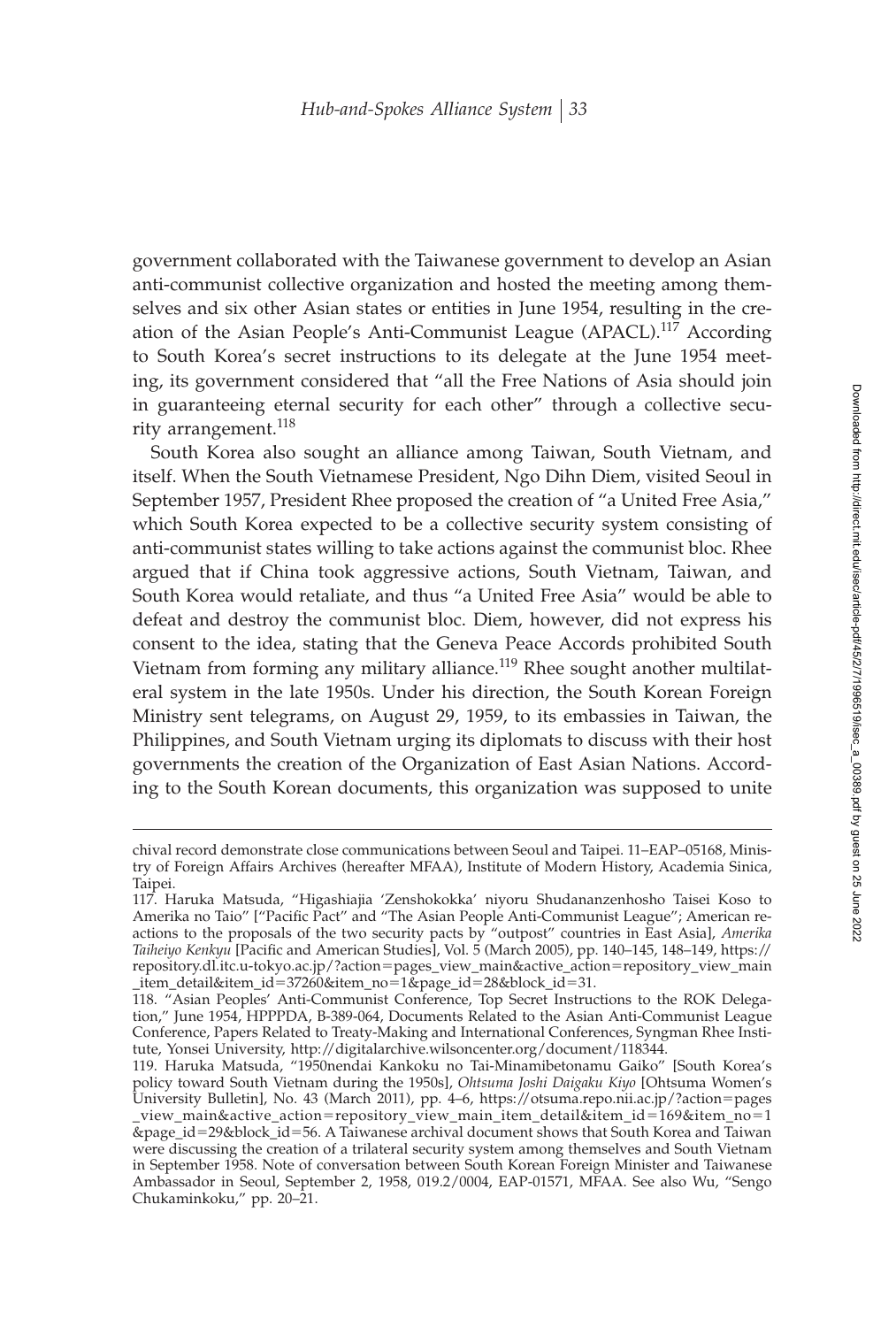government collaborated with the Taiwanese government to develop an Asian anti-communist collective organization and hosted the meeting among themselves and six other Asian states or entities in June 1954, resulting in the creation of the Asian People's Anti-Communist League (APACL).[117] According to South Korea's secret instructions to its delegate at the June 1954 meeting, its government considered that "all the Free Nations of Asia should join in guaranteeing eternal security for each other" through a collective security arrangement.[118]

South Korea also sought an alliance among Taiwan, South Vietnam, and itself. When the South Vietnamese President, Ngo Dihn Diem, visited Seoul in September 1957, President Rhee proposed the creation of "a United Free Asia," which South Korea expected to be a collective security system consisting of anti-communist states willing to take actions against the communist bloc. Rhee argued that if China took aggressive actions, South Vietnam, Taiwan, and South Korea would retaliate, and thus "a United Free Asia" would be able to defeat and destroy the communist bloc. Diem, however, did not express his consent to the idea, stating that the Geneva Peace Accords prohibited South Vietnam from forming any military alliance.[119] Rhee sought another multilateral system in the late 1950s. Under his direction, the South Korean Foreign Ministry sent telegrams, on August 29, 1959, to its embassies in Taiwan, the Philippines, and South Vietnam urging its diplomats to discuss with their host governments the creation of the Organization of East Asian Nations. According to the South Korean documents, this organization was supposed to unite

---

chival record demonstrate close communications between Seoul and Taipei. 11–EAP–05168, Ministry of Foreign Affairs Archives (hereafter MFAA), Institute of Modern History, Academia Sinica, Taipei.

117. Haruka Matsuda, "Higashiajia 'Zenshokokka' niyoru Shudananzenhosho Taisei Koso to Amerika no Taio" ["Pacific Pact" and "The Asian People Anti-Communist League"; American reactions to the proposals of the two security pacts by "outpost" countries in East Asia], *Amerika Taiheiyo Kenkyu* [Pacific and American Studies], Vol. 5 (March 2005), pp. 140–145, 148–149, https://repository.dl.itc.u-tokyo.ac.jp/?action=pages_view_main&active_action=repository_view_main_item_detail&item_id=37260&item_no=1&page_id=28&block_id=31.

118. "Asian Peoples' Anti-Communist Conference, Top Secret Instructions to the ROK Delegation," June 1954, HPPPDA, B-389-064, Documents Related to the Asian Anti-Communist League Conference, Papers Related to Treaty-Making and International Conferences, Syngman Rhee Institute, Yonsei University, http://digitalarchive.wilsoncenter.org/document/118344.

119. Haruka Matsuda, "1950nendai Kankoku no Tai-Minamibetonamu Gaiko" [South Korea's policy toward South Vietnam during the 1950s], *Ohtsuma Joshi Daigaku Kiyo* [Ohtsuma Women's University Bulletin], No. 43 (March 2011), pp. 4–6, https://otsuma.repo.nii.ac.jp/?action=pages_view_main&active_action=repository_view_main_item_detail&item_id=169&item_no=1&page_id=29&block_id=56. A Taiwanese archival document shows that South Korea and Taiwan were discussing the creation of a trilateral security system among themselves and South Vietnam in September 1958. Note of conversation between South Korean Foreign Minister and Taiwanese Ambassador in Seoul, September 2, 1958, 019.2/0004, EAP-01571, MFAA. See also Wu, "Sengo Chukaminkoku," pp. 20–21.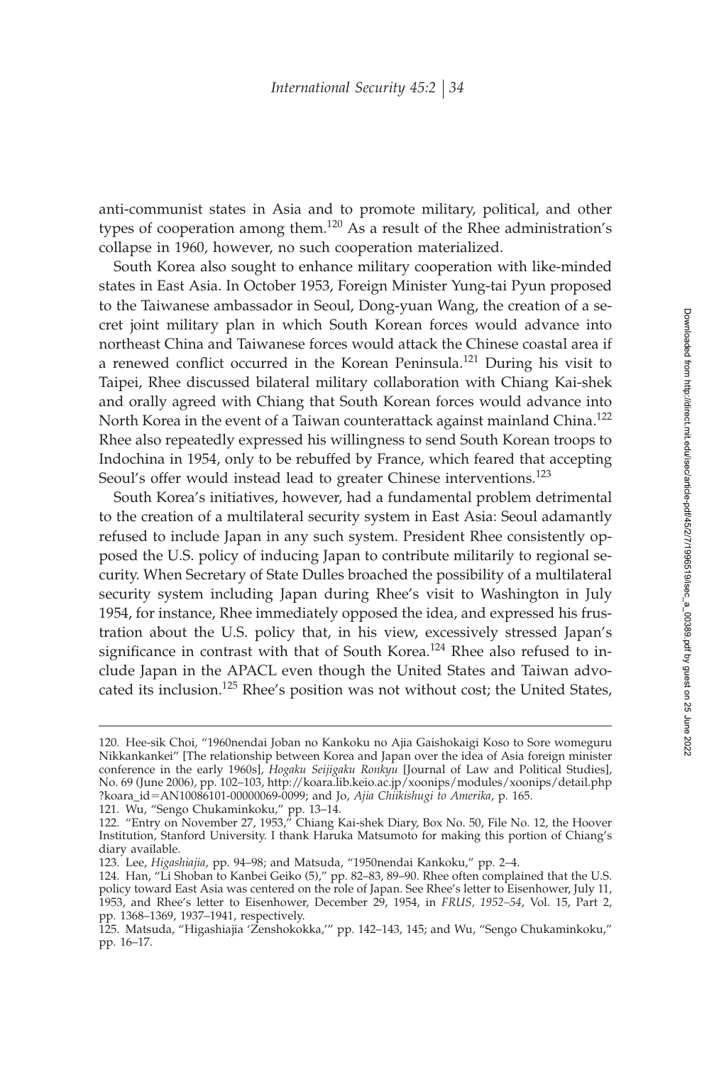anti-communist states in Asia and to promote military, political, and other types of cooperation among them.[120] As a result of the Rhee administration's collapse in 1960, however, no such cooperation materialized.

South Korea also sought to enhance military cooperation with like-minded states in East Asia. In October 1953, Foreign Minister Yung-tai Pyun proposed to the Taiwanese ambassador in Seoul, Dong-yuan Wang, the creation of a secret joint military plan in which South Korean forces would advance into northeast China and Taiwanese forces would attack the Chinese coastal area if a renewed conflict occurred in the Korean Peninsula.[121] During his visit to Taipei, Rhee discussed bilateral military collaboration with Chiang Kai-shek and orally agreed with Chiang that South Korean forces would advance into North Korea in the event of a Taiwan counterattack against mainland China.[122] Rhee also repeatedly expressed his willingness to send South Korean troops to Indochina in 1954, only to be rebuffed by France, which feared that accepting Seoul's offer would instead lead to greater Chinese interventions.[123]

South Korea's initiatives, however, had a fundamental problem detrimental to the creation of a multilateral security system in East Asia: Seoul adamantly refused to include Japan in any such system. President Rhee consistently opposed the U.S. policy of inducing Japan to contribute militarily to regional security. When Secretary of State Dulles broached the possibility of a multilateral security system including Japan during Rhee's visit to Washington in July 1954, for instance, Rhee immediately opposed the idea, and expressed his frustration about the U.S. policy that, in his view, excessively stressed Japan's significance in contrast with that of South Korea.[124] Rhee also refused to include Japan in the APACL even though the United States and Taiwan advocated its inclusion.[125] Rhee's position was not without cost; the United States,

120. Hee-sik Choi, "1960nendai Joban no Kankoku no Ajia Gaishokaigi Koso to Sore womeguru Nikkankankei" [The relationship between Korea and Japan over the idea of Asia foreign minister conference in the early 1960s], *Hogaku Seijigaku Ronkyu* [Journal of Law and Political Studies], No. 69 (June 2006), pp. 102–103, http://koara.lib.keio.ac.jp/xoonips/modules/xoonips/detail.php?koara_id=AN10086101-00000069-0099; and Jo, *Ajia Chiikishugi to Amerika*, p. 165.

121. Wu, "Sengo Chukaminkoku," pp. 13–14.

122. "Entry on November 27, 1953," Chiang Kai-shek Diary, Box No. 50, File No. 12, the Hoover Institution, Stanford University. I thank Haruka Matsumoto for making this portion of Chiang's diary available.

123. Lee, *Higashiajia*, pp. 94–98; and Matsuda, "1950nendai Kankoku," pp. 2–4.

124. Han, "Li Shoban to Kanbei Geiko (5)," pp. 82–83, 89–90. Rhee often complained that the U.S. policy toward East Asia was centered on the role of Japan. See Rhee's letter to Eisenhower, July 11, 1953, and Rhee's letter to Eisenhower, December 29, 1954, in *FRUS, 1952–54*, Vol. 15, Part 2, pp. 1368–1369, 1937–1941, respectively.

125. Matsuda, "Higashiajia 'Zenshokokka,'" pp. 142–143, 145; and Wu, "Sengo Chukaminkoku," pp. 16–17.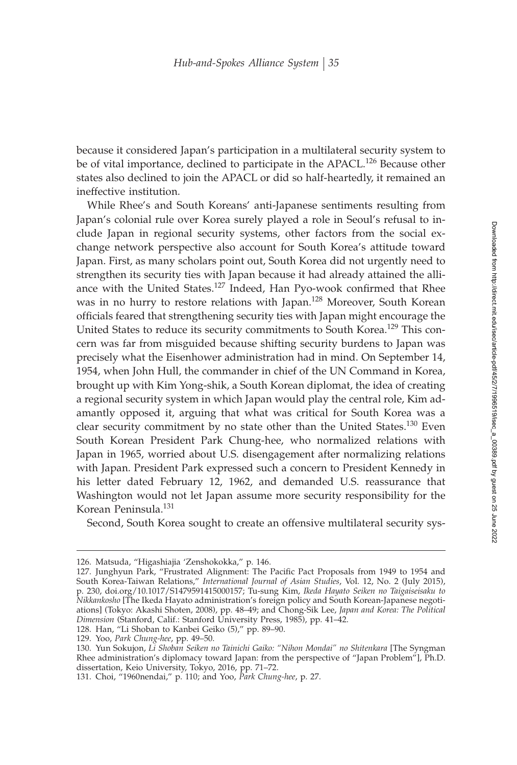because it considered Japan's participation in a multilateral security system to be of vital importance, declined to participate in the APACL.[126] Because other states also declined to join the APACL or did so half-heartedly, it remained an ineffective institution.

While Rhee's and South Koreans' anti-Japanese sentiments resulting from Japan's colonial rule over Korea surely played a role in Seoul's refusal to include Japan in regional security systems, other factors from the social exchange network perspective also account for South Korea's attitude toward Japan. First, as many scholars point out, South Korea did not urgently need to strengthen its security ties with Japan because it had already attained the alliance with the United States.[127] Indeed, Han Pyo-wook confirmed that Rhee was in no hurry to restore relations with Japan.[128] Moreover, South Korean officials feared that strengthening security ties with Japan might encourage the United States to reduce its security commitments to South Korea.[129] This concern was far from misguided because shifting security burdens to Japan was precisely what the Eisenhower administration had in mind. On September 14, 1954, when John Hull, the commander in chief of the UN Command in Korea, brought up with Kim Yong-shik, a South Korean diplomat, the idea of creating a regional security system in which Japan would play the central role, Kim adamantly opposed it, arguing that what was critical for South Korea was a clear security commitment by no state other than the United States.[130] Even South Korean President Park Chung-hee, who normalized relations with Japan in 1965, worried about U.S. disengagement after normalizing relations with Japan. President Park expressed such a concern to President Kennedy in his letter dated February 12, 1962, and demanded U.S. reassurance that Washington would not let Japan assume more security responsibility for the Korean Peninsula.[131]

Second, South Korea sought to create an offensive multilateral security sys-

---

126. Matsuda, "Higashiajia 'Zenshokokka," p. 146.

127. Junghyun Park, "Frustrated Alignment: The Pacific Pact Proposals from 1949 to 1954 and South Korea-Taiwan Relations," *International Journal of Asian Studies*, Vol. 12, No. 2 (July 2015), p. 230, doi.org/10.1017/S1479591415000157; Tu-sung Kim, *Ikeda Hayato Seiken no Taigaiseisaku to Nikkankosho* [The Ikeda Hayato administration's foreign policy and South Korean-Japanese negotiations] (Tokyo: Akashi Shoten, 2008), pp. 48–49; and Chong-Sik Lee, *Japan and Korea: The Political Dimension* (Stanford, Calif.: Stanford University Press, 1985), pp. 41–42.

128. Han, "Li Shoban to Kanbei Geiko (5)," pp. 89–90.

129. Yoo, *Park Chung-hee*, pp. 49–50.

130. Yun Sokujon, *Li Shoban Seiken no Tainichi Gaiko: "Nihon Mondai" no Shitenkara* [The Syngman Rhee administration's diplomacy toward Japan: from the perspective of "Japan Problem"], Ph.D. dissertation, Keio University, Tokyo, 2016, pp. 71–72.

131. Choi, "1960nendai," p. 110; and Yoo, *Park Chung-hee*, p. 27.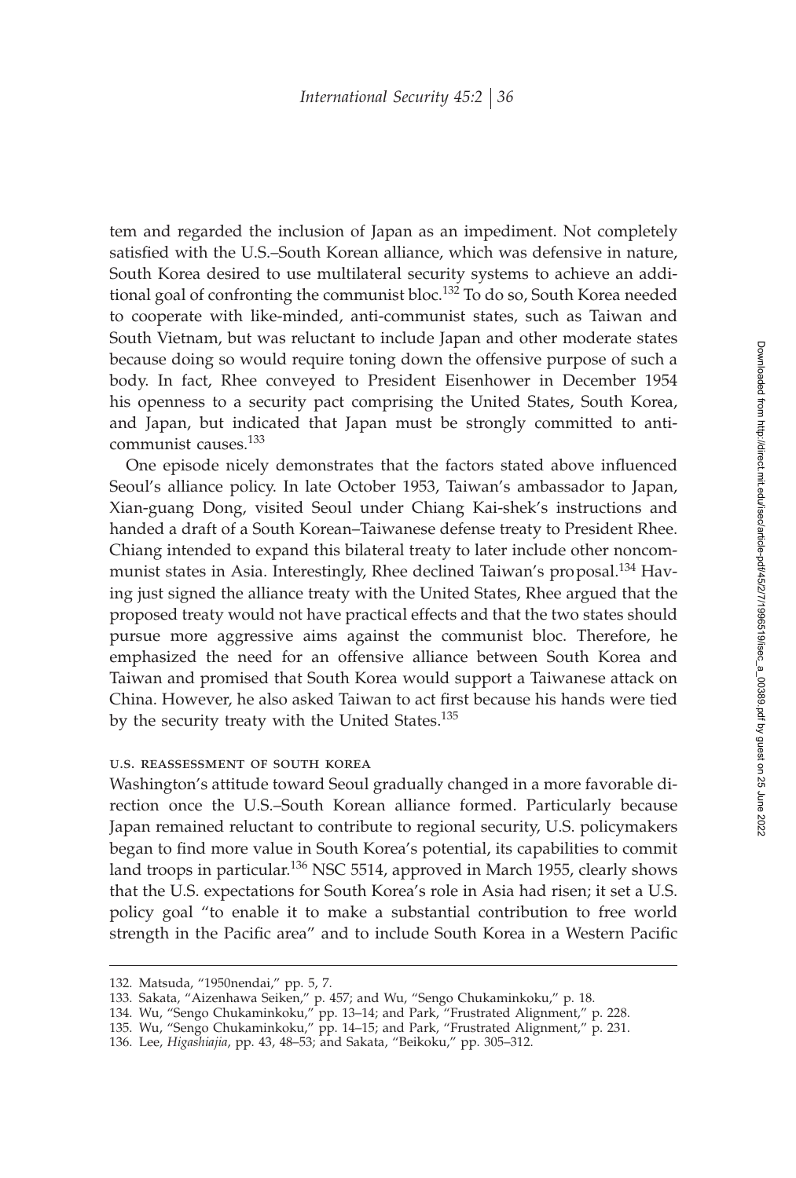tem and regarded the inclusion of Japan as an impediment. Not completely satisfied with the U.S.–South Korean alliance, which was defensive in nature, South Korea desired to use multilateral security systems to achieve an additional goal of confronting the communist bloc.[132] To do so, South Korea needed to cooperate with like-minded, anti-communist states, such as Taiwan and South Vietnam, but was reluctant to include Japan and other moderate states because doing so would require toning down the offensive purpose of such a body. In fact, Rhee conveyed to President Eisenhower in December 1954 his openness to a security pact comprising the United States, South Korea, and Japan, but indicated that Japan must be strongly committed to anti-communist causes.[133]

One episode nicely demonstrates that the factors stated above influenced Seoul's alliance policy. In late October 1953, Taiwan's ambassador to Japan, Xian-guang Dong, visited Seoul under Chiang Kai-shek's instructions and handed a draft of a South Korean–Taiwanese defense treaty to President Rhee. Chiang intended to expand this bilateral treaty to later include other noncommunist states in Asia. Interestingly, Rhee declined Taiwan's proposal.[134] Having just signed the alliance treaty with the United States, Rhee argued that the proposed treaty would not have practical effects and that the two states should pursue more aggressive aims against the communist bloc. Therefore, he emphasized the need for an offensive alliance between South Korea and Taiwan and promised that South Korea would support a Taiwanese attack on China. However, he also asked Taiwan to act first because his hands were tied by the security treaty with the United States.[135]

### U.S. REASSESSMENT OF SOUTH KOREA

Washington's attitude toward Seoul gradually changed in a more favorable direction once the U.S.–South Korean alliance formed. Particularly because Japan remained reluctant to contribute to regional security, U.S. policymakers began to find more value in South Korea's potential, its capabilities to commit land troops in particular.[136] NSC 5514, approved in March 1955, clearly shows that the U.S. expectations for South Korea's role in Asia had risen; it set a U.S. policy goal "to enable it to make a substantial contribution to free world strength in the Pacific area" and to include South Korea in a Western Pacific

---

132. Matsuda, "1950nendai," pp. 5, 7.

133. Sakata, "Aizenhawa Seiken," p. 457; and Wu, "Sengo Chukaminkoku," p. 18.

134. Wu, "Sengo Chukaminkoku," pp. 13–14; and Park, "Frustrated Alignment," p. 228.

135. Wu, "Sengo Chukaminkoku," pp. 14–15; and Park, "Frustrated Alignment," p. 231.

136. Lee, *Higashiajia*, pp. 43, 48–53; and Sakata, "Beikoku," pp. 305–312.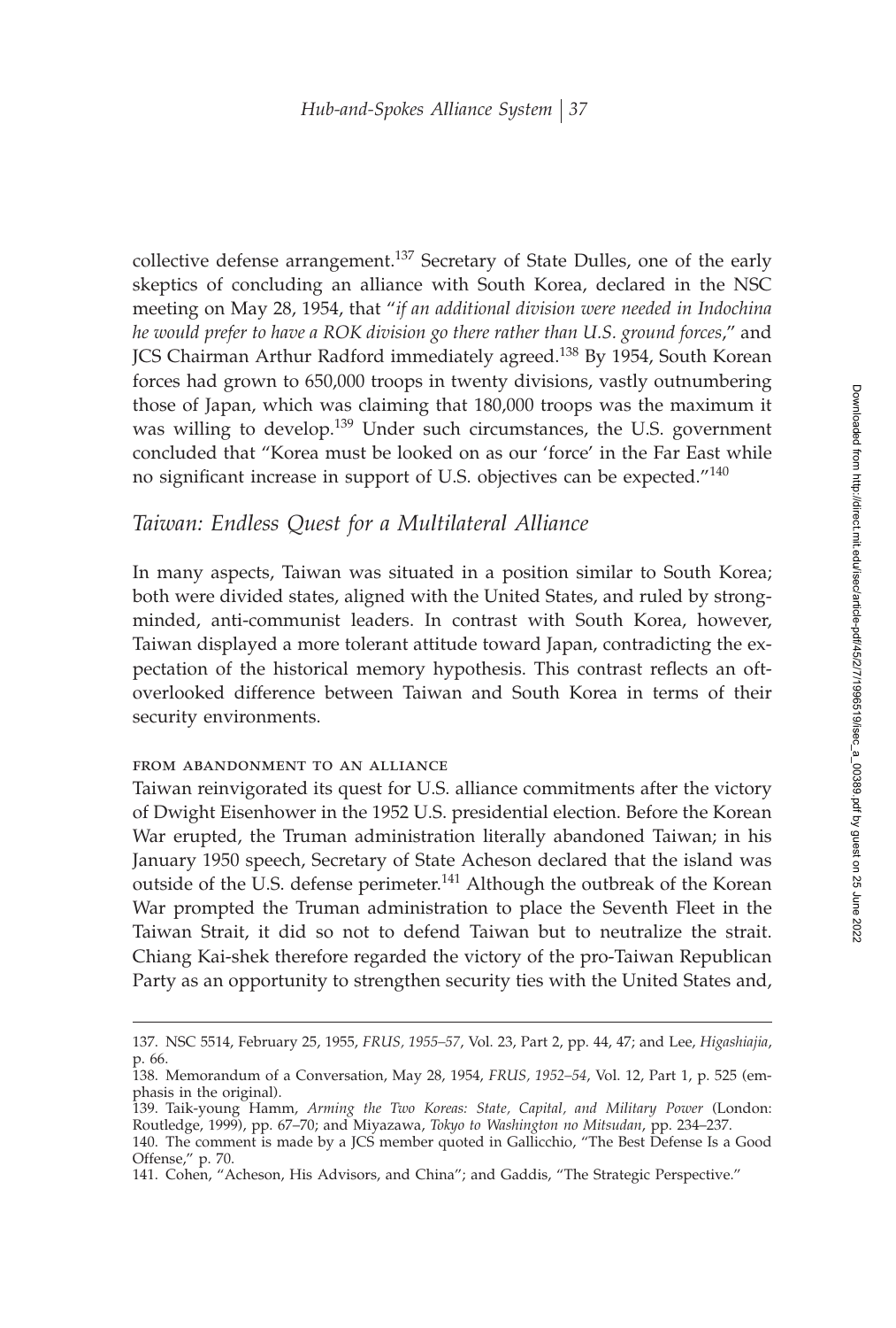collective defense arrangement.[137] Secretary of State Dulles, one of the early skeptics of concluding an alliance with South Korea, declared in the NSC meeting on May 28, 1954, that "*if an additional division were needed in Indochina he would prefer to have a ROK division go there rather than U.S. ground forces*," and JCS Chairman Arthur Radford immediately agreed.[138] By 1954, South Korean forces had grown to 650,000 troops in twenty divisions, vastly outnumbering those of Japan, which was claiming that 180,000 troops was the maximum it was willing to develop.[139] Under such circumstances, the U.S. government concluded that "Korea must be looked on as our 'force' in the Far East while no significant increase in support of U.S. objectives can be expected."[140]

## *Taiwan: Endless Quest for a Multilateral Alliance*

In many aspects, Taiwan was situated in a position similar to South Korea; both were divided states, aligned with the United States, and ruled by strong-minded, anti-communist leaders. In contrast with South Korea, however, Taiwan displayed a more tolerant attitude toward Japan, contradicting the expectation of the historical memory hypothesis. This contrast reflects an oft-overlooked difference between Taiwan and South Korea in terms of their security environments.

### FROM ABANDONMENT TO AN ALLIANCE

Taiwan reinvigorated its quest for U.S. alliance commitments after the victory of Dwight Eisenhower in the 1952 U.S. presidential election. Before the Korean War erupted, the Truman administration literally abandoned Taiwan; in his January 1950 speech, Secretary of State Acheson declared that the island was outside of the U.S. defense perimeter.[141] Although the outbreak of the Korean War prompted the Truman administration to place the Seventh Fleet in the Taiwan Strait, it did so not to defend Taiwan but to neutralize the strait. Chiang Kai-shek therefore regarded the victory of the pro-Taiwan Republican Party as an opportunity to strengthen security ties with the United States and,

---

137. NSC 5514, February 25, 1955, *FRUS, 1955–57*, Vol. 23, Part 2, pp. 44, 47; and Lee, *Higashiajia*, p. 66.

138. Memorandum of a Conversation, May 28, 1954, *FRUS, 1952–54*, Vol. 12, Part 1, p. 525 (emphasis in the original).

139. Taik-young Hamm, *Arming the Two Koreas: State, Capital, and Military Power* (London: Routledge, 1999), pp. 67–70; and Miyazawa, *Tokyo to Washington no Mitsudan*, pp. 234–237.

140. The comment is made by a JCS member quoted in Gallicchio, "The Best Defense Is a Good Offense," p. 70.

141. Cohen, "Acheson, His Advisors, and China"; and Gaddis, "The Strategic Perspective."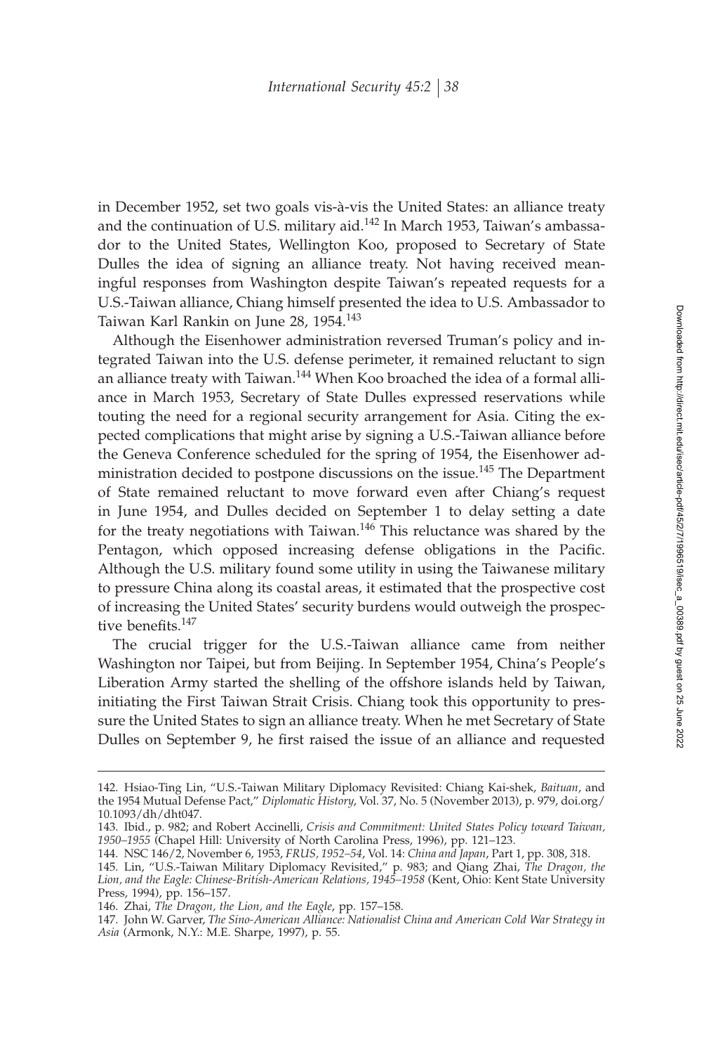in December 1952, set two goals vis-à-vis the United States: an alliance treaty and the continuation of U.S. military aid.[142] In March 1953, Taiwan's ambassador to the United States, Wellington Koo, proposed to Secretary of State Dulles the idea of signing an alliance treaty. Not having received meaningful responses from Washington despite Taiwan's repeated requests for a U.S.-Taiwan alliance, Chiang himself presented the idea to U.S. Ambassador to Taiwan Karl Rankin on June 28, 1954.[143]

Although the Eisenhower administration reversed Truman's policy and integrated Taiwan into the U.S. defense perimeter, it remained reluctant to sign an alliance treaty with Taiwan.[144] When Koo broached the idea of a formal alliance in March 1953, Secretary of State Dulles expressed reservations while touting the need for a regional security arrangement for Asia. Citing the expected complications that might arise by signing a U.S.-Taiwan alliance before the Geneva Conference scheduled for the spring of 1954, the Eisenhower administration decided to postpone discussions on the issue.[145] The Department of State remained reluctant to move forward even after Chiang's request in June 1954, and Dulles decided on September 1 to delay setting a date for the treaty negotiations with Taiwan.[146] This reluctance was shared by the Pentagon, which opposed increasing defense obligations in the Pacific. Although the U.S. military found some utility in using the Taiwanese military to pressure China along its coastal areas, it estimated that the prospective cost of increasing the United States' security burdens would outweigh the prospective benefits.[147]

The crucial trigger for the U.S.-Taiwan alliance came from neither Washington nor Taipei, but from Beijing. In September 1954, China's People's Liberation Army started the shelling of the offshore islands held by Taiwan, initiating the First Taiwan Strait Crisis. Chiang took this opportunity to pressure the United States to sign an alliance treaty. When he met Secretary of State Dulles on September 9, he first raised the issue of an alliance and requested

142. Hsiao-Ting Lin, "U.S.-Taiwan Military Diplomacy Revisited: Chiang Kai-shek, *Baituan*, and the 1954 Mutual Defense Pact," *Diplomatic History*, Vol. 37, No. 5 (November 2013), p. 979, doi.org/10.1093/dh/dht047.

143. Ibid., p. 982; and Robert Accinelli, *Crisis and Commitment: United States Policy toward Taiwan, 1950–1955* (Chapel Hill: University of North Carolina Press, 1996), pp. 121–123.

144. NSC 146/2, November 6, 1953, *FRUS, 1952–54*, Vol. 14: *China and Japan*, Part 1, pp. 308, 318.

145. Lin, "U.S.-Taiwan Military Diplomacy Revisited," p. 983; and Qiang Zhai, *The Dragon, the Lion, and the Eagle: Chinese-British-American Relations, 1945–1958* (Kent, Ohio: Kent State University Press, 1994), pp. 156–157.

146. Zhai, *The Dragon, the Lion, and the Eagle*, pp. 157–158.

147. John W. Garver, *The Sino-American Alliance: Nationalist China and American Cold War Strategy in Asia* (Armonk, N.Y.: M.E. Sharpe, 1997), p. 55.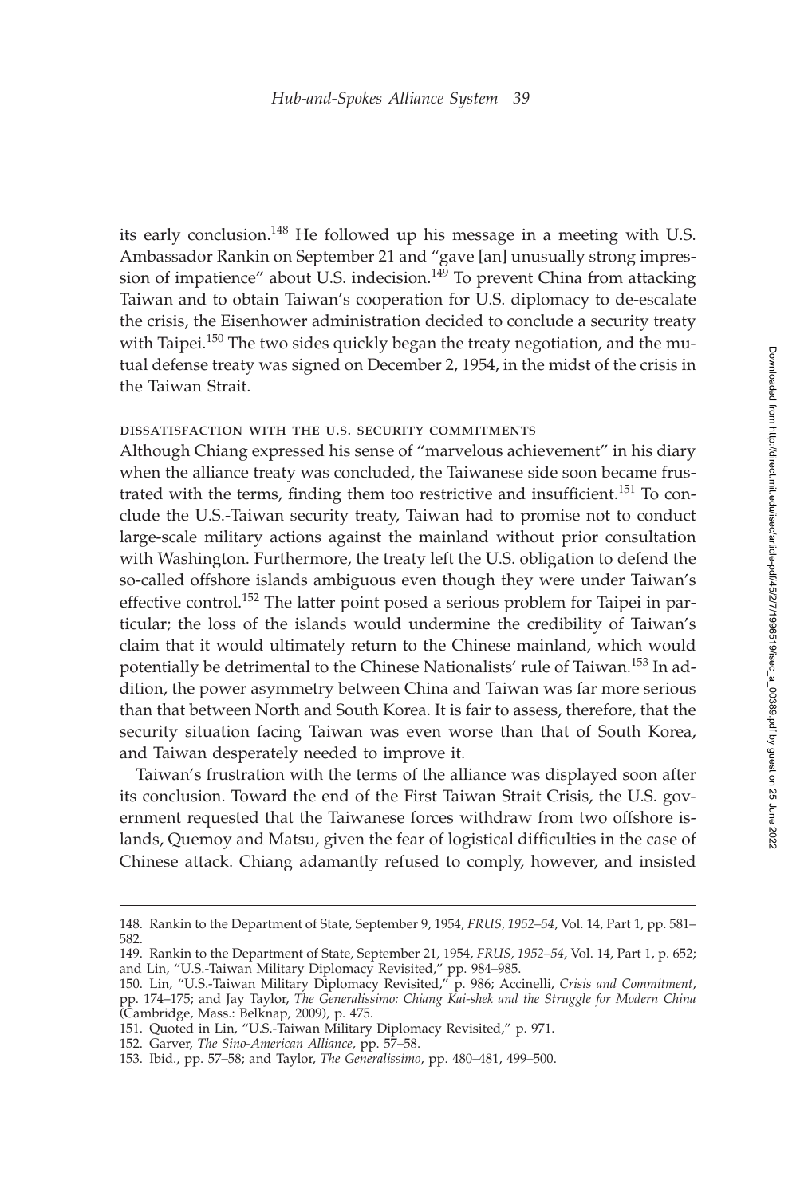its early conclusion.[148] He followed up his message in a meeting with U.S. Ambassador Rankin on September 21 and "gave [an] unusually strong impression of impatience" about U.S. indecision.[149] To prevent China from attacking Taiwan and to obtain Taiwan's cooperation for U.S. diplomacy to de-escalate the crisis, the Eisenhower administration decided to conclude a security treaty with Taipei.[150] The two sides quickly began the treaty negotiation, and the mutual defense treaty was signed on December 2, 1954, in the midst of the crisis in the Taiwan Strait.

### dissatisfaction with the u.s. security commitments

Although Chiang expressed his sense of "marvelous achievement" in his diary when the alliance treaty was concluded, the Taiwanese side soon became frustrated with the terms, finding them too restrictive and insufficient.[151] To conclude the U.S.-Taiwan security treaty, Taiwan had to promise not to conduct large-scale military actions against the mainland without prior consultation with Washington. Furthermore, the treaty left the U.S. obligation to defend the so-called offshore islands ambiguous even though they were under Taiwan's effective control.[152] The latter point posed a serious problem for Taipei in particular; the loss of the islands would undermine the credibility of Taiwan's claim that it would ultimately return to the Chinese mainland, which would potentially be detrimental to the Chinese Nationalists' rule of Taiwan.[153] In addition, the power asymmetry between China and Taiwan was far more serious than that between North and South Korea. It is fair to assess, therefore, that the security situation facing Taiwan was even worse than that of South Korea, and Taiwan desperately needed to improve it.

Taiwan's frustration with the terms of the alliance was displayed soon after its conclusion. Toward the end of the First Taiwan Strait Crisis, the U.S. government requested that the Taiwanese forces withdraw from two offshore islands, Quemoy and Matsu, given the fear of logistical difficulties in the case of Chinese attack. Chiang adamantly refused to comply, however, and insisted

148. Rankin to the Department of State, September 9, 1954, *FRUS, 1952–54*, Vol. 14, Part 1, pp. 581–582.

149. Rankin to the Department of State, September 21, 1954, *FRUS, 1952–54*, Vol. 14, Part 1, p. 652; and Lin, "U.S.-Taiwan Military Diplomacy Revisited," pp. 984–985.

150. Lin, "U.S.-Taiwan Military Diplomacy Revisited," p. 986; Accinelli, *Crisis and Commitment*, pp. 174–175; and Jay Taylor, *The Generalissimo: Chiang Kai-shek and the Struggle for Modern China* (Cambridge, Mass.: Belknap, 2009), p. 475.

151. Quoted in Lin, "U.S.-Taiwan Military Diplomacy Revisited," p. 971.

152. Garver, *The Sino-American Alliance*, pp. 57–58.

153. Ibid., pp. 57–58; and Taylor, *The Generalissimo*, pp. 480–481, 499–500.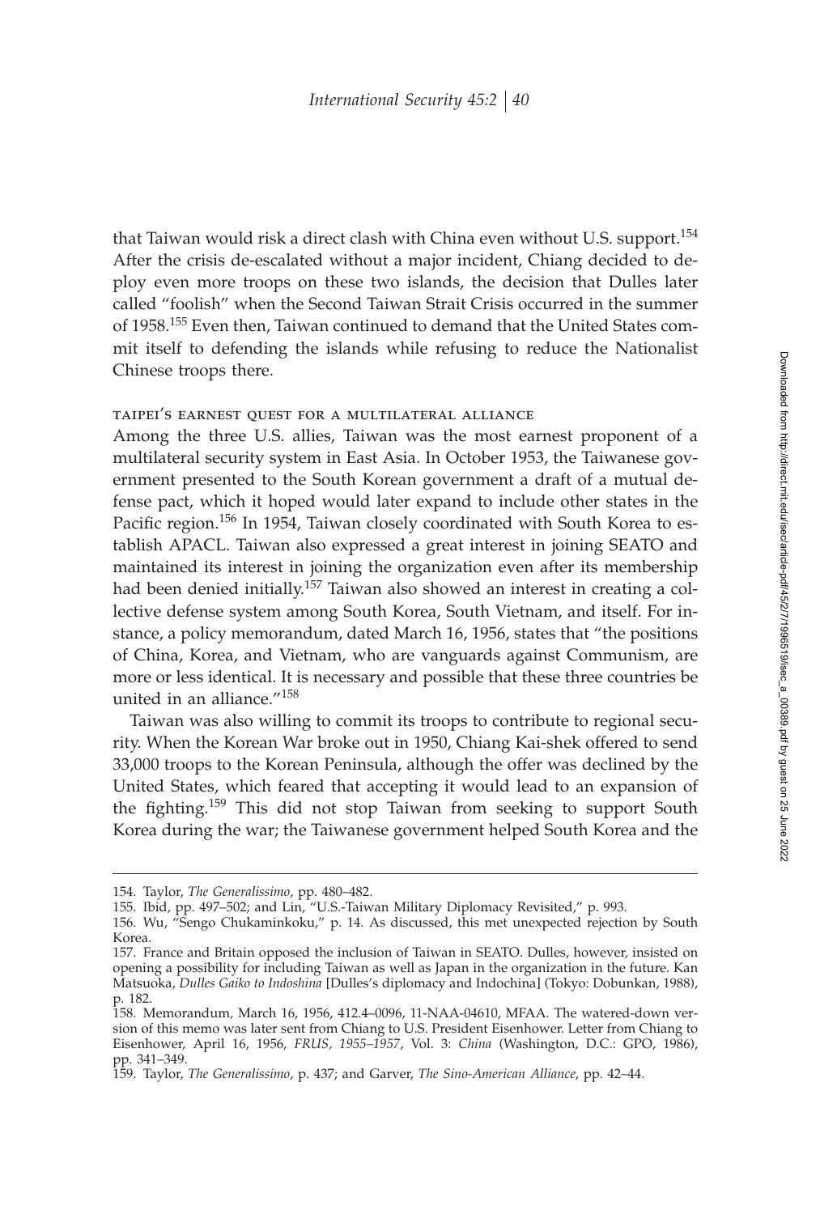that Taiwan would risk a direct clash with China even without U.S. support.[154] After the crisis de-escalated without a major incident, Chiang decided to deploy even more troops on these two islands, the decision that Dulles later called "foolish" when the Second Taiwan Strait Crisis occurred in the summer of 1958.[155] Even then, Taiwan continued to demand that the United States commit itself to defending the islands while refusing to reduce the Nationalist Chinese troops there.

### taipei's earnest quest for a multilateral alliance

Among the three U.S. allies, Taiwan was the most earnest proponent of a multilateral security system in East Asia. In October 1953, the Taiwanese government presented to the South Korean government a draft of a mutual defense pact, which it hoped would later expand to include other states in the Pacific region.[156] In 1954, Taiwan closely coordinated with South Korea to establish APACL. Taiwan also expressed a great interest in joining SEATO and maintained its interest in joining the organization even after its membership had been denied initially.[157] Taiwan also showed an interest in creating a collective defense system among South Korea, South Vietnam, and itself. For instance, a policy memorandum, dated March 16, 1956, states that "the positions of China, Korea, and Vietnam, who are vanguards against Communism, are more or less identical. It is necessary and possible that these three countries be united in an alliance."[158]

Taiwan was also willing to commit its troops to contribute to regional security. When the Korean War broke out in 1950, Chiang Kai-shek offered to send 33,000 troops to the Korean Peninsula, although the offer was declined by the United States, which feared that accepting it would lead to an expansion of the fighting.[159] This did not stop Taiwan from seeking to support South Korea during the war; the Taiwanese government helped South Korea and the

---

154. Taylor, *The Generalissimo*, pp. 480–482.

155. Ibid, pp. 497–502; and Lin, "U.S.-Taiwan Military Diplomacy Revisited," p. 993.

156. Wu, "Sengo Chukaminkoku," p. 14. As discussed, this met unexpected rejection by South Korea.

157. France and Britain opposed the inclusion of Taiwan in SEATO. Dulles, however, insisted on opening a possibility for including Taiwan as well as Japan in the organization in the future. Kan Matsuoka, *Dulles Gaiko to Indoshina* [Dulles's diplomacy and Indochina] (Tokyo: Dobunkan, 1988), p. 182.

158. Memorandum, March 16, 1956, 412.4–0096, 11-NAA-04610, MFAA. The watered-down version of this memo was later sent from Chiang to U.S. President Eisenhower. Letter from Chiang to Eisenhower, April 16, 1956, *FRUS, 1955–1957*, Vol. 3: *China* (Washington, D.C.: GPO, 1986), pp. 341–349.

159. Taylor, *The Generalissimo*, p. 437; and Garver, *The Sino-American Alliance*, pp. 42–44.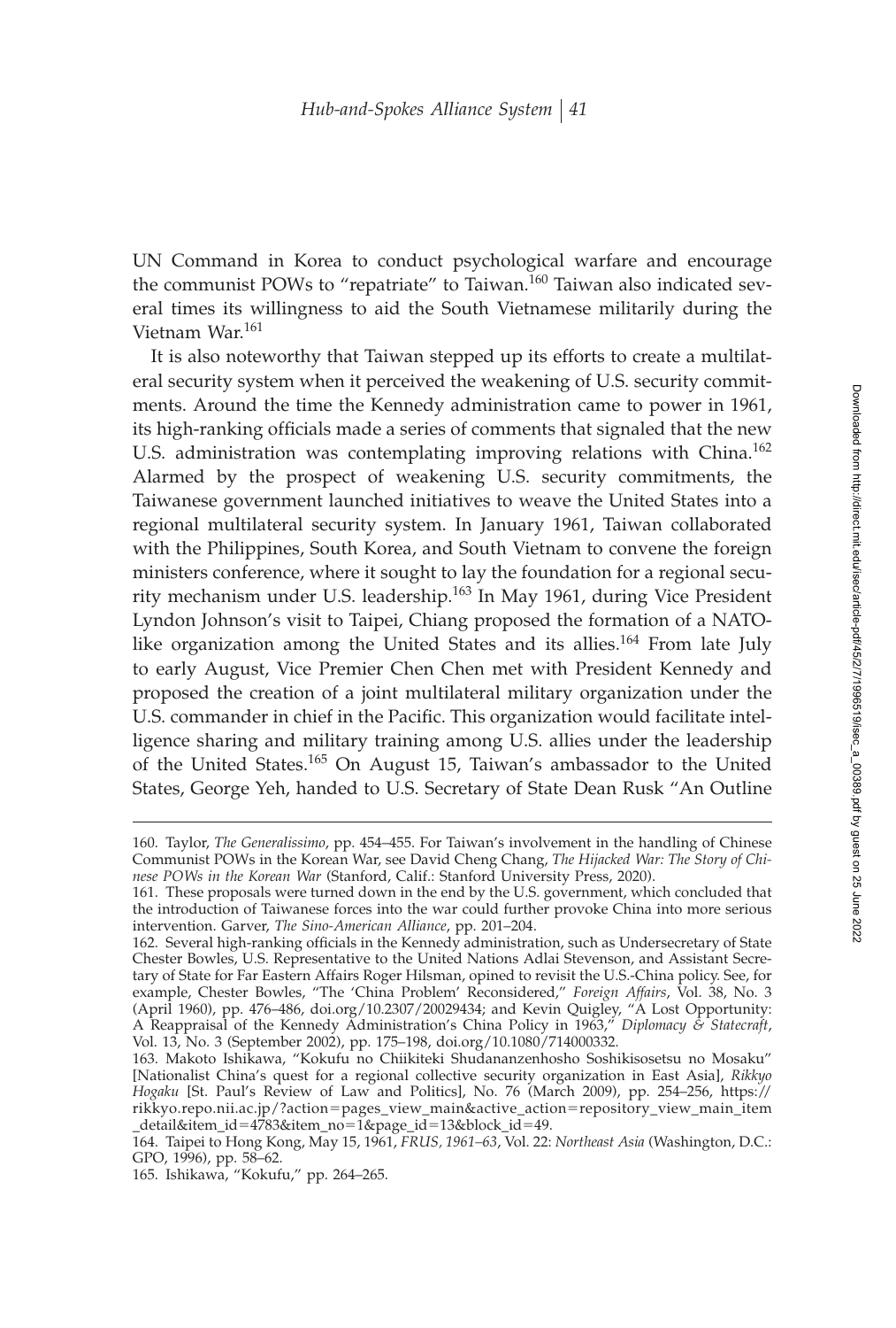UN Command in Korea to conduct psychological warfare and encourage the communist POWs to "repatriate" to Taiwan.[160] Taiwan also indicated several times its willingness to aid the South Vietnamese militarily during the Vietnam War.[161]

It is also noteworthy that Taiwan stepped up its efforts to create a multilateral security system when it perceived the weakening of U.S. security commitments. Around the time the Kennedy administration came to power in 1961, its high-ranking officials made a series of comments that signaled that the new U.S. administration was contemplating improving relations with China.[162] Alarmed by the prospect of weakening U.S. security commitments, the Taiwanese government launched initiatives to weave the United States into a regional multilateral security system. In January 1961, Taiwan collaborated with the Philippines, South Korea, and South Vietnam to convene the foreign ministers conference, where it sought to lay the foundation for a regional security mechanism under U.S. leadership.[163] In May 1961, during Vice President Lyndon Johnson's visit to Taipei, Chiang proposed the formation of a NATO-like organization among the United States and its allies.[164] From late July to early August, Vice Premier Chen Chen met with President Kennedy and proposed the creation of a joint multilateral military organization under the U.S. commander in chief in the Pacific. This organization would facilitate intelligence sharing and military training among U.S. allies under the leadership of the United States.[165] On August 15, Taiwan's ambassador to the United States, George Yeh, handed to U.S. Secretary of State Dean Rusk "An Outline

160. Taylor, *The Generalissimo*, pp. 454–455. For Taiwan's involvement in the handling of Chinese Communist POWs in the Korean War, see David Cheng Chang, *The Hijacked War: The Story of Chinese POWs in the Korean War* (Stanford, Calif.: Stanford University Press, 2020).

161. These proposals were turned down in the end by the U.S. government, which concluded that the introduction of Taiwanese forces into the war could further provoke China into more serious intervention. Garver, *The Sino-American Alliance*, pp. 201–204.

162. Several high-ranking officials in the Kennedy administration, such as Undersecretary of State Chester Bowles, U.S. Representative to the United Nations Adlai Stevenson, and Assistant Secretary of State for Far Eastern Affairs Roger Hilsman, opined to revisit the U.S.-China policy. See, for example, Chester Bowles, "The 'China Problem' Reconsidered," *Foreign Affairs*, Vol. 38, No. 3 (April 1960), pp. 476–486, doi.org/10.2307/20029434; and Kevin Quigley, "A Lost Opportunity: A Reappraisal of the Kennedy Administration's China Policy in 1963," *Diplomacy & Statecraft*, Vol. 13, No. 3 (September 2002), pp. 175–198, doi.org/10.1080/714000332.

163. Makoto Ishikawa, "Kokufu no Chiikiteki Shudananzenhosho Soshikisosetsu no Mosaku" [Nationalist China's quest for a regional collective security organization in East Asia], *Rikkyo Hogaku* [St. Paul's Review of Law and Politics], No. 76 (March 2009), pp. 254–256, https://rikkyo.repo.nii.ac.jp/?action=pages_view_main&active_action=repository_view_main_item_detail&item_id=4783&item_no=1&page_id=13&block_id=49.

164. Taipei to Hong Kong, May 15, 1961, *FRUS, 1961–63*, Vol. 22: *Northeast Asia* (Washington, D.C.: GPO, 1996), pp. 58–62.

165. Ishikawa, "Kokufu," pp. 264–265.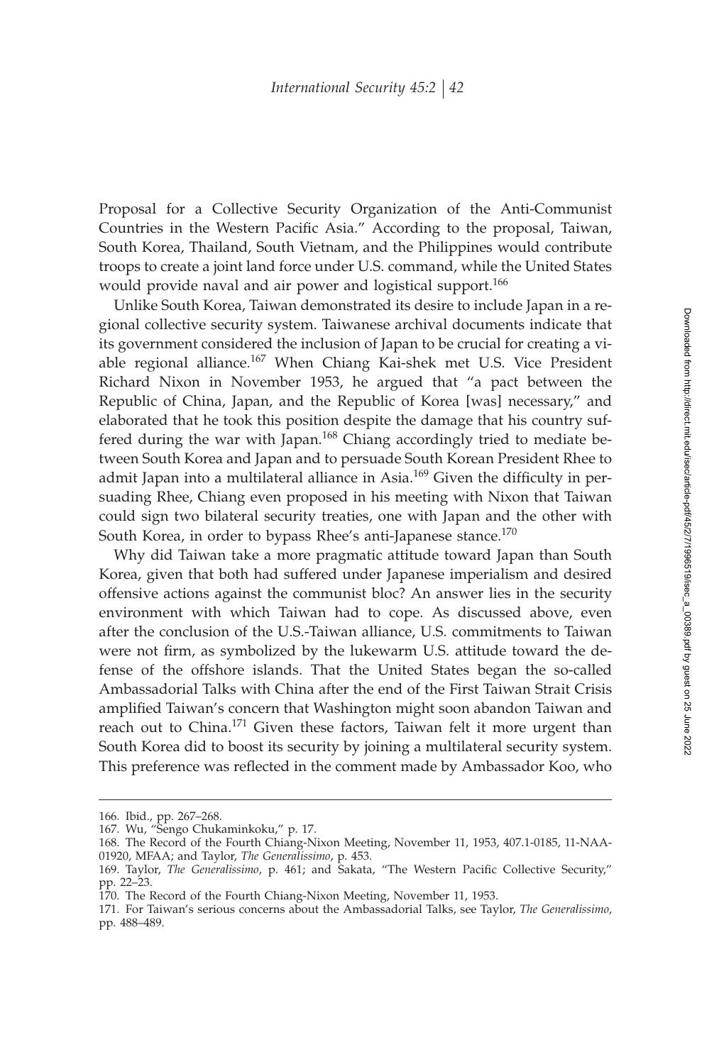Proposal for a Collective Security Organization of the Anti-Communist Countries in the Western Pacific Asia." According to the proposal, Taiwan, South Korea, Thailand, South Vietnam, and the Philippines would contribute troops to create a joint land force under U.S. command, while the United States would provide naval and air power and logistical support.[166]

Unlike South Korea, Taiwan demonstrated its desire to include Japan in a regional collective security system. Taiwanese archival documents indicate that its government considered the inclusion of Japan to be crucial for creating a viable regional alliance.[167] When Chiang Kai-shek met U.S. Vice President Richard Nixon in November 1953, he argued that "a pact between the Republic of China, Japan, and the Republic of Korea [was] necessary," and elaborated that he took this position despite the damage that his country suffered during the war with Japan.[168] Chiang accordingly tried to mediate between South Korea and Japan and to persuade South Korean President Rhee to admit Japan into a multilateral alliance in Asia.[169] Given the difficulty in persuading Rhee, Chiang even proposed in his meeting with Nixon that Taiwan could sign two bilateral security treaties, one with Japan and the other with South Korea, in order to bypass Rhee's anti-Japanese stance.[170]

Why did Taiwan take a more pragmatic attitude toward Japan than South Korea, given that both had suffered under Japanese imperialism and desired offensive actions against the communist bloc? An answer lies in the security environment with which Taiwan had to cope. As discussed above, even after the conclusion of the U.S.-Taiwan alliance, U.S. commitments to Taiwan were not firm, as symbolized by the lukewarm U.S. attitude toward the defense of the offshore islands. That the United States began the so-called Ambassadorial Talks with China after the end of the First Taiwan Strait Crisis amplified Taiwan's concern that Washington might soon abandon Taiwan and reach out to China.[171] Given these factors, Taiwan felt it more urgent than South Korea did to boost its security by joining a multilateral security system. This preference was reflected in the comment made by Ambassador Koo, who

---

166. Ibid., pp. 267–268.

167. Wu, "Sengo Chukaminkoku," p. 17.

168. The Record of the Fourth Chiang-Nixon Meeting, November 11, 1953, 407.1-0185, 11-NAA-01920, MFAA; and Taylor, *The Generalissimo*, p. 453.

169. Taylor, *The Generalissimo*, p. 461; and Sakata, "The Western Pacific Collective Security," pp. 22–23.

170. The Record of the Fourth Chiang-Nixon Meeting, November 11, 1953.

171. For Taiwan's serious concerns about the Ambassadorial Talks, see Taylor, *The Generalissimo*, pp. 488–489.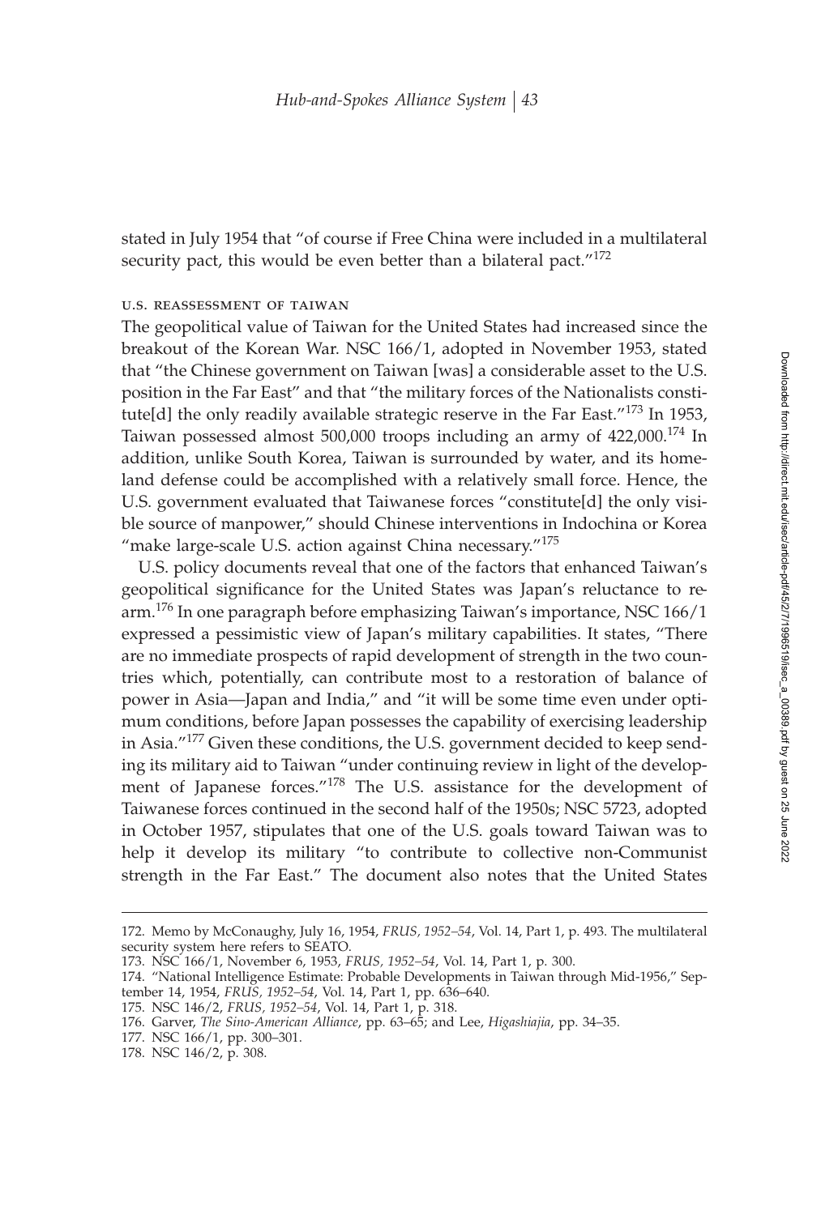stated in July 1954 that "of course if Free China were included in a multilateral security pact, this would be even better than a bilateral pact."[172]

### U.S. REASSESSMENT OF TAIWAN

The geopolitical value of Taiwan for the United States had increased since the breakout of the Korean War. NSC 166/1, adopted in November 1953, stated that "the Chinese government on Taiwan [was] a considerable asset to the U.S. position in the Far East" and that "the military forces of the Nationalists constitute[d] the only readily available strategic reserve in the Far East."[173] In 1953, Taiwan possessed almost 500,000 troops including an army of 422,000.[174] In addition, unlike South Korea, Taiwan is surrounded by water, and its homeland defense could be accomplished with a relatively small force. Hence, the U.S. government evaluated that Taiwanese forces "constitute[d] the only visible source of manpower," should Chinese interventions in Indochina or Korea "make large-scale U.S. action against China necessary."[175]

U.S. policy documents reveal that one of the factors that enhanced Taiwan's geopolitical significance for the United States was Japan's reluctance to rearm.[176] In one paragraph before emphasizing Taiwan's importance, NSC 166/1 expressed a pessimistic view of Japan's military capabilities. It states, "There are no immediate prospects of rapid development of strength in the two countries which, potentially, can contribute most to a restoration of balance of power in Asia—Japan and India," and "it will be some time even under optimum conditions, before Japan possesses the capability of exercising leadership in Asia."[177] Given these conditions, the U.S. government decided to keep sending its military aid to Taiwan "under continuing review in light of the development of Japanese forces."[178] The U.S. assistance for the development of Taiwanese forces continued in the second half of the 1950s; NSC 5723, adopted in October 1957, stipulates that one of the U.S. goals toward Taiwan was to help it develop its military "to contribute to collective non-Communist strength in the Far East." The document also notes that the United States

---

172. Memo by McConaughy, July 16, 1954, *FRUS, 1952–54*, Vol. 14, Part 1, p. 493. The multilateral security system here refers to SEATO.

173. NSC 166/1, November 6, 1953, *FRUS, 1952–54*, Vol. 14, Part 1, p. 300.

174. "National Intelligence Estimate: Probable Developments in Taiwan through Mid-1956," September 14, 1954, *FRUS, 1952–54*, Vol. 14, Part 1, pp. 636–640.

175. NSC 146/2, *FRUS, 1952–54*, Vol. 14, Part 1, p. 318.

176. Garver, *The Sino-American Alliance*, pp. 63–65; and Lee, *Higashiajia*, pp. 34–35.

177. NSC 166/1, pp. 300–301.

178. NSC 146/2, p. 308.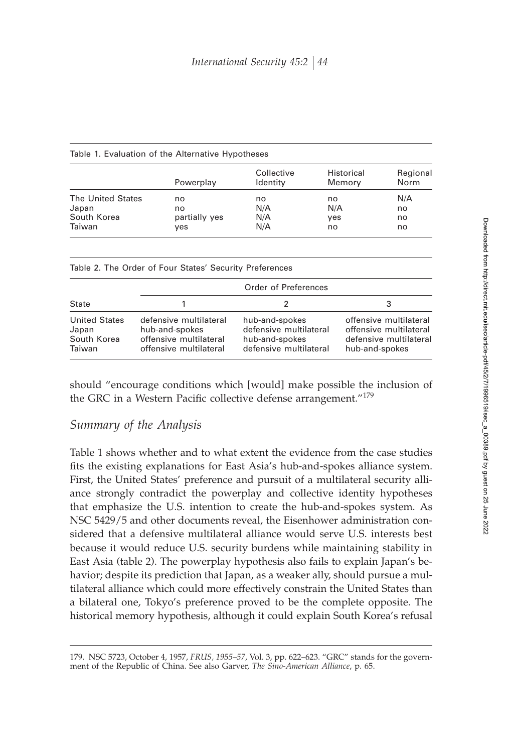Table 1. Evaluation of the Alternative Hypotheses

| | Powerplay | Collective Identity | Historical Memory | Regional Norm |
|---|---|---|---|---|
| The United States | no | no | no | N/A |
| Japan | no | N/A | N/A | no |
| South Korea | partially yes | N/A | yes | no |
| Taiwan | yes | N/A | no | no |

Table 2. The Order of Four States' Security Preferences

| | Order of Preferences | | |
|---|---|---|---|
| State | 1 | 2 | 3 |
| United States | defensive multilateral | hub-and-spokes | offensive multilateral |
| Japan | hub-and-spokes | defensive multilateral | offensive multilateral |
| South Korea | offensive multilateral | hub-and-spokes | defensive multilateral |
| Taiwan | offensive multilateral | defensive multilateral | hub-and-spokes |

should "encourage conditions which [would] make possible the inclusion of the GRC in a Western Pacific collective defense arrangement."[179]

## *Summary of the Analysis*

Table 1 shows whether and to what extent the evidence from the case studies fits the existing explanations for East Asia's hub-and-spokes alliance system. First, the United States' preference and pursuit of a multilateral security alliance strongly contradict the powerplay and collective identity hypotheses that emphasize the U.S. intention to create the hub-and-spokes system. As NSC 5429/5 and other documents reveal, the Eisenhower administration considered that a defensive multilateral alliance would serve U.S. interests best because it would reduce U.S. security burdens while maintaining stability in East Asia (table 2). The powerplay hypothesis also fails to explain Japan's behavior; despite its prediction that Japan, as a weaker ally, should pursue a multilateral alliance which could more effectively constrain the United States than a bilateral one, Tokyo's preference proved to be the complete opposite. The historical memory hypothesis, although it could explain South Korea's refusal

179. NSC 5723, October 4, 1957, *FRUS, 1955–57*, Vol. 3, pp. 622–623. "GRC" stands for the government of the Republic of China. See also Garver, *The Sino-American Alliance*, p. 65.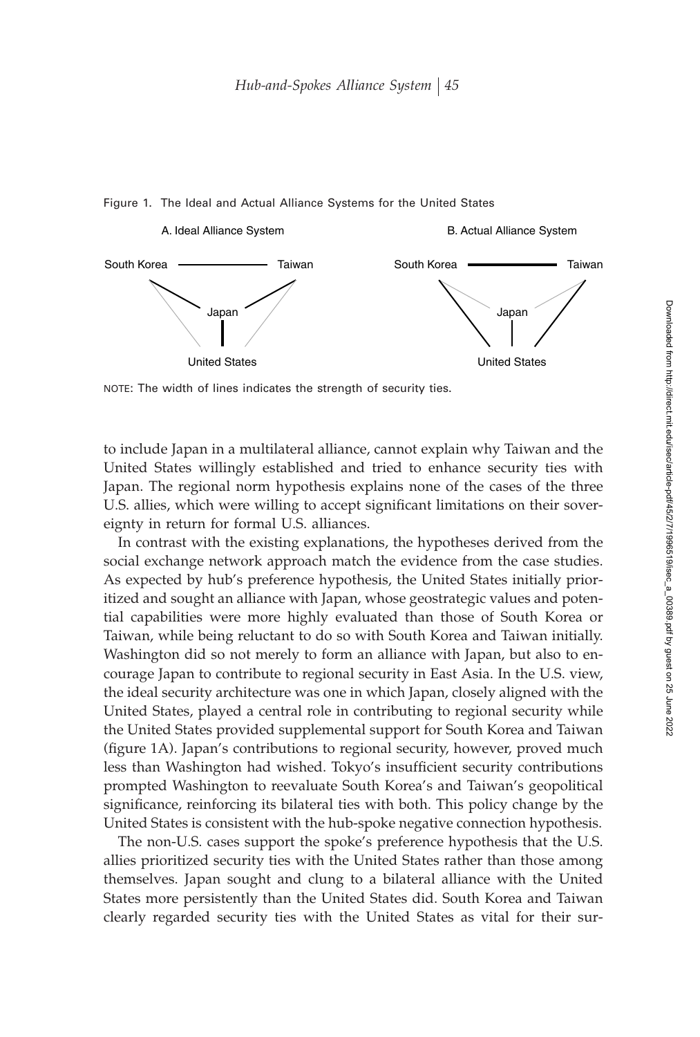Figure 1. The Ideal and Actual Alliance Systems for the United States

A. Ideal Alliance System

B. Actual Alliance System

NOTE: The width of lines indicates the strength of security ties.

to include Japan in a multilateral alliance, cannot explain why Taiwan and the United States willingly established and tried to enhance security ties with Japan. The regional norm hypothesis explains none of the cases of the three U.S. allies, which were willing to accept significant limitations on their sovereignty in return for formal U.S. alliances.

In contrast with the existing explanations, the hypotheses derived from the social exchange network approach match the evidence from the case studies. As expected by hub's preference hypothesis, the United States initially prioritized and sought an alliance with Japan, whose geostrategic values and potential capabilities were more highly evaluated than those of South Korea or Taiwan, while being reluctant to do so with South Korea and Taiwan initially. Washington did so not merely to form an alliance with Japan, but also to encourage Japan to contribute to regional security in East Asia. In the U.S. view, the ideal security architecture was one in which Japan, closely aligned with the United States, played a central role in contributing to regional security while the United States provided supplemental support for South Korea and Taiwan (figure 1A). Japan's contributions to regional security, however, proved much less than Washington had wished. Tokyo's insufficient security contributions prompted Washington to reevaluate South Korea's and Taiwan's geopolitical significance, reinforcing its bilateral ties with both. This policy change by the United States is consistent with the hub-spoke negative connection hypothesis.

The non-U.S. cases support the spoke's preference hypothesis that the U.S. allies prioritized security ties with the United States rather than those among themselves. Japan sought and clung to a bilateral alliance with the United States more persistently than the United States did. South Korea and Taiwan clearly regarded security ties with the United States as vital for their sur-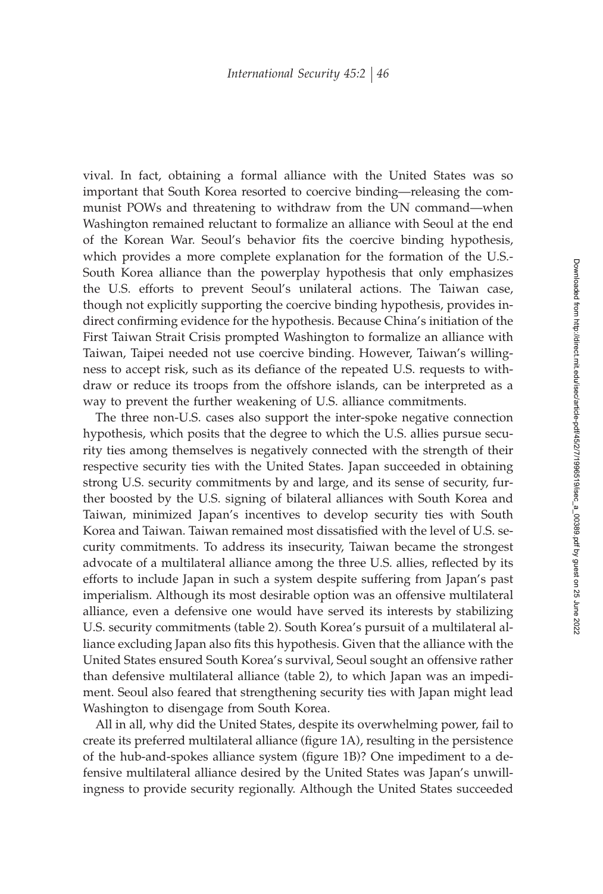vival. In fact, obtaining a formal alliance with the United States was so important that South Korea resorted to coercive binding—releasing the communist POWs and threatening to withdraw from the UN command—when Washington remained reluctant to formalize an alliance with Seoul at the end of the Korean War. Seoul's behavior fits the coercive binding hypothesis, which provides a more complete explanation for the formation of the U.S.-South Korea alliance than the powerplay hypothesis that only emphasizes the U.S. efforts to prevent Seoul's unilateral actions. The Taiwan case, though not explicitly supporting the coercive binding hypothesis, provides indirect confirming evidence for the hypothesis. Because China's initiation of the First Taiwan Strait Crisis prompted Washington to formalize an alliance with Taiwan, Taipei needed not use coercive binding. However, Taiwan's willingness to accept risk, such as its defiance of the repeated U.S. requests to withdraw or reduce its troops from the offshore islands, can be interpreted as a way to prevent the further weakening of U.S. alliance commitments.

The three non-U.S. cases also support the inter-spoke negative connection hypothesis, which posits that the degree to which the U.S. allies pursue security ties among themselves is negatively connected with the strength of their respective security ties with the United States. Japan succeeded in obtaining strong U.S. security commitments by and large, and its sense of security, further boosted by the U.S. signing of bilateral alliances with South Korea and Taiwan, minimized Japan's incentives to develop security ties with South Korea and Taiwan. Taiwan remained most dissatisfied with the level of U.S. security commitments. To address its insecurity, Taiwan became the strongest advocate of a multilateral alliance among the three U.S. allies, reflected by its efforts to include Japan in such a system despite suffering from Japan's past imperialism. Although its most desirable option was an offensive multilateral alliance, even a defensive one would have served its interests by stabilizing U.S. security commitments (table 2). South Korea's pursuit of a multilateral alliance excluding Japan also fits this hypothesis. Given that the alliance with the United States ensured South Korea's survival, Seoul sought an offensive rather than defensive multilateral alliance (table 2), to which Japan was an impediment. Seoul also feared that strengthening security ties with Japan might lead Washington to disengage from South Korea.

All in all, why did the United States, despite its overwhelming power, fail to create its preferred multilateral alliance (figure 1A), resulting in the persistence of the hub-and-spokes alliance system (figure 1B)? One impediment to a defensive multilateral alliance desired by the United States was Japan's unwillingness to provide security regionally. Although the United States succeeded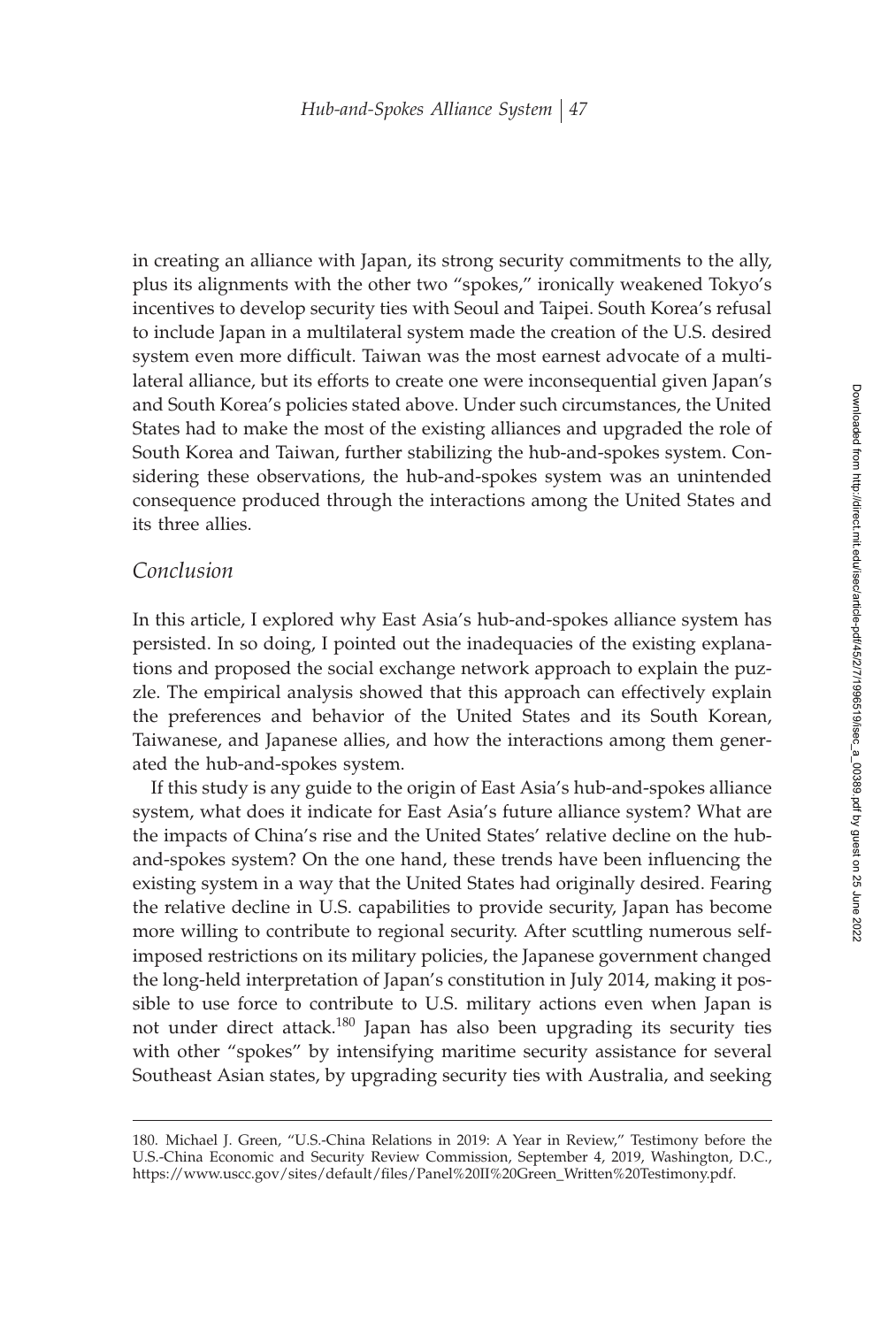in creating an alliance with Japan, its strong security commitments to the ally, plus its alignments with the other two "spokes," ironically weakened Tokyo's incentives to develop security ties with Seoul and Taipei. South Korea's refusal to include Japan in a multilateral system made the creation of the U.S. desired system even more difficult. Taiwan was the most earnest advocate of a multilateral alliance, but its efforts to create one were inconsequential given Japan's and South Korea's policies stated above. Under such circumstances, the United States had to make the most of the existing alliances and upgraded the role of South Korea and Taiwan, further stabilizing the hub-and-spokes system. Considering these observations, the hub-and-spokes system was an unintended consequence produced through the interactions among the United States and its three allies.

## *Conclusion*

In this article, I explored why East Asia's hub-and-spokes alliance system has persisted. In so doing, I pointed out the inadequacies of the existing explanations and proposed the social exchange network approach to explain the puzzle. The empirical analysis showed that this approach can effectively explain the preferences and behavior of the United States and its South Korean, Taiwanese, and Japanese allies, and how the interactions among them generated the hub-and-spokes system.

If this study is any guide to the origin of East Asia's hub-and-spokes alliance system, what does it indicate for East Asia's future alliance system? What are the impacts of China's rise and the United States' relative decline on the hub-and-spokes system? On the one hand, these trends have been influencing the existing system in a way that the United States had originally desired. Fearing the relative decline in U.S. capabilities to provide security, Japan has become more willing to contribute to regional security. After scuttling numerous self-imposed restrictions on its military policies, the Japanese government changed the long-held interpretation of Japan's constitution in July 2014, making it possible to use force to contribute to U.S. military actions even when Japan is not under direct attack.[180] Japan has also been upgrading its security ties with other "spokes" by intensifying maritime security assistance for several Southeast Asian states, by upgrading security ties with Australia, and seeking

180. Michael J. Green, "U.S.-China Relations in 2019: A Year in Review," Testimony before the U.S.-China Economic and Security Review Commission, September 4, 2019, Washington, D.C., https://www.uscc.gov/sites/default/files/Panel%20II%20Green_Written%20Testimony.pdf.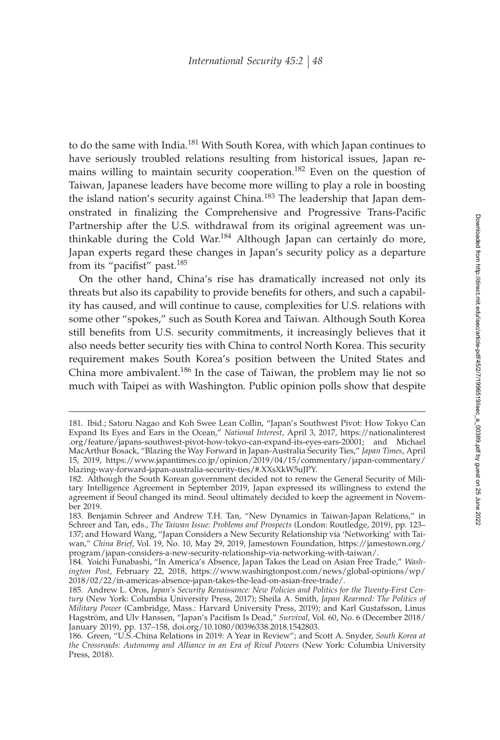to do the same with India.[181] With South Korea, with which Japan continues to have seriously troubled relations resulting from historical issues, Japan remains willing to maintain security cooperation.[182] Even on the question of Taiwan, Japanese leaders have become more willing to play a role in boosting the island nation's security against China.[183] The leadership that Japan demonstrated in finalizing the Comprehensive and Progressive Trans-Pacific Partnership after the U.S. withdrawal from its original agreement was unthinkable during the Cold War.[184] Although Japan can certainly do more, Japan experts regard these changes in Japan's security policy as a departure from its "pacifist" past.[185]

On the other hand, China's rise has dramatically increased not only its threats but also its capability to provide benefits for others, and such a capability has caused, and will continue to cause, complexities for U.S. relations with some other "spokes," such as South Korea and Taiwan. Although South Korea still benefits from U.S. security commitments, it increasingly believes that it also needs better security ties with China to control North Korea. This security requirement makes South Korea's position between the United States and China more ambivalent.[186] In the case of Taiwan, the problem may lie not so much with Taipei as with Washington. Public opinion polls show that despite

---

181. Ibid.; Satoru Nagao and Koh Swee Lean Collin, "Japan's Southwest Pivot: How Tokyo Can Expand Its Eyes and Ears in the Ocean," *National Interest*, April 3, 2017, https://nationalinterest.org/feature/japans-southwest-pivot-how-tokyo-can-expand-its-eyes-ears-20001; and Michael MacArthur Bosack, "Blazing the Way Forward in Japan-Australia Security Ties," *Japan Times*, April 15, 2019, https://www.japantimes.co.jp/opinion/2019/04/15/commentary/japan-commentary/blazing-way-forward-japan-australia-security-ties/#.XXsXkW5uJPY.

182. Although the South Korean government decided not to renew the General Security of Military Intelligence Agreement in September 2019, Japan expressed its willingness to extend the agreement if Seoul changed its mind. Seoul ultimately decided to keep the agreement in November 2019.

183. Benjamin Schreer and Andrew T.H. Tan, "New Dynamics in Taiwan-Japan Relations," in Schreer and Tan, eds., *The Taiwan Issue: Problems and Prospects* (London: Routledge, 2019), pp. 123–137; and Howard Wang, "Japan Considers a New Security Relationship via 'Networking' with Taiwan," *China Brief*, Vol. 19, No. 10, May 29, 2019, Jamestown Foundation, https://jamestown.org/program/japan-considers-a-new-security-relationship-via-networking-with-taiwan/.

184. Yoichi Funabashi, "In America's Absence, Japan Takes the Lead on Asian Free Trade," *Washington Post*, February 22, 2018, https://www.washingtonpost.com/news/global-opinions/wp/2018/02/22/in-americas-absence-japan-takes-the-lead-on-asian-free-trade/.

185. Andrew L. Oros, *Japan's Security Renaissance: New Policies and Politics for the Twenty-First Century* (New York: Columbia University Press, 2017); Sheila A. Smith, *Japan Rearmed: The Politics of Military Power* (Cambridge, Mass.: Harvard University Press, 2019); and Karl Gustafsson, Linus Hagström, and Ulv Hanssen, "Japan's Pacifism Is Dead," *Survival*, Vol. 60, No. 6 (December 2018/January 2019), pp. 137–158, doi.org/10.1080/00396338.2018.1542803.

186. Green, "U.S.-China Relations in 2019: A Year in Review"; and Scott A. Snyder, *South Korea at the Crossroads: Autonomy and Alliance in an Era of Rival Powers* (New York: Columbia University Press, 2018).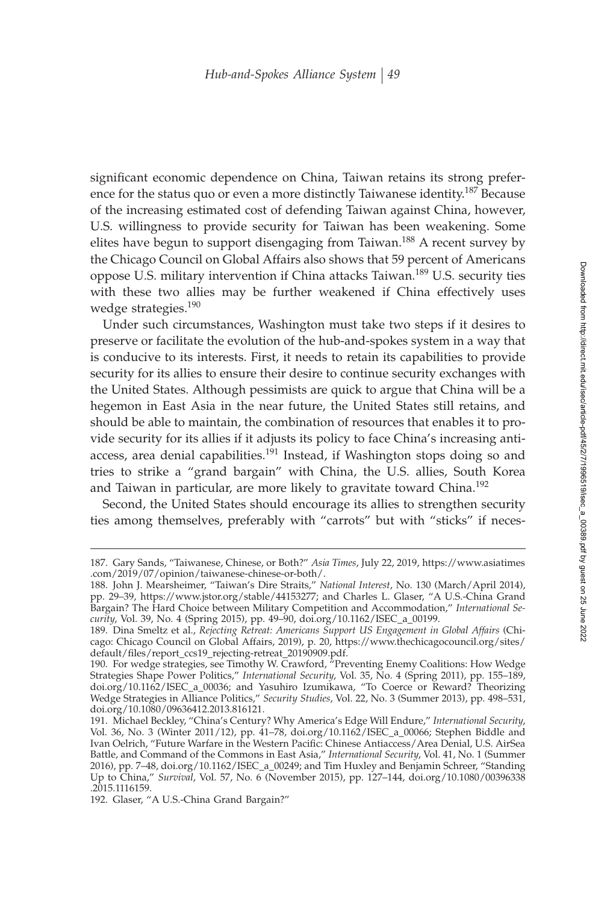significant economic dependence on China, Taiwan retains its strong preference for the status quo or even a more distinctly Taiwanese identity.[187] Because of the increasing estimated cost of defending Taiwan against China, however, U.S. willingness to provide security for Taiwan has been weakening. Some elites have begun to support disengaging from Taiwan.[188] A recent survey by the Chicago Council on Global Affairs also shows that 59 percent of Americans oppose U.S. military intervention if China attacks Taiwan.[189] U.S. security ties with these two allies may be further weakened if China effectively uses wedge strategies.[190]

Under such circumstances, Washington must take two steps if it desires to preserve or facilitate the evolution of the hub-and-spokes system in a way that is conducive to its interests. First, it needs to retain its capabilities to provide security for its allies to ensure their desire to continue security exchanges with the United States. Although pessimists are quick to argue that China will be a hegemon in East Asia in the near future, the United States still retains, and should be able to maintain, the combination of resources that enables it to provide security for its allies if it adjusts its policy to face China's increasing anti-access, area denial capabilities.[191] Instead, if Washington stops doing so and tries to strike a "grand bargain" with China, the U.S. allies, South Korea and Taiwan in particular, are more likely to gravitate toward China.[192]

Second, the United States should encourage its allies to strengthen security ties among themselves, preferably with "carrots" but with "sticks" if neces-

---

187. Gary Sands, "Taiwanese, Chinese, or Both?" *Asia Times*, July 22, 2019, https://www.asiatimes.com/2019/07/opinion/taiwanese-chinese-or-both/.

188. John J. Mearsheimer, "Taiwan's Dire Straits," *National Interest*, No. 130 (March/April 2014), pp. 29–39, https://www.jstor.org/stable/44153277; and Charles L. Glaser, "A U.S.-China Grand Bargain? The Hard Choice between Military Competition and Accommodation," *International Security*, Vol. 39, No. 4 (Spring 2015), pp. 49–90, doi.org/10.1162/ISEC_a_00199.

189. Dina Smeltz et al., *Rejecting Retreat: Americans Support US Engagement in Global Affairs* (Chicago: Chicago Council on Global Affairs, 2019), p. 20, https://www.thechicagocouncil.org/sites/default/files/report_ccs19_rejecting-retreat_20190909.pdf.

190. For wedge strategies, see Timothy W. Crawford, "Preventing Enemy Coalitions: How Wedge Strategies Shape Power Politics," *International Security*, Vol. 35, No. 4 (Spring 2011), pp. 155–189, doi.org/10.1162/ISEC_a_00036; and Yasuhiro Izumikawa, "To Coerce or Reward? Theorizing Wedge Strategies in Alliance Politics," *Security Studies*, Vol. 22, No. 3 (Summer 2013), pp. 498–531, doi.org/10.1080/09636412.2013.816121.

191. Michael Beckley, "China's Century? Why America's Edge Will Endure," *International Security*, Vol. 36, No. 3 (Winter 2011/12), pp. 41–78, doi.org/10.1162/ISEC_a_00066; Stephen Biddle and Ivan Oelrich, "Future Warfare in the Western Pacific: Chinese Antiaccess/Area Denial, U.S. AirSea Battle, and Command of the Commons in East Asia," *International Security*, Vol. 41, No. 1 (Summer 2016), pp. 7–48, doi.org/10.1162/ISEC_a_00249; and Tim Huxley and Benjamin Schreer, "Standing Up to China," *Survival*, Vol. 57, No. 6 (November 2015), pp. 127–144, doi.org/10.1080/00396338.2015.1116159.

192. Glaser, "A U.S.-China Grand Bargain?"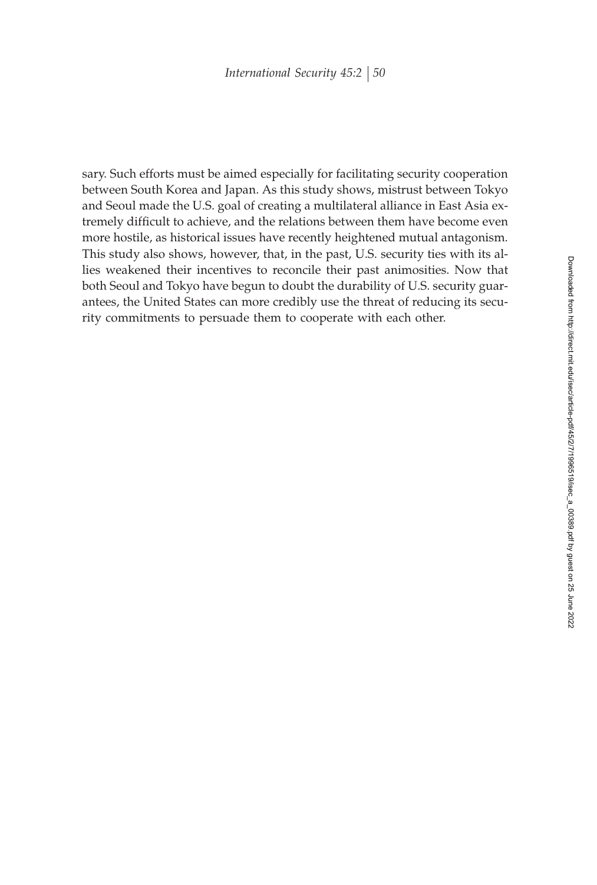sary. Such efforts must be aimed especially for facilitating security cooperation between South Korea and Japan. As this study shows, mistrust between Tokyo and Seoul made the U.S. goal of creating a multilateral alliance in East Asia extremely difficult to achieve, and the relations between them have become even more hostile, as historical issues have recently heightened mutual antagonism. This study also shows, however, that, in the past, U.S. security ties with its allies weakened their incentives to reconcile their past animosities. Now that both Seoul and Tokyo have begun to doubt the durability of U.S. security guarantees, the United States can more credibly use the threat of reducing its security commitments to persuade them to cooperate with each other.